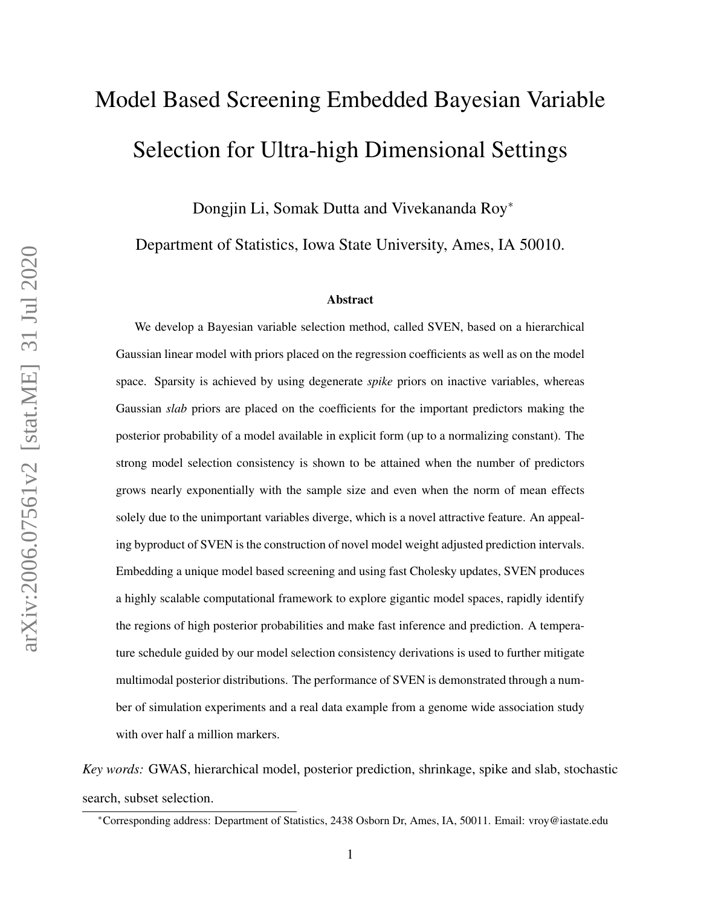# Model Based Screening Embedded Bayesian Variable Selection for Ultra-high Dimensional Settings

Dongjin Li, Somak Dutta and Vivekananda Roy*

Department of Statistics, Iowa State University, Ames, IA 50010.

### Abstract

We develop a Bayesian variable selection method, called SVEN, based on a hierarchical Gaussian linear model with priors placed on the regression coefficients as well as on the model space. Sparsity is achieved by using degenerate *spike* priors on inactive variables, whereas Gaussian *slab* priors are placed on the coefficients for the important predictors making the posterior probability of a model available in explicit form (up to a normalizing constant). The strong model selection consistency is shown to be attained when the number of predictors grows nearly exponentially with the sample size and even when the norm of mean effects solely due to the unimportant variables diverge, which is a novel attractive feature. An appealing byproduct of SVEN is the construction of novel model weight adjusted prediction intervals. Embedding a unique model based screening and using fast Cholesky updates, SVEN produces a highly scalable computational framework to explore gigantic model spaces, rapidly identify the regions of high posterior probabilities and make fast inference and prediction. A temperature schedule guided by our model selection consistency derivations is used to further mitigate multimodal posterior distributions. The performance of SVEN is demonstrated through a number of simulation experiments and a real data example from a genome wide association study with over half a million markers.

*Key words:* GWAS, hierarchical model, posterior prediction, shrinkage, spike and slab, stochastic search, subset selection.

*Corresponding address: Department of Statistics, 2438 Osborn Dr, Ames, IA, 50011. Email: vroy@iastate.edu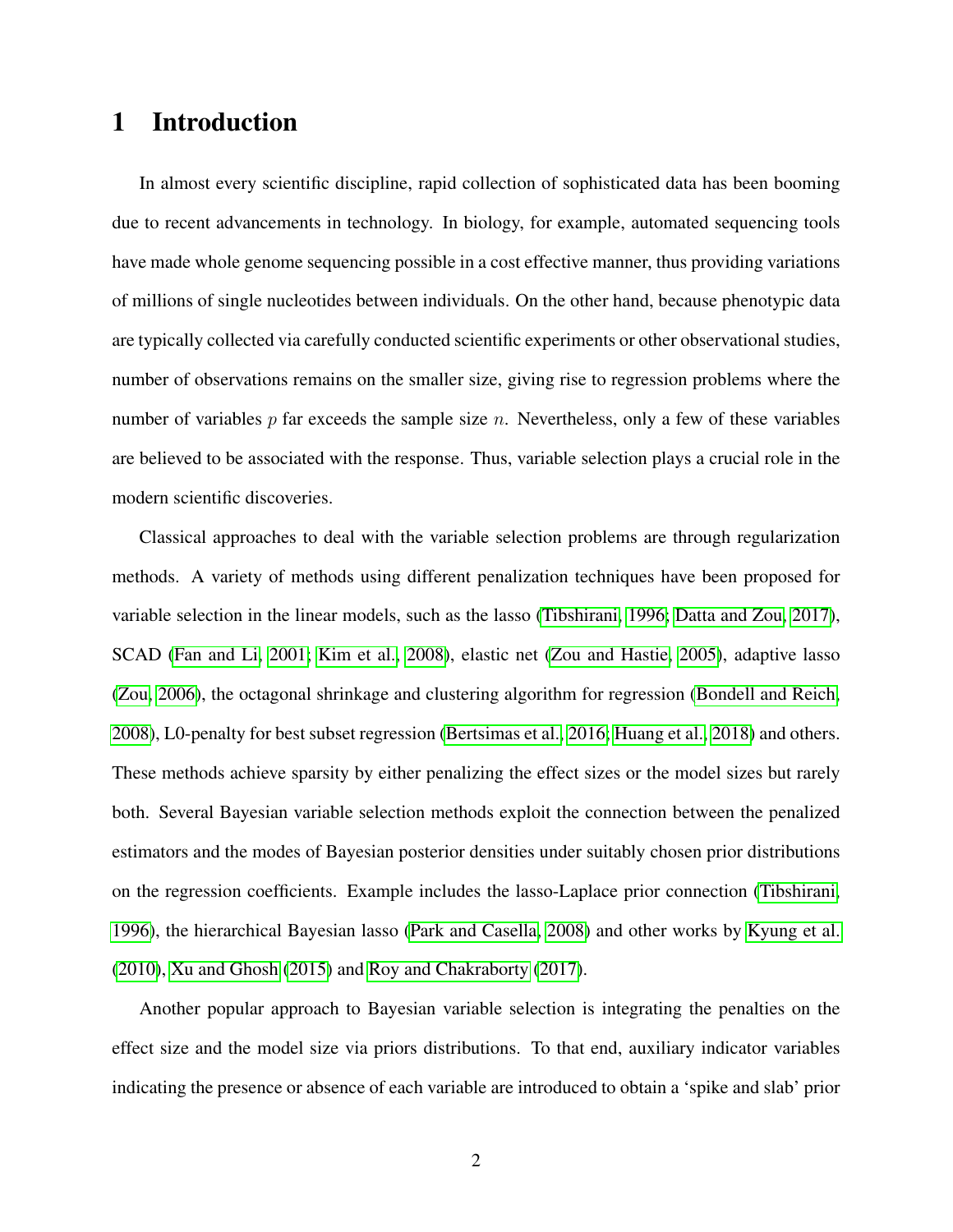# 1 Introduction

In almost every scientific discipline, rapid collection of sophisticated data has been booming due to recent advancements in technology. In biology, for example, automated sequencing tools have made whole genome sequencing possible in a cost effective manner, thus providing variations of millions of single nucleotides between individuals. On the other hand, because phenotypic data are typically collected via carefully conducted scientific experiments or other observational studies, number of observations remains on the smaller size, giving rise to regression problems where the number of variables $p$ far exceeds the sample size $n$. Nevertheless, only a few of these variables are believed to be associated with the response. Thus, variable selection plays a crucial role in the modern scientific discoveries.

Classical approaches to deal with the variable selection problems are through regularization methods. A variety of methods using different penalization techniques have been proposed for variable selection in the linear models, such as the lasso (Tibshirani, 1996; Datta and Zou, 2017), SCAD (Fan and Li, 2001; Kim et al., 2008), elastic net (Zou and Hastie, 2005), adaptive lasso (Zou, 2006), the octagonal shrinkage and clustering algorithm for regression (Bondell and Reich, 2008), L0-penalty for best subset regression (Bertsimas et al., 2016; Huang et al., 2018) and others. These methods achieve sparsity by either penalizing the effect sizes or the model sizes but rarely both. Several Bayesian variable selection methods exploit the connection between the penalized estimators and the modes of Bayesian posterior densities under suitably chosen prior distributions on the regression coefficients. Example includes the lasso-Laplace prior connection (Tibshirani, 1996), the hierarchical Bayesian lasso (Park and Casella, 2008) and other works by Kyung et al. (2010), Xu and Ghosh (2015) and Roy and Chakraborty (2017).

Another popular approach to Bayesian variable selection is integrating the penalties on the effect size and the model size via priors distributions. To that end, auxiliary indicator variables indicating the presence or absence of each variable are introduced to obtain a 'spike and slab' prior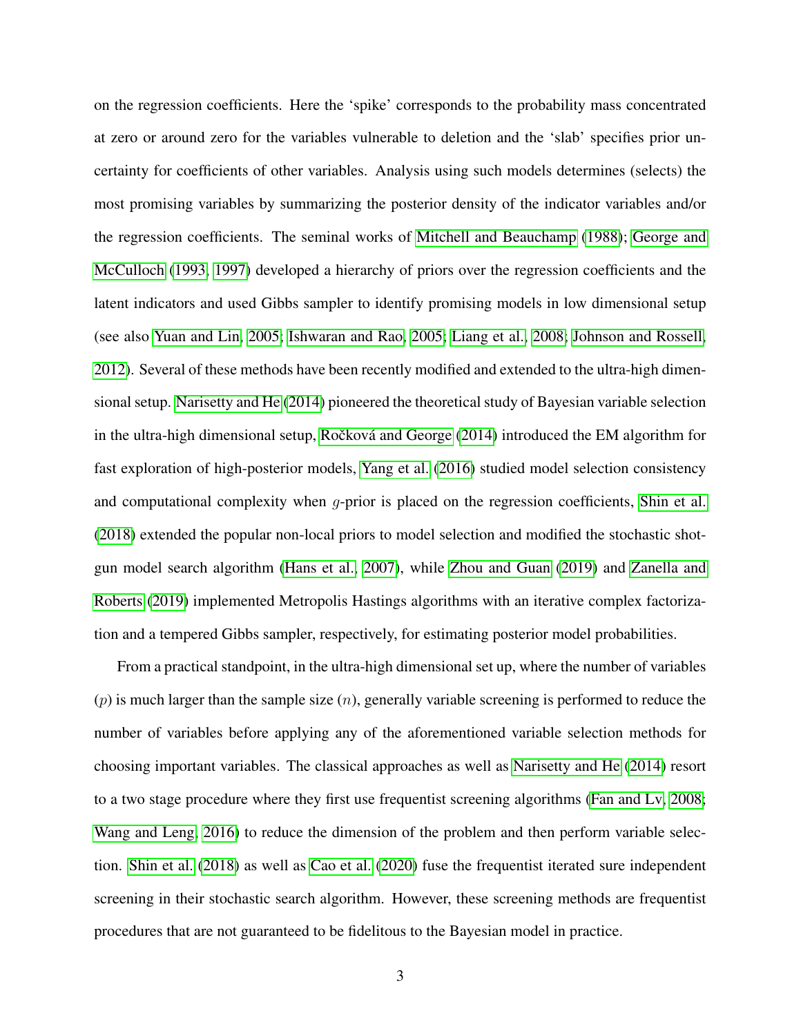on the regression coefficients. Here the 'spike' corresponds to the probability mass concentrated at zero or around zero for the variables vulnerable to deletion and the 'slab' specifies prior uncertainty for coefficients of other variables. Analysis using such models determines (selects) the most promising variables by summarizing the posterior density of the indicator variables and/or the regression coefficients. The seminal works of Mitchell and Beauchamp (1988); George and McCulloch (1993, 1997) developed a hierarchy of priors over the regression coefficients and the latent indicators and used Gibbs sampler to identify promising models in low dimensional setup (see also Yuan and Lin, 2005; Ishwaran and Rao, 2005; Liang et al., 2008; Johnson and Rossell, 2012). Several of these methods have been recently modified and extended to the ultra-high dimensional setup. Narisetty and He (2014) pioneered the theoretical study of Bayesian variable selection in the ultra-high dimensional setup, Ročková and George (2014) introduced the EM algorithm for fast exploration of high-posterior models, Yang et al. (2016) studied model selection consistency and computational complexity when $g$-prior is placed on the regression coefficients, Shin et al. (2018) extended the popular non-local priors to model selection and modified the stochastic shotgun model search algorithm (Hans et al., 2007), while Zhou and Guan (2019) and Zanella and Roberts (2019) implemented Metropolis Hastings algorithms with an iterative complex factorization and a tempered Gibbs sampler, respectively, for estimating posterior model probabilities.

From a practical standpoint, in the ultra-high dimensional set up, where the number of variables ($p$) is much larger than the sample size ($n$), generally variable screening is performed to reduce the number of variables before applying any of the aforementioned variable selection methods for choosing important variables. The classical approaches as well as Narisetty and He (2014) resort to a two stage procedure where they first use frequentist screening algorithms (Fan and Lv, 2008; Wang and Leng, 2016) to reduce the dimension of the problem and then perform variable selection. Shin et al. (2018) as well as Cao et al. (2020) fuse the frequentist iterated sure independent screening in their stochastic search algorithm. However, these screening methods are frequentist procedures that are not guaranteed to be fidelitous to the Bayesian model in practice.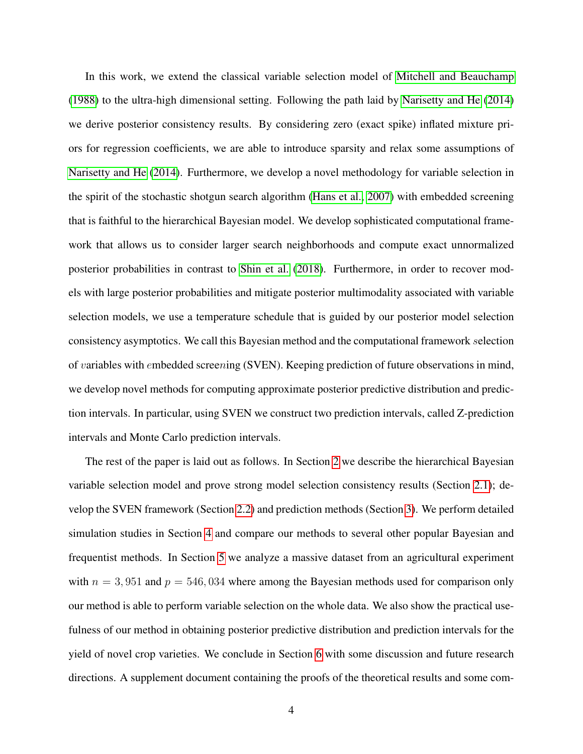In this work, we extend the classical variable selection model of Mitchell and Beauchamp (1988) to the ultra-high dimensional setting. Following the path laid by Narisetty and He (2014) we derive posterior consistency results. By considering zero (exact spike) inflated mixture priors for regression coefficients, we are able to introduce sparsity and relax some assumptions of Narisetty and He (2014). Furthermore, we develop a novel methodology for variable selection in the spirit of the stochastic shotgun search algorithm (Hans et al., 2007) with embedded screening that is faithful to the hierarchical Bayesian model. We develop sophisticated computational framework that allows us to consider larger search neighborhoods and compute exact unnormalized posterior probabilities in contrast to Shin et al. (2018). Furthermore, in order to recover models with large posterior probabilities and mitigate posterior multimodality associated with variable selection models, we use a temperature schedule that is guided by our posterior model selection consistency asymptotics. We call this Bayesian method and the computational framework $s$election of $v$ariables with $e$mbedded scree$n$ing (SVEN). Keeping prediction of future observations in mind, we develop novel methods for computing approximate posterior predictive distribution and prediction intervals. In particular, using SVEN we construct two prediction intervals, called Z-prediction intervals and Monte Carlo prediction intervals.

The rest of the paper is laid out as follows. In Section 2 we describe the hierarchical Bayesian variable selection model and prove strong model selection consistency results (Section 2.1); develop the SVEN framework (Section 2.2) and prediction methods (Section 3). We perform detailed simulation studies in Section 4 and compare our methods to several other popular Bayesian and frequentist methods. In Section 5 we analyze a massive dataset from an agricultural experiment with $n = 3,951$ and $p = 546,034$ where among the Bayesian methods used for comparison only our method is able to perform variable selection on the whole data. We also show the practical usefulness of our method in obtaining posterior predictive distribution and prediction intervals for the yield of novel crop varieties. We conclude in Section 6 with some discussion and future research directions. A supplement document containing the proofs of the theoretical results and some com-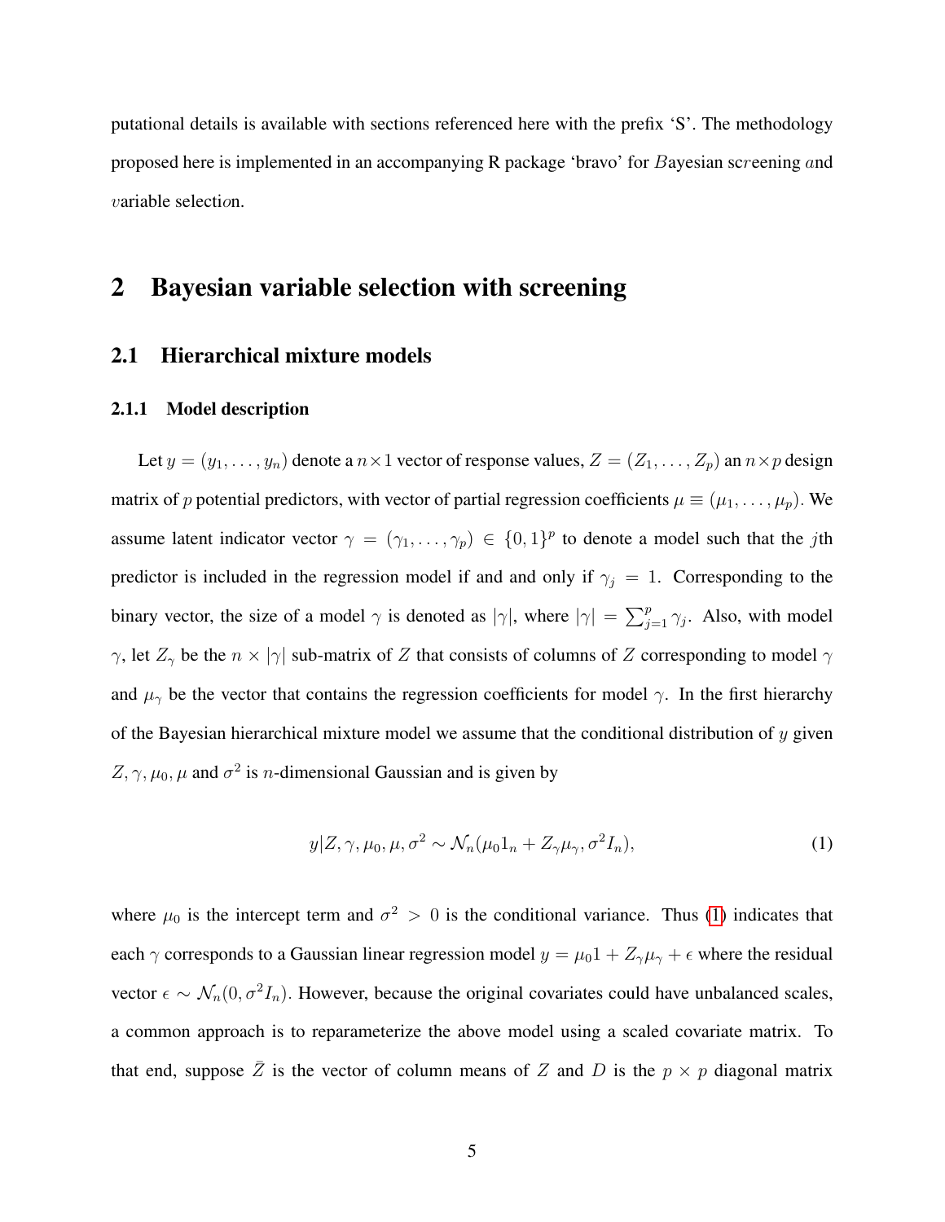putational details is available with sections referenced here with the prefix 'S'. The methodology proposed here is implemented in an accompanying R package 'bravo' for $B$ayesian sc$r$eening $a$nd $v$ariable selecti$o$n.

# 2 Bayesian variable selection with screening

## 2.1 Hierarchical mixture models

### 2.1.1 Model description

Let $y = (y_1, \ldots, y_n)$ denote a $n \times 1$ vector of response values, $Z = (Z_1, \ldots, Z_p)$ an $n \times p$ design matrix of $p$ potential predictors, with vector of partial regression coefficients $\mu \equiv (\mu_1, \ldots, \mu_p)$. We assume latent indicator vector $\gamma = (\gamma_1, \ldots, \gamma_p) \in \{0, 1\}^p$ to denote a model such that the $j$th predictor is included in the regression model if and and only if $\gamma_j = 1$. Corresponding to the binary vector, the size of a model $\gamma$ is denoted as $|\gamma|$, where $|\gamma| = \sum_{j=1}^{p} \gamma_j$. Also, with model $\gamma$, let $Z_\gamma$ be the $n \times |\gamma|$ sub-matrix of $Z$ that consists of columns of $Z$ corresponding to model $\gamma$ and $\mu_\gamma$ be the vector that contains the regression coefficients for model $\gamma$. In the first hierarchy of the Bayesian hierarchical mixture model we assume that the conditional distribution of $y$ given $Z, \gamma, \mu_0, \mu$ and $\sigma^2$ is $n$-dimensional Gaussian and is given by

$$y | Z, \gamma, \mu_0, \mu, \sigma^2 \sim \mathcal{N}_n(\mu_0 1_n + Z_\gamma \mu_\gamma, \sigma^2 I_n), \tag{1}$$

where $\mu_0$ is the intercept term and $\sigma^2 > 0$ is the conditional variance. Thus (1) indicates that each $\gamma$ corresponds to a Gaussian linear regression model $y = \mu_0 1 + Z_\gamma \mu_\gamma + \epsilon$ where the residual vector $\epsilon \sim \mathcal{N}_n(0, \sigma^2 I_n)$. However, because the original covariates could have unbalanced scales, a common approach is to reparameterize the above model using a scaled covariate matrix. To that end, suppose $\bar{Z}$ is the vector of column means of $Z$ and $D$ is the $p \times p$ diagonal matrix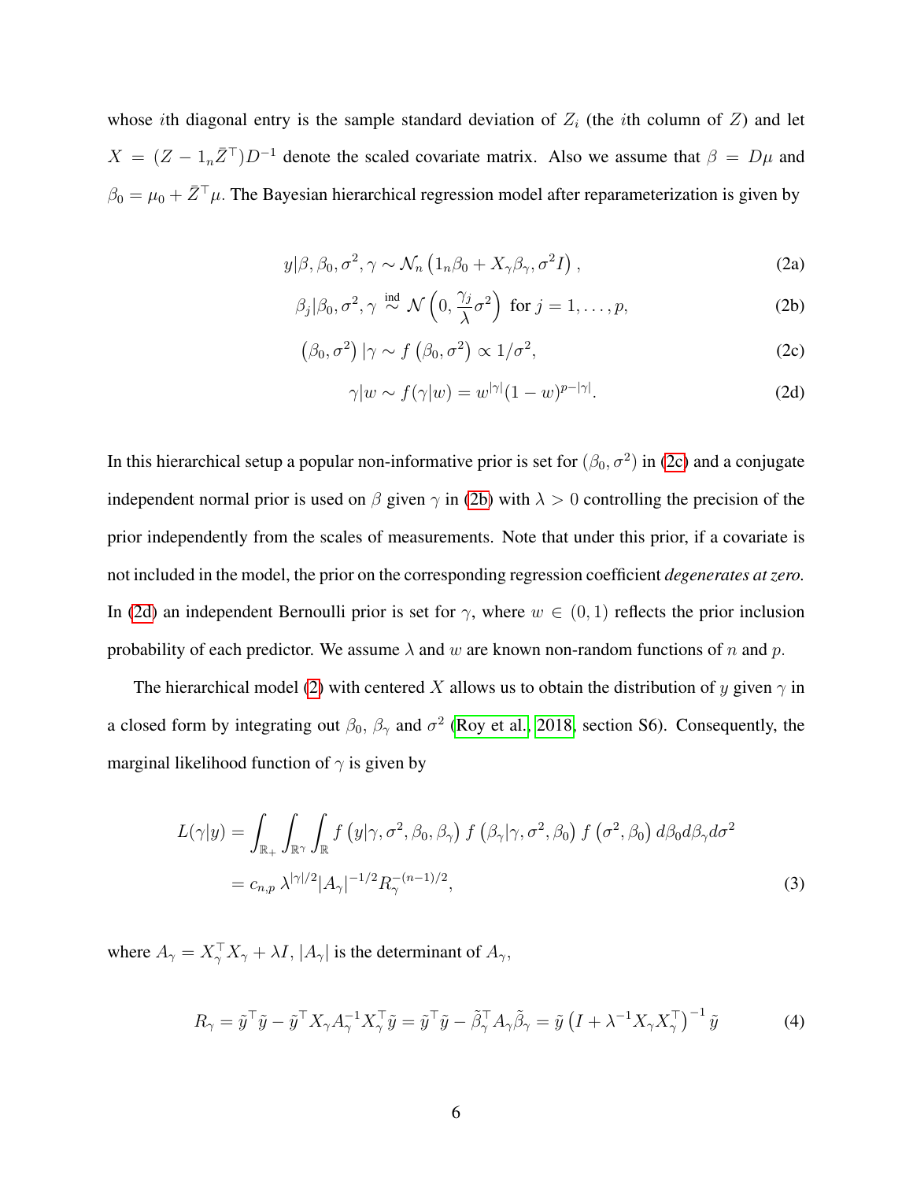whose $i$th diagonal entry is the sample standard deviation of $Z_i$ (the $i$th column of $Z$) and let $X = (Z - 1_n\bar{Z}^\top)D^{-1}$ denote the scaled covariate matrix. Also we assume that $\beta = D\mu$ and $\beta_0 = \mu_0 + \bar{Z}^\top\mu$. The Bayesian hierarchical regression model after reparameterization is given by

$$y|\beta, \beta_0, \sigma^2, \gamma \sim \mathcal{N}_n\left(1_n\beta_0 + X_\gamma\beta_\gamma, \sigma^2 I\right), \tag{2a}$$

$$\beta_j|\beta_0, \sigma^2, \gamma \overset{\text{ind}}{\sim} \mathcal{N}\left(0, \frac{\gamma_j}{\lambda}\sigma^2\right) \text{ for } j = 1, \ldots, p, \tag{2b}$$

$$\left(\beta_0, \sigma^2\right)|\gamma \sim f\left(\beta_0, \sigma^2\right) \propto 1/\sigma^2, \tag{2c}$$

$$\gamma|w \sim f(\gamma|w) = w^{|\gamma|}(1-w)^{p-|\gamma|}. \tag{2d}$$

In this hierarchical setup a popular non-informative prior is set for $(\beta_0, \sigma^2)$ in (2c) and a conjugate independent normal prior is used on $\beta$ given $\gamma$ in (2b) with $\lambda > 0$ controlling the precision of the prior independently from the scales of measurements. Note that under this prior, if a covariate is not included in the model, the prior on the corresponding regression coefficient *degenerates at zero.* In (2d) an independent Bernoulli prior is set for $\gamma$, where $w \in (0, 1)$ reflects the prior inclusion probability of each predictor. We assume $\lambda$ and $w$ are known non-random functions of $n$ and $p$.

The hierarchical model (2) with centered $X$ allows us to obtain the distribution of $y$ given $\gamma$ in a closed form by integrating out $\beta_0$, $\beta_\gamma$ and $\sigma^2$ (Roy et al., 2018, section S6). Consequently, the marginal likelihood function of $\gamma$ is given by

$$\begin{aligned} L(\gamma|y) &= \int_{\mathbb{R}_+}\int_{\mathbb{R}^\gamma}\int_{\mathbb{R}} f\left(y|\gamma, \sigma^2, \beta_0, \beta_\gamma\right) f\left(\beta_\gamma|\gamma, \sigma^2, \beta_0\right) f\left(\sigma^2, \beta_0\right) d\beta_0 d\beta_\gamma d\sigma^2 \\ &= c_{n,p}\, \lambda^{|\gamma|/2}|A_\gamma|^{-1/2}R_\gamma^{-(n-1)/2}, \end{aligned} \tag{3}$$

where $A_\gamma = X_\gamma^\top X_\gamma + \lambda I$, $|A_\gamma|$ is the determinant of $A_\gamma$,

$$R_\gamma = \tilde{y}^\top\tilde{y} - \tilde{y}^\top X_\gamma A_\gamma^{-1} X_\gamma^\top \tilde{y} = \tilde{y}^\top\tilde{y} - \tilde{\beta}_\gamma^\top A_\gamma \tilde{\beta}_\gamma = \tilde{y}\left(I + \lambda^{-1}X_\gamma X_\gamma^\top\right)^{-1}\tilde{y} \tag{4}$$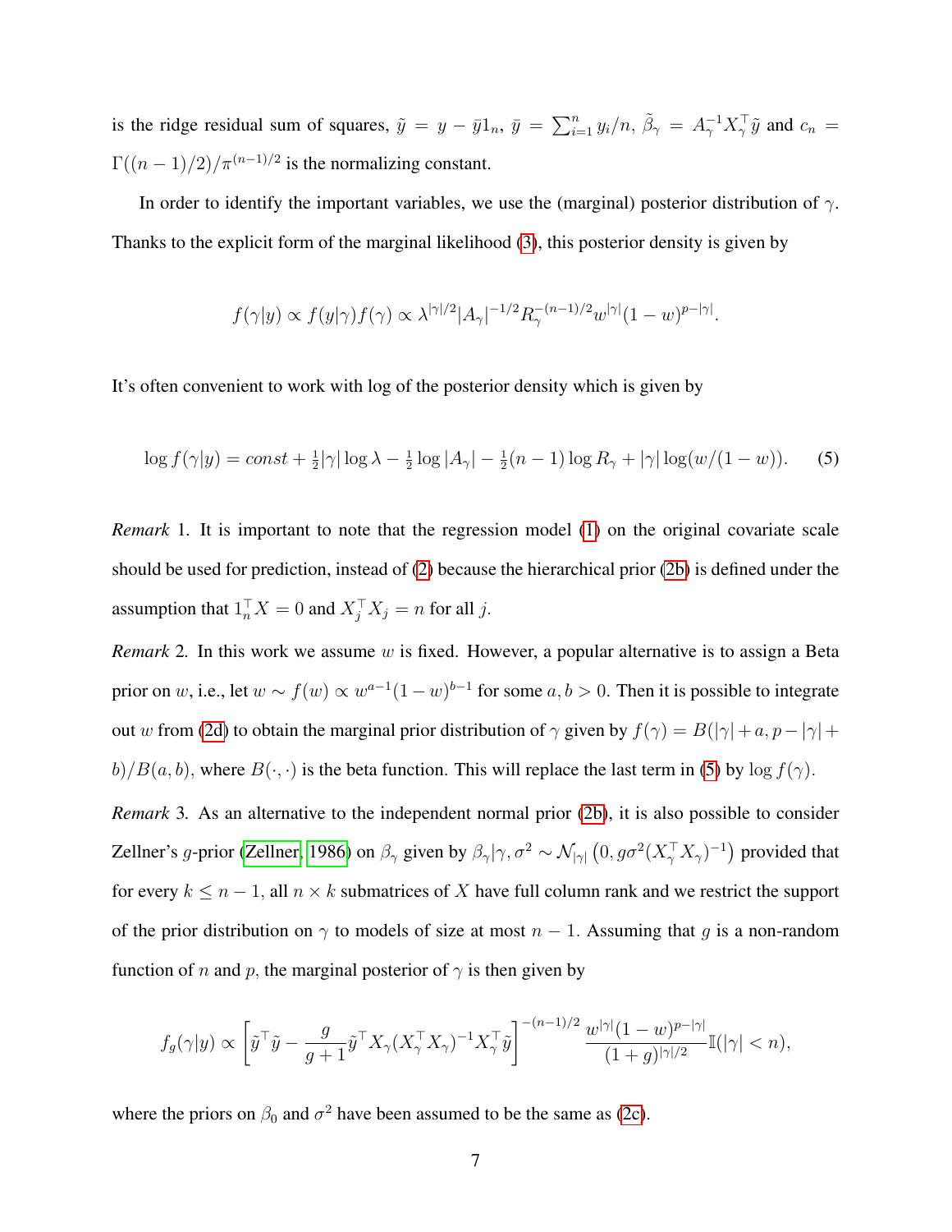is the ridge residual sum of squares, $\tilde{y} = y - \bar{y}1_n$, $\bar{y} = \sum_{i=1}^n y_i/n$, $\tilde{\beta}_\gamma = A_\gamma^{-1} X_\gamma^\top \tilde{y}$ and $c_n = \Gamma((n-1)/2)/\pi^{(n-1)/2}$ is the normalizing constant.

In order to identify the important variables, we use the (marginal) posterior distribution of $\gamma$. Thanks to the explicit form of the marginal likelihood (3), this posterior density is given by

$$f(\gamma|y) \propto f(y|\gamma)f(\gamma) \propto \lambda^{|\gamma|/2} |A_\gamma|^{-1/2} R_\gamma^{-(n-1)/2} w^{|\gamma|}(1-w)^{p-|\gamma|}.$$

It's often convenient to work with log of the posterior density which is given by

$$\log f(\gamma|y) = const + \tfrac{1}{2}|\gamma| \log \lambda - \tfrac{1}{2} \log |A_\gamma| - \tfrac{1}{2}(n-1) \log R_\gamma + |\gamma| \log(w/(1-w)). \tag{5}$$

*Remark* 1. It is important to note that the regression model (1) on the original covariate scale should be used for prediction, instead of (2) because the hierarchical prior (2b) is defined under the assumption that $1_n^\top X = 0$ and $X_j^\top X_j = n$ for all $j$.

*Remark* 2. In this work we assume $w$ is fixed. However, a popular alternative is to assign a Beta prior on $w$, i.e., let $w \sim f(w) \propto w^{a-1}(1-w)^{b-1}$ for some $a, b > 0$. Then it is possible to integrate out $w$ from (2d) to obtain the marginal prior distribution of $\gamma$ given by $f(\gamma) = B(|\gamma| + a, p - |\gamma| + b)/B(a, b)$, where $B(\cdot, \cdot)$ is the beta function. This will replace the last term in (5) by $\log f(\gamma)$.

*Remark* 3. As an alternative to the independent normal prior (2b), it is also possible to consider Zellner's $g$-prior (Zellner, 1986) on $\beta_\gamma$ given by $\beta_\gamma|\gamma, \sigma^2 \sim \mathcal{N}_{|\gamma|}\left(0, g\sigma^2(X_\gamma^\top X_\gamma)^{-1}\right)$ provided that for every $k \leq n-1$, all $n \times k$ submatrices of $X$ have full column rank and we restrict the support of the prior distribution on $\gamma$ to models of size at most $n-1$. Assuming that $g$ is a non-random function of $n$ and $p$, the marginal posterior of $\gamma$ is then given by

$$f_g(\gamma|y) \propto \left[\tilde{y}^\top \tilde{y} - \frac{g}{g+1} \tilde{y}^\top X_\gamma (X_\gamma^\top X_\gamma)^{-1} X_\gamma^\top \tilde{y}\right]^{-(n-1)/2} \frac{w^{|\gamma|}(1-w)^{p-|\gamma|}}{(1+g)^{|\gamma|/2}} \mathbb{I}(|\gamma| < n),$$

where the priors on $\beta_0$ and $\sigma^2$ have been assumed to be the same as (2c).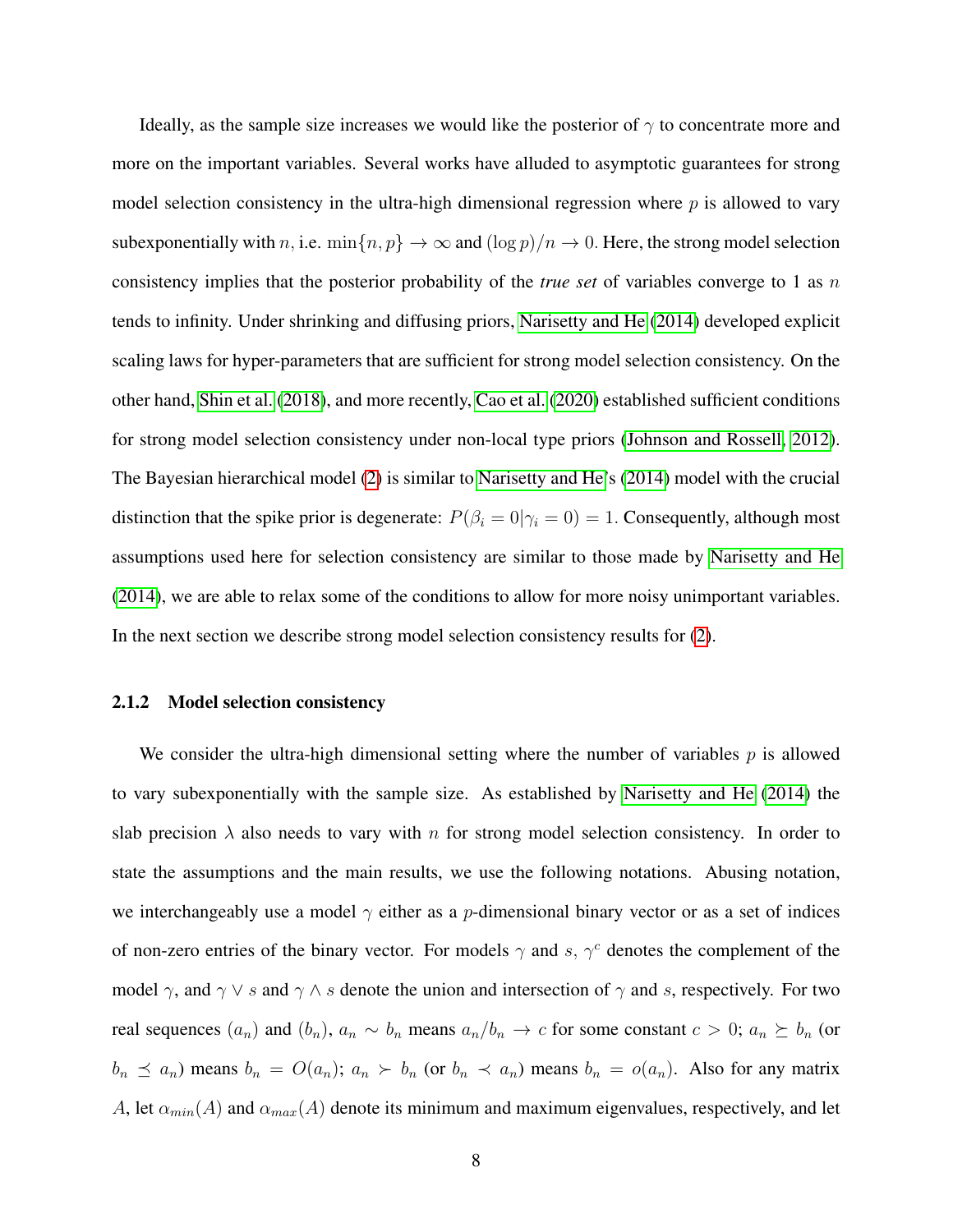Ideally, as the sample size increases we would like the posterior of $\gamma$ to concentrate more and more on the important variables. Several works have alluded to asymptotic guarantees for strong model selection consistency in the ultra-high dimensional regression where $p$ is allowed to vary subexponentially with $n$, i.e. $\min\{n, p\} \to \infty$ and $(\log p)/n \to 0$. Here, the strong model selection consistency implies that the posterior probability of the *true set* of variables converge to 1 as $n$ tends to infinity. Under shrinking and diffusing priors, Narisetty and He (2014) developed explicit scaling laws for hyper-parameters that are sufficient for strong model selection consistency. On the other hand, Shin et al. (2018), and more recently, Cao et al. (2020) established sufficient conditions for strong model selection consistency under non-local type priors (Johnson and Rossell, 2012). The Bayesian hierarchical model (2) is similar to Narisetty and He's (2014) model with the crucial distinction that the spike prior is degenerate: $P(\beta_i = 0|\gamma_i = 0) = 1$. Consequently, although most assumptions used here for selection consistency are similar to those made by Narisetty and He (2014), we are able to relax some of the conditions to allow for more noisy unimportant variables. In the next section we describe strong model selection consistency results for (2).

### 2.1.2 Model selection consistency

We consider the ultra-high dimensional setting where the number of variables $p$ is allowed to vary subexponentially with the sample size. As established by Narisetty and He (2014) the slab precision $\lambda$ also needs to vary with $n$ for strong model selection consistency. In order to state the assumptions and the main results, we use the following notations. Abusing notation, we interchangeably use a model $\gamma$ either as a $p$-dimensional binary vector or as a set of indices of non-zero entries of the binary vector. For models $\gamma$ and $s$, $\gamma^c$ denotes the complement of the model $\gamma$, and $\gamma \vee s$ and $\gamma \wedge s$ denote the union and intersection of $\gamma$ and $s$, respectively. For two real sequences $(a_n)$ and $(b_n)$, $a_n \sim b_n$ means $a_n/b_n \to c$ for some constant $c > 0$; $a_n \succeq b_n$ (or $b_n \preceq a_n$) means $b_n = O(a_n)$; $a_n \succ b_n$ (or $b_n \prec a_n$) means $b_n = o(a_n)$. Also for any matrix $A$, let $\alpha_{min}(A)$ and $\alpha_{max}(A)$ denote its minimum and maximum eigenvalues, respectively, and let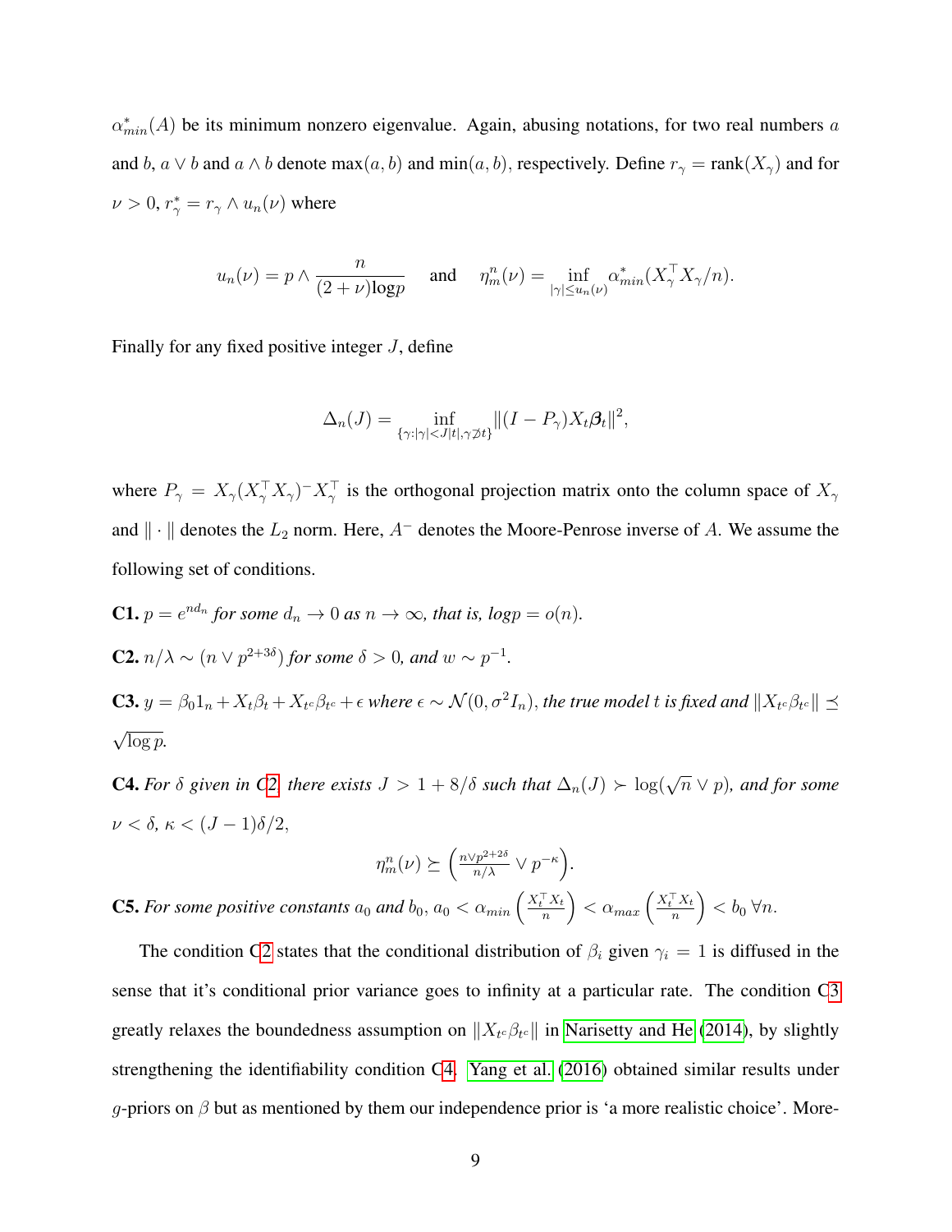$\alpha^*_{min}(A)$ be its minimum nonzero eigenvalue. Again, abusing notations, for two real numbers $a$ and $b$, $a \vee b$ and $a \wedge b$ denote max$(a, b)$ and min$(a, b)$, respectively. Define $r_\gamma = \text{rank}(X_\gamma)$ and for $\nu > 0$, $r^*_\gamma = r_\gamma \wedge u_n(\nu)$ where

$$u_n(\nu) = p \wedge \frac{n}{(2+\nu)\log p} \quad \text{ and } \quad \eta^n_m(\nu) = \inf_{|\gamma| \le u_n(\nu)} \alpha^*_{min}(X_\gamma^\top X_\gamma / n).$$

Finally for any fixed positive integer $J$, define

$$\Delta_n(J) = \inf_{\{\gamma : |\gamma| < J|t|, \gamma \not\supset t\}} \|(I - P_\gamma) X_t \boldsymbol{\beta}_t\|^2,$$

where $P_\gamma = X_\gamma (X_\gamma^\top X_\gamma)^- X_\gamma^\top$ is the orthogonal projection matrix onto the column space of $X_\gamma$ and $\|\cdot\|$ denotes the $L_2$ norm. Here, $A^-$ denotes the Moore-Penrose inverse of $A$. We assume the following set of conditions.

**C1.** *$p = e^{nd_n}$ for some $d_n \to 0$ as $n \to \infty$, that is, $\log p = o(n)$.*

**C2.** *$n/\lambda \sim (n \vee p^{2+3\delta})$ for some $\delta > 0$, and $w \sim p^{-1}$.*

**C3.** *$y = \beta_0 1_n + X_t \beta_t + X_{t^c} \beta_{t^c} + \epsilon$ where $\epsilon \sim \mathcal{N}(0, \sigma^2 I_n)$, the true model $t$ is fixed and $\|X_{t^c}\beta_{t^c}\| \preceq \sqrt{\log p}$.*

**C4.** *For $\delta$ given in C2, there exists $J > 1 + 8/\delta$ such that $\Delta_n(J) \succ \log(\sqrt{n} \vee p)$, and for some $\nu < \delta$, $\kappa < (J-1)\delta/2$,*

$$\eta^n_m(\nu) \succeq \left( \frac{n \vee p^{2+2\delta}}{n/\lambda} \vee p^{-\kappa} \right).$$

**C5.** *For some positive constants $a_0$ and $b_0$, $a_0 < \alpha_{min}\left(\frac{X_t^\top X_t}{n}\right) < \alpha_{max}\left(\frac{X_t^\top X_t}{n}\right) < b_0 \; \forall n$.*

The condition C2 states that the conditional distribution of $\beta_i$ given $\gamma_i = 1$ is diffused in the sense that it's conditional prior variance goes to infinity at a particular rate. The condition C3 greatly relaxes the boundedness assumption on $\|X_{t^c}\beta_{t^c}\|$ in Narisetty and He (2014), by slightly strengthening the identifiability condition C4. Yang et al. (2016) obtained similar results under $g$-priors on $\beta$ but as mentioned by them our independence prior is 'a more realistic choice'. More-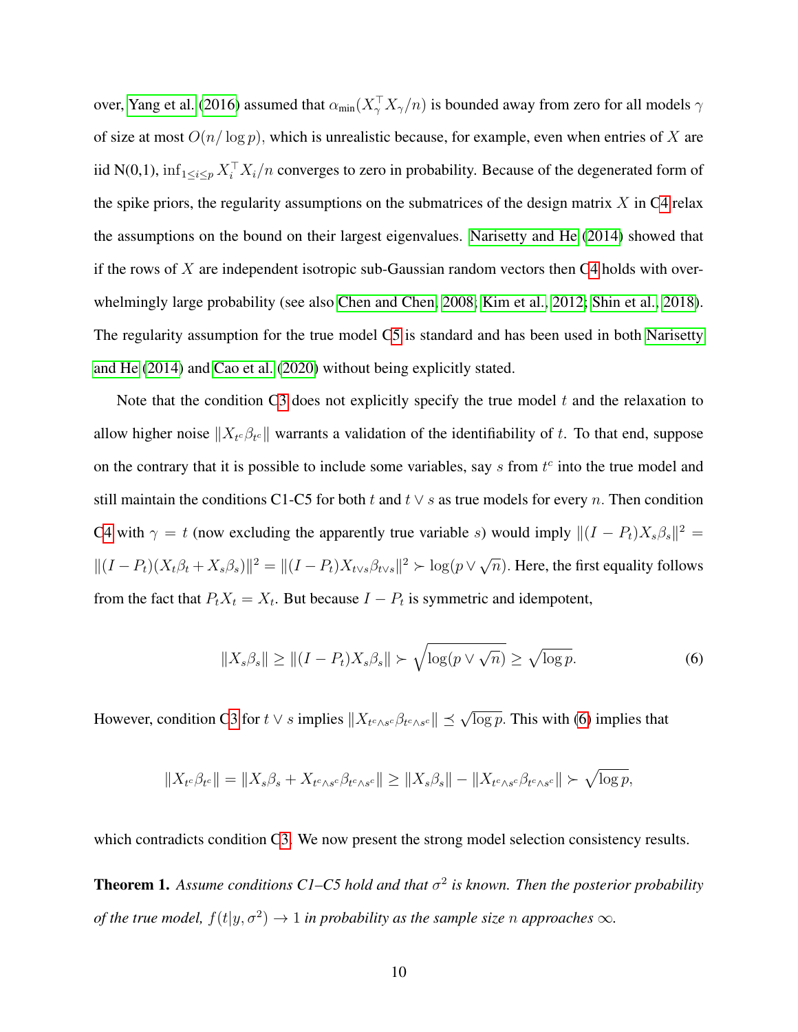over, Yang et al. (2016) assumed that $\alpha_{\min}(X_\gamma^\top X_\gamma/n)$ is bounded away from zero for all models $\gamma$ of size at most $O(n/\log p)$, which is unrealistic because, for example, even when entries of $X$ are iid N(0,1), $\inf_{1\le i\le p} X_i^\top X_i/n$ converges to zero in probability. Because of the degenerated form of the spike priors, the regularity assumptions on the submatrices of the design matrix $X$ in C4 relax the assumptions on the bound on their largest eigenvalues. Narisetty and He (2014) showed that if the rows of $X$ are independent isotropic sub-Gaussian random vectors then C4 holds with overwhelmingly large probability (see also Chen and Chen, 2008; Kim et al., 2012; Shin et al., 2018). The regularity assumption for the true model C5 is standard and has been used in both Narisetty and He (2014) and Cao et al. (2020) without being explicitly stated.

Note that the condition C3 does not explicitly specify the true model $t$ and the relaxation to allow higher noise $\|X_{t^c}\beta_{t^c}\|$ warrants a validation of the identifiability of $t$. To that end, suppose on the contrary that it is possible to include some variables, say $s$ from $t^c$ into the true model and still maintain the conditions C1-C5 for both $t$ and $t \vee s$ as true models for every $n$. Then condition C4 with $\gamma = t$ (now excluding the apparently true variable $s$) would imply $\|(I - P_t)X_s\beta_s\|^2 = \|(I-P_t)(X_t\beta_t + X_s\beta_s)\|^2 = \|(I-P_t)X_{t\vee s}\beta_{t\vee s}\|^2 \succ \log(p \vee \sqrt{n})$. Here, the first equality follows from the fact that $P_tX_t = X_t$. But because $I - P_t$ is symmetric and idempotent,

$$\|X_s\beta_s\| \ge \|(I-P_t)X_s\beta_s\| \succ \sqrt{\log(p\vee\sqrt{n})} \ge \sqrt{\log p}. \tag{6}$$

However, condition C3 for $t \vee s$ implies $\|X_{t^c\wedge s^c}\beta_{t^c\wedge s^c}\| \preceq \sqrt{\log p}$. This with (6) implies that

$$\|X_{t^c}\beta_{t^c}\| = \|X_s\beta_s + X_{t^c\wedge s^c}\beta_{t^c\wedge s^c}\| \ge \|X_s\beta_s\| - \|X_{t^c\wedge s^c}\beta_{t^c\wedge s^c}\| \succ \sqrt{\log p},$$

which contradicts condition C3. We now present the strong model selection consistency results.

**Theorem 1.** *Assume conditions C1–C5 hold and that $\sigma^2$ is known. Then the posterior probability of the true model, $f(t|y,\sigma^2) \to 1$ in probability as the sample size $n$ approaches $\infty$.*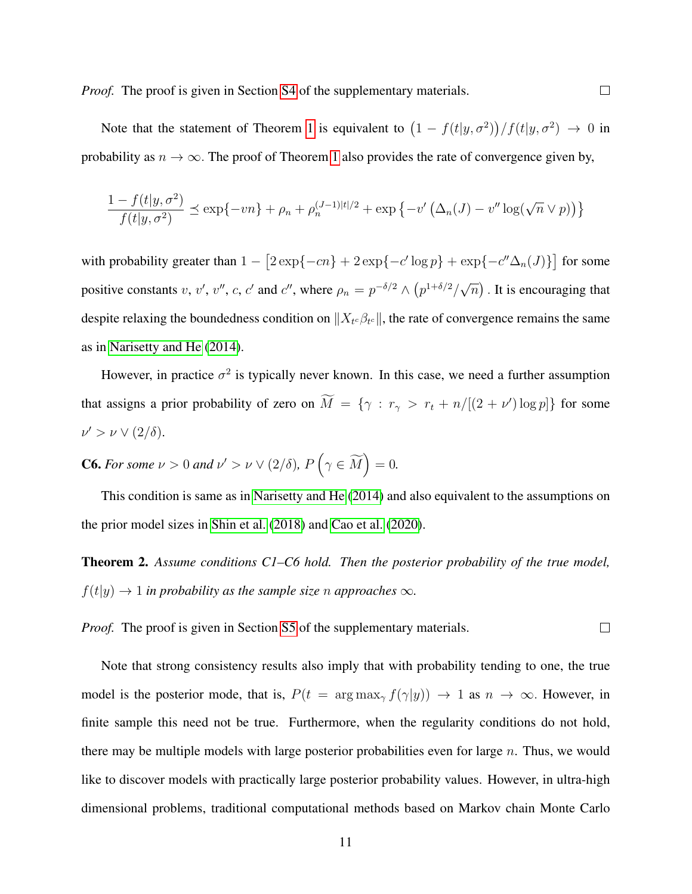*Proof.* The proof is given in Section S4 of the supplementary materials. □

Note that the statement of Theorem 1 is equivalent to $\big(1 - f(t|y,\sigma^2)\big)/f(t|y,\sigma^2) \to 0$ in probability as $n \to \infty$. The proof of Theorem 1 also provides the rate of convergence given by,

$$\frac{1 - f(t|y,\sigma^2)}{f(t|y,\sigma^2)} \preceq \exp\{-vn\} + \rho_n + \rho_n^{(J-1)|t|/2} + \exp\left\{-v'\left(\Delta_n(J) - v'' \log(\sqrt{n} \vee p)\right)\right\}$$

with probability greater than $1 - \left[2\exp\{-cn\} + 2\exp\{-c' \log p\} + \exp\{-c''\Delta_n(J)\}\right]$ for some positive constants $v$, $v'$, $v''$, $c$, $c'$ and $c''$, where $\rho_n = p^{-\delta/2} \wedge \left(p^{1+\delta/2}/\sqrt{n}\right)$. It is encouraging that despite relaxing the boundedness condition on $\|X_{t^c}\beta_{t^c}\|$, the rate of convergence remains the same as in Narisetty and He (2014).

However, in practice $\sigma^2$ is typically never known. In this case, we need a further assumption that assigns a prior probability of zero on $\widetilde{M} = \{\gamma : r_\gamma > r_t + n/[(2+\nu')\log p]\}$ for some $\nu' > \nu \vee (2/\delta)$.

**C6.** *For some $\nu > 0$ and $\nu' > \nu \vee (2/\delta)$, $P\left(\gamma \in \widetilde{M}\right) = 0$.*

This condition is same as in Narisetty and He (2014) and also equivalent to the assumptions on the prior model sizes in Shin et al. (2018) and Cao et al. (2020).

**Theorem 2.** *Assume conditions C1–C6 hold. Then the posterior probability of the true model, $f(t|y) \to 1$ in probability as the sample size $n$ approaches $\infty$.*

*Proof.* The proof is given in Section S5 of the supplementary materials. □

Note that strong consistency results also imply that with probability tending to one, the true model is the posterior mode, that is, $P(t = \arg\max_\gamma f(\gamma|y)) \to 1$ as $n \to \infty$. However, in finite sample this need not be true. Furthermore, when the regularity conditions do not hold, there may be multiple models with large posterior probabilities even for large $n$. Thus, we would like to discover models with practically large posterior probability values. However, in ultra-high dimensional problems, traditional computational methods based on Markov chain Monte Carlo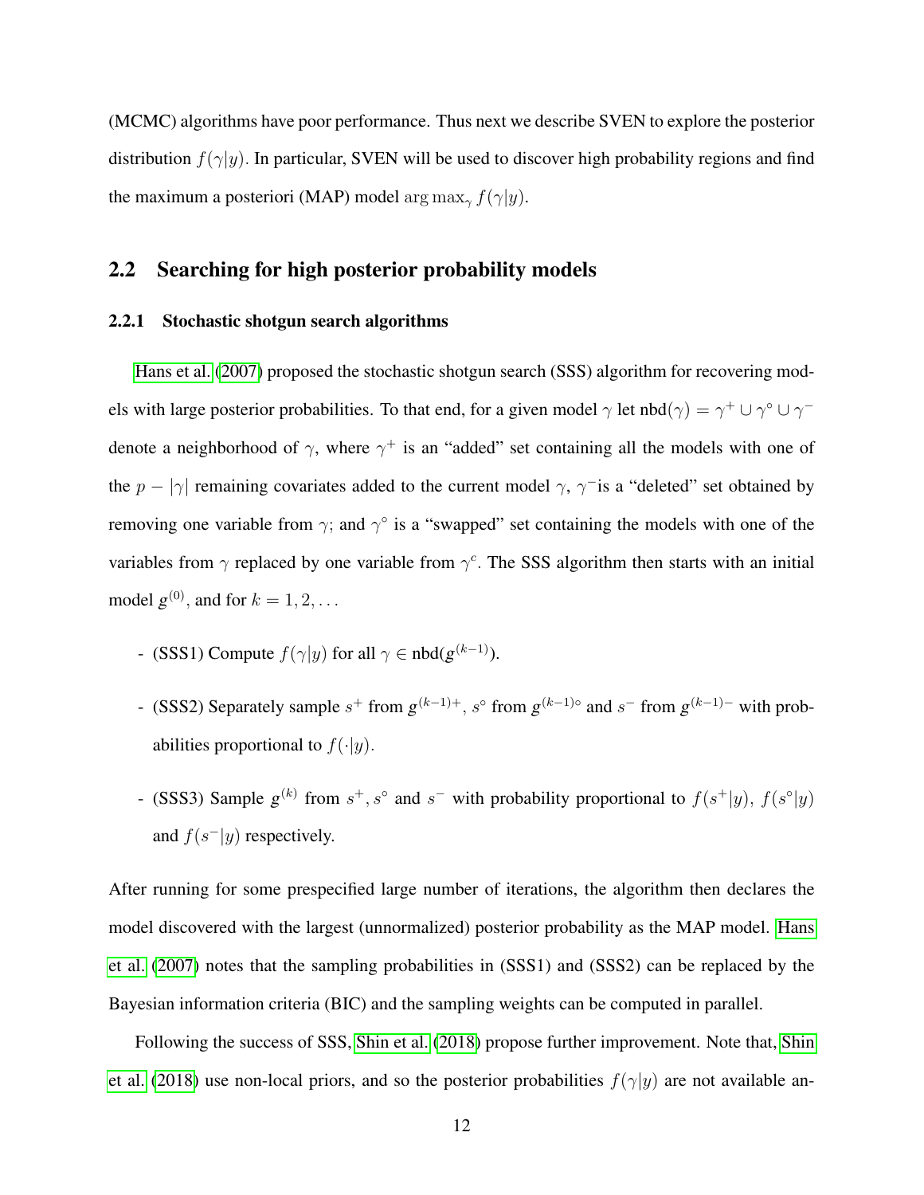(MCMC) algorithms have poor performance. Thus next we describe SVEN to explore the posterior distribution $f(\gamma|y)$. In particular, SVEN will be used to discover high probability regions and find the maximum a posteriori (MAP) model $\arg\max_\gamma f(\gamma|y)$.

## 2.2 Searching for high posterior probability models

### 2.2.1 Stochastic shotgun search algorithms

Hans et al. (2007) proposed the stochastic shotgun search (SSS) algorithm for recovering models with large posterior probabilities. To that end, for a given model $\gamma$ let $\text{nbd}(\gamma) = \gamma^+ \cup \gamma^\circ \cup \gamma^-$ denote a neighborhood of $\gamma$, where $\gamma^+$ is an "added" set containing all the models with one of the $p - |\gamma|$ remaining covariates added to the current model $\gamma$, $\gamma^-$is a "deleted" set obtained by removing one variable from $\gamma$; and $\gamma^\circ$ is a "swapped" set containing the models with one of the variables from $\gamma$ replaced by one variable from $\gamma^c$. The SSS algorithm then starts with an initial model $g^{(0)}$, and for $k = 1, 2, \ldots$

- (SSS1) Compute $f(\gamma|y)$ for all $\gamma \in \text{nbd}(g^{(k-1)})$.
- (SSS2) Separately sample $s^+$ from $g^{(k-1)+}$, $s^\circ$ from $g^{(k-1)\circ}$ and $s^-$ from $g^{(k-1)-}$ with probabilities proportional to $f(\cdot|y)$.
- (SSS3) Sample $g^{(k)}$ from $s^+, s^\circ$ and $s^-$ with probability proportional to $f(s^+|y)$, $f(s^\circ|y)$ and $f(s^-|y)$ respectively.

After running for some prespecified large number of iterations, the algorithm then declares the model discovered with the largest (unnormalized) posterior probability as the MAP model. Hans et al. (2007) notes that the sampling probabilities in (SSS1) and (SSS2) can be replaced by the Bayesian information criteria (BIC) and the sampling weights can be computed in parallel.

Following the success of SSS, Shin et al. (2018) propose further improvement. Note that, Shin et al. (2018) use non-local priors, and so the posterior probabilities $f(\gamma|y)$ are not available an-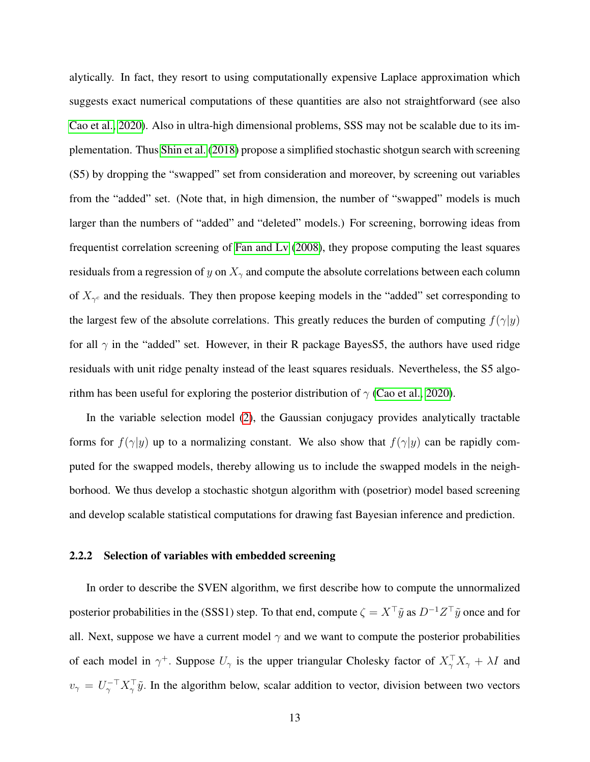alytically. In fact, they resort to using computationally expensive Laplace approximation which suggests exact numerical computations of these quantities are also not straightforward (see also Cao et al., 2020). Also in ultra-high dimensional problems, SSS may not be scalable due to its implementation. Thus Shin et al. (2018) propose a simplified stochastic shotgun search with screening (S5) by dropping the "swapped" set from consideration and moreover, by screening out variables from the "added" set. (Note that, in high dimension, the number of "swapped" models is much larger than the numbers of "added" and "deleted" models.) For screening, borrowing ideas from frequentist correlation screening of Fan and Lv (2008), they propose computing the least squares residuals from a regression of $y$ on $X_\gamma$ and compute the absolute correlations between each column of $X_{\gamma^c}$ and the residuals. They then propose keeping models in the "added" set corresponding to the largest few of the absolute correlations. This greatly reduces the burden of computing $f(\gamma|y)$ for all $\gamma$ in the "added" set. However, in their R package BayesS5, the authors have used ridge residuals with unit ridge penalty instead of the least squares residuals. Nevertheless, the S5 algorithm has been useful for exploring the posterior distribution of $\gamma$ (Cao et al., 2020).

In the variable selection model (2), the Gaussian conjugacy provides analytically tractable forms for $f(\gamma|y)$ up to a normalizing constant. We also show that $f(\gamma|y)$ can be rapidly computed for the swapped models, thereby allowing us to include the swapped models in the neighborhood. We thus develop a stochastic shotgun algorithm with (posetrior) model based screening and develop scalable statistical computations for drawing fast Bayesian inference and prediction.

#### 2.2.2 Selection of variables with embedded screening

In order to describe the SVEN algorithm, we first describe how to compute the unnormalized posterior probabilities in the (SSS1) step. To that end, compute $\zeta = X^\top \tilde{y}$ as $D^{-1} Z^\top \tilde{y}$ once and for all. Next, suppose we have a current model $\gamma$ and we want to compute the posterior probabilities of each model in $\gamma^+$. Suppose $U_\gamma$ is the upper triangular Cholesky factor of $X_\gamma^\top X_\gamma + \lambda I$ and $v_\gamma = U_\gamma^{-\top} X_\gamma^\top \tilde{y}$. In the algorithm below, scalar addition to vector, division between two vectors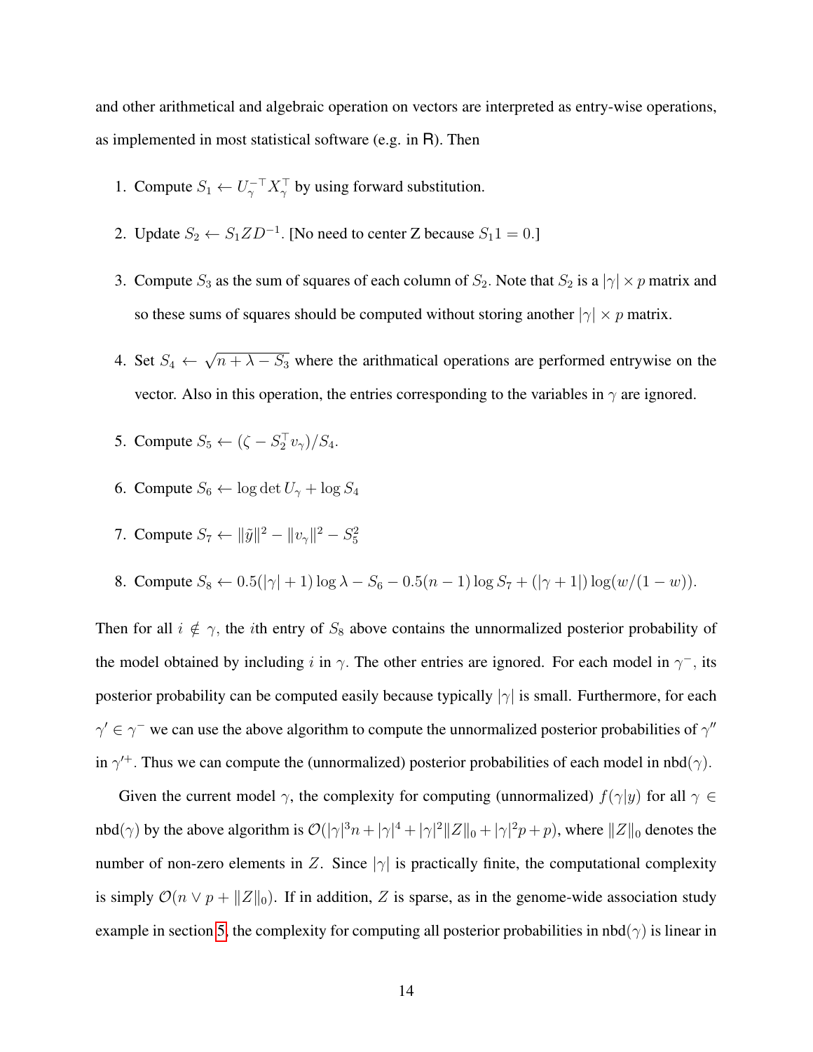and other arithmetical and algebraic operation on vectors are interpreted as entry-wise operations, as implemented in most statistical software (e.g. in R). Then

1. Compute $S_1 \leftarrow U_\gamma^{-\top} X_\gamma^\top$ by using forward substitution.

2. Update $S_2 \leftarrow S_1 Z D^{-1}$. [No need to center Z because $S_1 1 = 0$.]

3. Compute $S_3$ as the sum of squares of each column of $S_2$. Note that $S_2$ is a $|\gamma| \times p$ matrix and so these sums of squares should be computed without storing another $|\gamma| \times p$ matrix.

4. Set $S_4 \leftarrow \sqrt{n + \lambda - S_3}$ where the arithmatical operations are performed entrywise on the vector. Also in this operation, the entries corresponding to the variables in $\gamma$ are ignored.

5. Compute $S_5 \leftarrow (\zeta - S_2^\top v_\gamma)/S_4$.

6. Compute $S_6 \leftarrow \log \det U_\gamma + \log S_4$

7. Compute $S_7 \leftarrow \|\tilde{y}\|^2 - \|v_\gamma\|^2 - S_5^2$

8. Compute $S_8 \leftarrow 0.5(|\gamma| + 1) \log \lambda - S_6 - 0.5(n - 1) \log S_7 + (|\gamma + 1|) \log(w/(1 - w))$.

Then for all $i \notin \gamma$, the $i$th entry of $S_8$ above contains the unnormalized posterior probability of the model obtained by including $i$ in $\gamma$. The other entries are ignored. For each model in $\gamma^-$, its posterior probability can be computed easily because typically $|\gamma|$ is small. Furthermore, for each $\gamma' \in \gamma^-$ we can use the above algorithm to compute the unnormalized posterior probabilities of $\gamma''$ in $\gamma'^+$. Thus we can compute the (unnormalized) posterior probabilities of each model in $\text{nbd}(\gamma)$.

Given the current model $\gamma$, the complexity for computing (unnormalized) $f(\gamma|y)$ for all $\gamma \in \text{nbd}(\gamma)$ by the above algorithm is $\mathcal{O}(|\gamma|^3 n + |\gamma|^4 + |\gamma|^2 \|Z\|_0 + |\gamma|^2 p + p)$, where $\|Z\|_0$ denotes the number of non-zero elements in $Z$. Since $|\gamma|$ is practically finite, the computational complexity is simply $\mathcal{O}(n \vee p + \|Z\|_0)$. If in addition, $Z$ is sparse, as in the genome-wide association study example in section 5, the complexity for computing all posterior probabilities in $\text{nbd}(\gamma)$ is linear in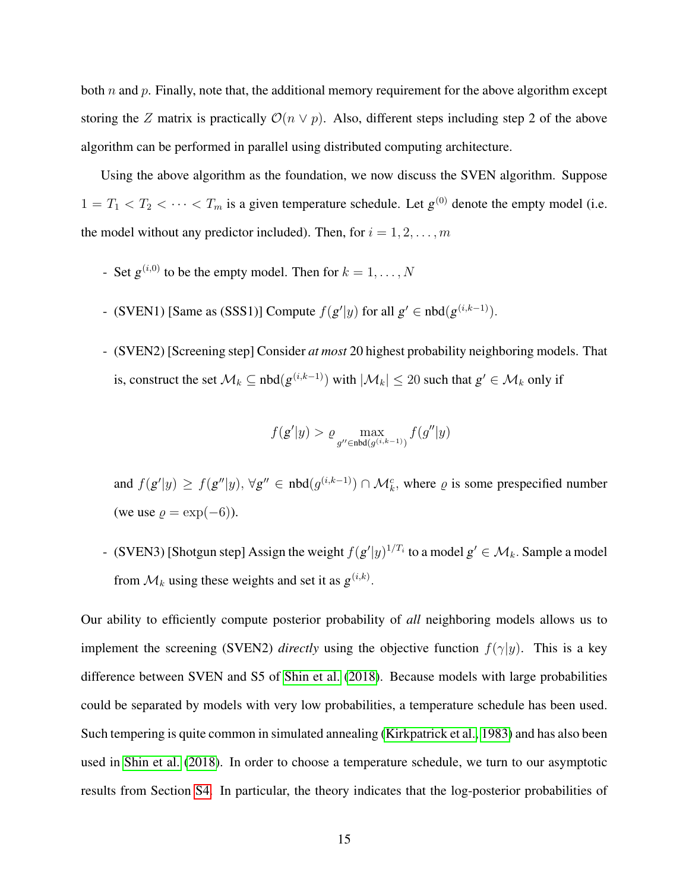both $n$ and $p$. Finally, note that, the additional memory requirement for the above algorithm except storing the $Z$ matrix is practically $\mathcal{O}(n \vee p)$. Also, different steps including step 2 of the above algorithm can be performed in parallel using distributed computing architecture.

Using the above algorithm as the foundation, we now discuss the SVEN algorithm. Suppose $1 = T_1 < T_2 < \cdots < T_m$ is a given temperature schedule. Let $g^{(0)}$ denote the empty model (i.e. the model without any predictor included). Then, for $i = 1, 2, \ldots, m$

- Set $g^{(i,0)}$ to be the empty model. Then for $k = 1, \ldots, N$
- (SVEN1) [Same as (SSS1)] Compute $f(g'|y)$ for all $g' \in \text{nbd}(g^{(i,k-1)})$.
- (SVEN2) [Screening step] Consider *at most* 20 highest probability neighboring models. That is, construct the set $\mathcal{M}_k \subseteq \text{nbd}(g^{(i,k-1)})$ with $|\mathcal{M}_k| \leq 20$ such that $g' \in \mathcal{M}_k$ only if

  $$f(g'|y) > \varrho \max_{g'' \in \text{nbd}(g^{(i,k-1)})} f(g''|y)$$

  and $f(g'|y) \geq f(g''|y)$, $\forall g'' \in \text{nbd}(g^{(i,k-1)}) \cap \mathcal{M}_k^c$, where $\varrho$ is some prespecified number (we use $\varrho = \exp(-6)$).
- (SVEN3) [Shotgun step] Assign the weight $f(g'|y)^{1/T_i}$ to a model $g' \in \mathcal{M}_k$. Sample a model from $\mathcal{M}_k$ using these weights and set it as $g^{(i,k)}$.

Our ability to efficiently compute posterior probability of *all* neighboring models allows us to implement the screening (SVEN2) *directly* using the objective function $f(\gamma|y)$. This is a key difference between SVEN and S5 of Shin et al. (2018). Because models with large probabilities could be separated by models with very low probabilities, a temperature schedule has been used. Such tempering is quite common in simulated annealing (Kirkpatrick et al., 1983) and has also been used in Shin et al. (2018). In order to choose a temperature schedule, we turn to our asymptotic results from Section S4. In particular, the theory indicates that the log-posterior probabilities of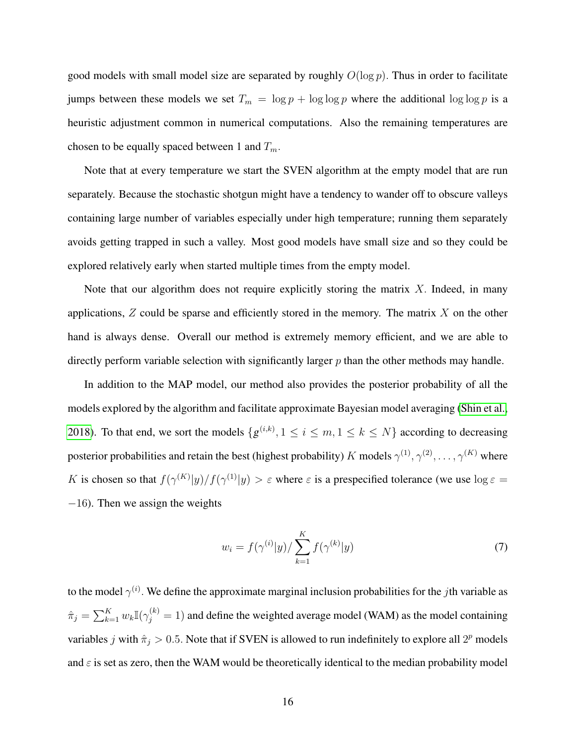good models with small model size are separated by roughly $O(\log p)$. Thus in order to facilitate jumps between these models we set $T_m = \log p + \log\log p$ where the additional $\log\log p$ is a heuristic adjustment common in numerical computations. Also the remaining temperatures are chosen to be equally spaced between 1 and $T_m$.

Note that at every temperature we start the SVEN algorithm at the empty model that are run separately. Because the stochastic shotgun might have a tendency to wander off to obscure valleys containing large number of variables especially under high temperature; running them separately avoids getting trapped in such a valley. Most good models have small size and so they could be explored relatively early when started multiple times from the empty model.

Note that our algorithm does not require explicitly storing the matrix $X$. Indeed, in many applications, $Z$ could be sparse and efficiently stored in the memory. The matrix $X$ on the other hand is always dense. Overall our method is extremely memory efficient, and we are able to directly perform variable selection with significantly larger $p$ than the other methods may handle.

In addition to the MAP model, our method also provides the posterior probability of all the models explored by the algorithm and facilitate approximate Bayesian model averaging (Shin et al., 2018). To that end, we sort the models $\{g^{(i,k)}, 1 \leq i \leq m, 1 \leq k \leq N\}$ according to decreasing posterior probabilities and retain the best (highest probability) $K$ models $\gamma^{(1)}, \gamma^{(2)}, \ldots, \gamma^{(K)}$ where $K$ is chosen so that $f(\gamma^{(K)}|y)/f(\gamma^{(1)}|y) > \varepsilon$ where $\varepsilon$ is a prespecified tolerance (we use $\log \varepsilon = -16$). Then we assign the weights

$$w_i = f(\gamma^{(i)}|y) / \sum_{k=1}^{K} f(\gamma^{(k)}|y) \tag{7}$$

to the model $\gamma^{(i)}$. We define the approximate marginal inclusion probabilities for the $j$th variable as $\hat{\pi}_j = \sum_{k=1}^{K} w_k \mathbb{I}(\gamma_j^{(k)} = 1)$ and define the weighted average model (WAM) as the model containing variables $j$ with $\hat{\pi}_j > 0.5$. Note that if SVEN is allowed to run indefinitely to explore all $2^p$ models and $\varepsilon$ is set as zero, then the WAM would be theoretically identical to the median probability model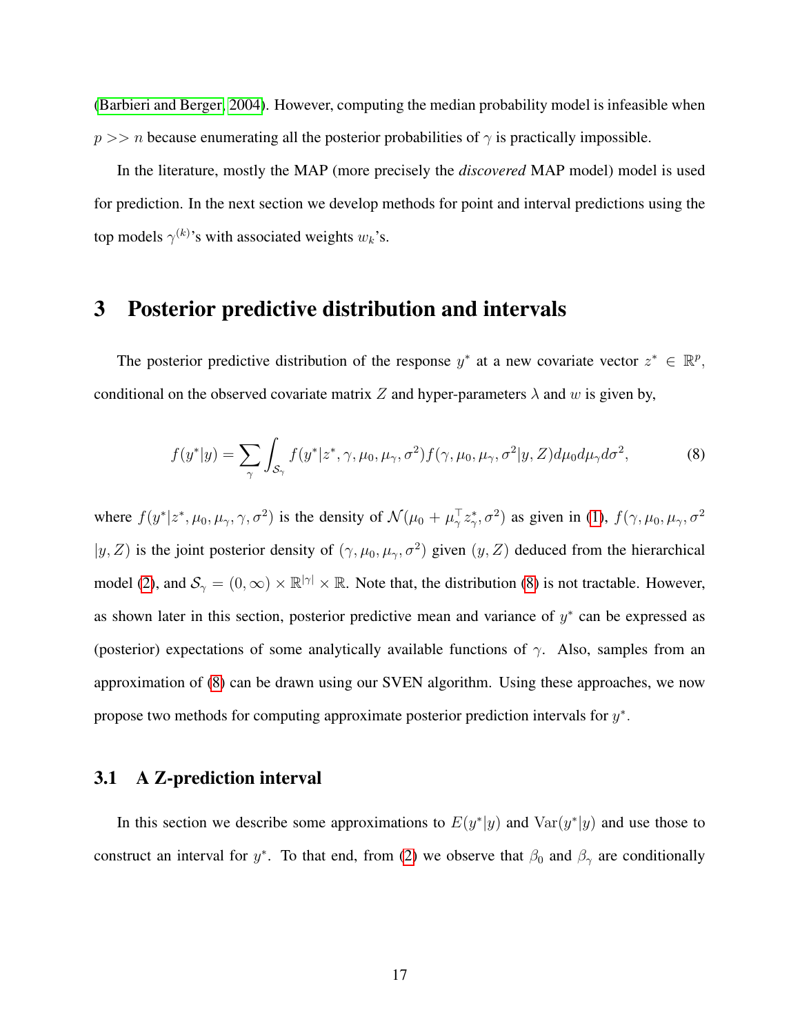(Barbieri and Berger, 2004). However, computing the median probability model is infeasible when $p >> n$ because enumerating all the posterior probabilities of $\gamma$ is practically impossible.

In the literature, mostly the MAP (more precisely the *discovered* MAP model) model is used for prediction. In the next section we develop methods for point and interval predictions using the top models $\gamma^{(k)}$'s with associated weights $w_k$'s.

# 3 Posterior predictive distribution and intervals

The posterior predictive distribution of the response $y^*$ at a new covariate vector $z^* \in \mathbb{R}^p$, conditional on the observed covariate matrix $Z$ and hyper-parameters $\lambda$ and $w$ is given by,

$$f(y^*|y) = \sum_{\gamma} \int_{\mathcal{S}_\gamma} f(y^*|z^*, \gamma, \mu_0, \mu_\gamma, \sigma^2) f(\gamma, \mu_0, \mu_\gamma, \sigma^2 | y, Z) d\mu_0 d\mu_\gamma d\sigma^2, \tag{8}$$

where $f(y^*|z^*, \mu_0, \mu_\gamma, \gamma, \sigma^2)$ is the density of $\mathcal{N}(\mu_0 + \mu_\gamma^\top z_\gamma^*, \sigma^2)$ as given in (1), $f(\gamma, \mu_0, \mu_\gamma, \sigma^2 | y, Z)$ is the joint posterior density of $(\gamma, \mu_0, \mu_\gamma, \sigma^2)$ given $(y, Z)$ deduced from the hierarchical model (2), and $\mathcal{S}_\gamma = (0, \infty) \times \mathbb{R}^{|\gamma|} \times \mathbb{R}$. Note that, the distribution (8) is not tractable. However, as shown later in this section, posterior predictive mean and variance of $y^*$ can be expressed as (posterior) expectations of some analytically available functions of $\gamma$. Also, samples from an approximation of (8) can be drawn using our SVEN algorithm. Using these approaches, we now propose two methods for computing approximate posterior prediction intervals for $y^*$.

## 3.1 A Z-prediction interval

In this section we describe some approximations to $E(y^*|y)$ and $\text{Var}(y^*|y)$ and use those to construct an interval for $y^*$. To that end, from (2) we observe that $\beta_0$ and $\beta_\gamma$ are conditionally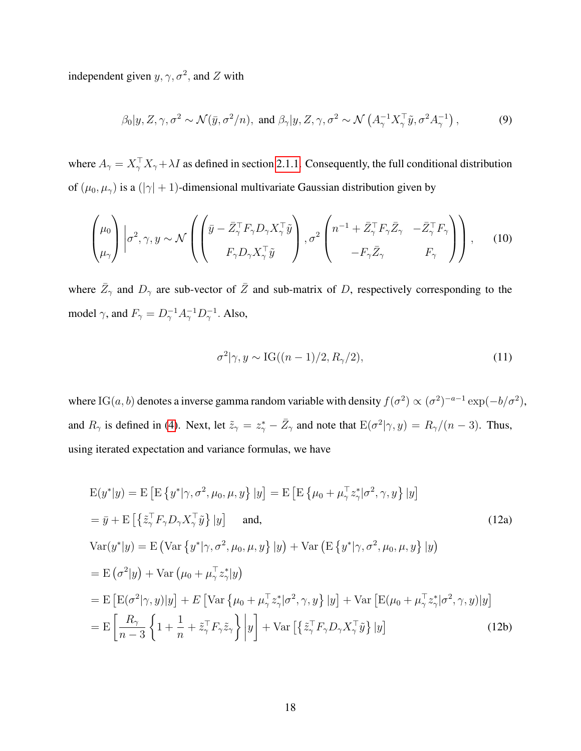independent given $y, \gamma, \sigma^2$, and $Z$ with

$$
\beta_0|y, Z, \gamma, \sigma^2 \sim \mathcal{N}(\bar{y}, \sigma^2/n), \text{ and } \beta_\gamma|y, Z, \gamma, \sigma^2 \sim \mathcal{N}\left(A_\gamma^{-1}X_\gamma^\top \tilde{y}, \sigma^2 A_\gamma^{-1}\right), \tag{9}
$$

where $A_\gamma = X_\gamma^\top X_\gamma + \lambda I$ as defined in section 2.1.1. Consequently, the full conditional distribution of $(\mu_0, \mu_\gamma)$ is a $(|\gamma|+1)$-dimensional multivariate Gaussian distribution given by

$$
\begin{pmatrix} \mu_0 \\ \mu_\gamma \end{pmatrix} \bigg| \sigma^2, \gamma, y \sim \mathcal{N}\left( \begin{pmatrix} \bar{y} - \bar{Z}_\gamma^\top F_\gamma D_\gamma X_\gamma^\top \tilde{y} \\ F_\gamma D_\gamma X_\gamma^\top \tilde{y} \end{pmatrix}, \sigma^2 \begin{pmatrix} n^{-1} + \bar{Z}_\gamma^\top F_\gamma \bar{Z}_\gamma & -\bar{Z}_\gamma^\top F_\gamma \\ -F_\gamma \bar{Z}_\gamma & F_\gamma \end{pmatrix} \right), \tag{10}
$$

where $\bar{Z}_\gamma$ and $D_\gamma$ are sub-vector of $\bar{Z}$ and sub-matrix of $D$, respectively corresponding to the model $\gamma$, and $F_\gamma = D_\gamma^{-1} A_\gamma^{-1} D_\gamma^{-1}$. Also,

$$
\sigma^2|\gamma, y \sim \text{IG}((n-1)/2, R_\gamma/2), \tag{11}
$$

where $\text{IG}(a, b)$ denotes a inverse gamma random variable with density $f(\sigma^2) \propto (\sigma^2)^{-a-1}\exp(-b/\sigma^2)$, and $R_\gamma$ is defined in (4). Next, let $\tilde{z}_\gamma = z_\gamma^* - \bar{Z}_\gamma$ and note that $\text{E}(\sigma^2|\gamma, y) = R_\gamma/(n-3)$. Thus, using iterated expectation and variance formulas, we have

$$
\begin{aligned}
\text{E}(y^*|y) &= \text{E}\left[\text{E}\left\{y^*|\gamma, \sigma^2, \mu_0, \mu, y\right\}|y\right] = \text{E}\left[\text{E}\left\{\mu_0 + \mu_\gamma^\top z_\gamma^*|\sigma^2, \gamma, y\right\}|y\right] \\
&= \bar{y} + \text{E}\left[\left\{\tilde{z}_\gamma^\top F_\gamma D_\gamma X_\gamma^\top \tilde{y}\right\}|y\right] \quad \text{and,} \qquad\qquad (12\text{a}) \\
\text{Var}(y^*|y) &= \text{E}\left(\text{Var}\left\{y^*|\gamma, \sigma^2, \mu_0, \mu, y\right\}|y\right) + \text{Var}\left(\text{E}\left\{y^*|\gamma, \sigma^2, \mu_0, \mu, y\right\}|y\right) \\
&= \text{E}\left(\sigma^2|y\right) + \text{Var}\left(\mu_0 + \mu_\gamma^\top z_\gamma^*|y\right) \\
&= \text{E}\left[\text{E}(\sigma^2|\gamma, y)|y\right] + E\left[\text{Var}\left\{\mu_0 + \mu_\gamma^\top z_\gamma^*|\sigma^2, \gamma, y\right\}|y\right] + \text{Var}\left[\text{E}(\mu_0 + \mu_\gamma^\top z_\gamma^*|\sigma^2, \gamma, y)|y\right] \\
&= \text{E}\left[\frac{R_\gamma}{n-3}\left\{1 + \frac{1}{n} + \tilde{z}_\gamma^\top F_\gamma \tilde{z}_\gamma\right\}\bigg|y\right] + \text{Var}\left[\left\{\tilde{z}_\gamma^\top F_\gamma D_\gamma X_\gamma^\top \tilde{y}\right\}|y\right] \qquad (12\text{b})
\end{aligned}
$$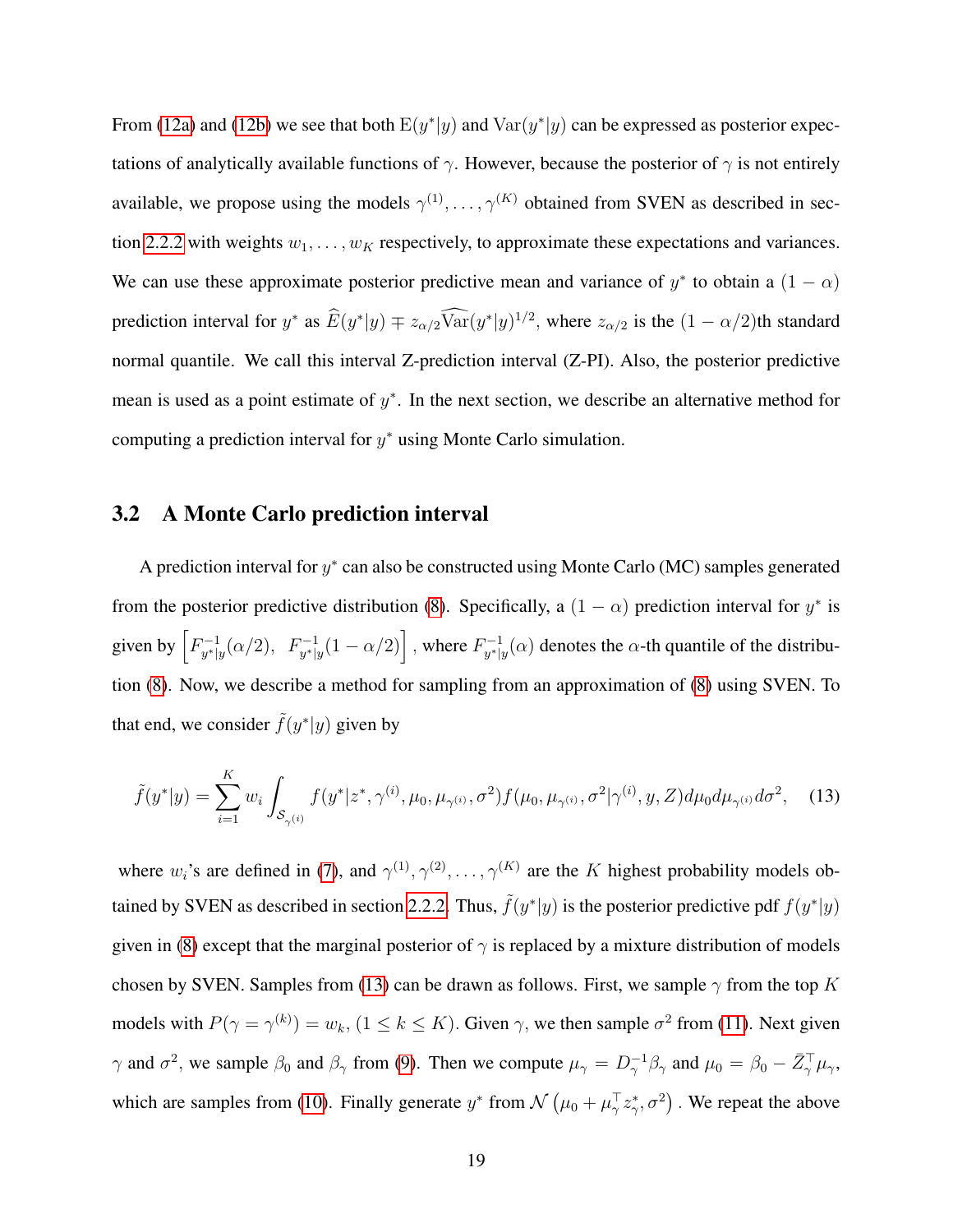From (12a) and (12b) we see that both $\mathrm{E}(y^*|y)$ and $\mathrm{Var}(y^*|y)$ can be expressed as posterior expectations of analytically available functions of $\gamma$. However, because the posterior of $\gamma$ is not entirely available, we propose using the models $\gamma^{(1)}, \ldots, \gamma^{(K)}$ obtained from SVEN as described in section 2.2.2 with weights $w_1, \ldots, w_K$ respectively, to approximate these expectations and variances. We can use these approximate posterior predictive mean and variance of $y^*$ to obtain a $(1-\alpha)$ prediction interval for $y^*$ as $\widehat{E}(y^*|y) \mp z_{\alpha/2}\widehat{\mathrm{Var}}(y^*|y)^{1/2}$, where $z_{\alpha/2}$ is the $(1-\alpha/2)$th standard normal quantile. We call this interval Z-prediction interval (Z-PI). Also, the posterior predictive mean is used as a point estimate of $y^*$. In the next section, we describe an alternative method for computing a prediction interval for $y^*$ using Monte Carlo simulation.

## 3.2 A Monte Carlo prediction interval

A prediction interval for $y^*$ can also be constructed using Monte Carlo (MC) samples generated from the posterior predictive distribution (8). Specifically, a $(1-\alpha)$ prediction interval for $y^*$ is given by $\left[F^{-1}_{y^*|y}(\alpha/2),\ \ F^{-1}_{y^*|y}(1-\alpha/2)\right]$, where $F^{-1}_{y^*|y}(\alpha)$ denotes the $\alpha$-th quantile of the distribution (8). Now, we describe a method for sampling from an approximation of (8) using SVEN. To that end, we consider $\tilde{f}(y^*|y)$ given by

$$\tilde{f}(y^*|y) = \sum_{i=1}^{K} w_i \int_{\mathcal{S}_{\gamma^{(i)}}} f(y^*|z^*, \gamma^{(i)}, \mu_0, \mu_{\gamma^{(i)}}, \sigma^2) f(\mu_0, \mu_{\gamma^{(i)}}, \sigma^2|\gamma^{(i)}, y, Z) d\mu_0 d\mu_{\gamma^{(i)}} d\sigma^2, \quad (13)$$

where $w_i$'s are defined in (7), and $\gamma^{(1)}, \gamma^{(2)}, \ldots, \gamma^{(K)}$ are the $K$ highest probability models obtained by SVEN as described in section 2.2.2. Thus, $\tilde{f}(y^*|y)$ is the posterior predictive pdf $f(y^*|y)$ given in (8) except that the marginal posterior of $\gamma$ is replaced by a mixture distribution of models chosen by SVEN. Samples from (13) can be drawn as follows. First, we sample $\gamma$ from the top $K$ models with $P(\gamma = \gamma^{(k)}) = w_k$, $(1 \leq k \leq K)$. Given $\gamma$, we then sample $\sigma^2$ from (11). Next given $\gamma$ and $\sigma^2$, we sample $\beta_0$ and $\beta_\gamma$ from (9). Then we compute $\mu_\gamma = D_\gamma^{-1}\beta_\gamma$ and $\mu_0 = \beta_0 - \bar{Z}_\gamma^\top \mu_\gamma$, which are samples from (10). Finally generate $y^*$ from $\mathcal{N}\left(\mu_0 + \mu_\gamma^\top z_\gamma^*, \sigma^2\right)$. We repeat the above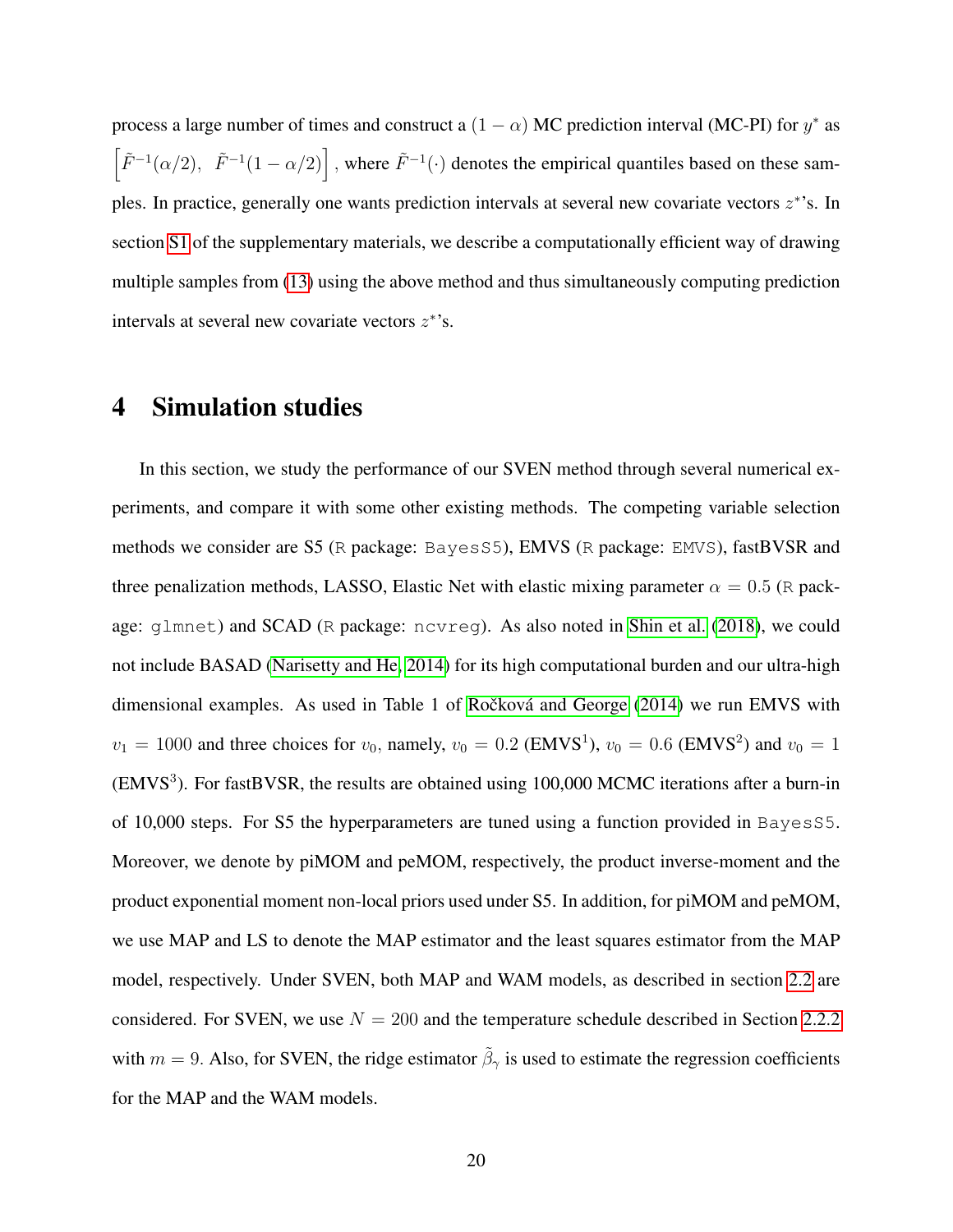process a large number of times and construct a $(1-\alpha)$ MC prediction interval (MC-PI) for $y^*$ as $\left[\tilde{F}^{-1}(\alpha/2),\ \ \tilde{F}^{-1}(1-\alpha/2)\right]$, where $\tilde{F}^{-1}(\cdot)$ denotes the empirical quantiles based on these samples. In practice, generally one wants prediction intervals at several new covariate vectors $z^*$'s. In section S1 of the supplementary materials, we describe a computationally efficient way of drawing multiple samples from (13) using the above method and thus simultaneously computing prediction intervals at several new covariate vectors $z^*$'s.

# 4 Simulation studies

In this section, we study the performance of our SVEN method through several numerical experiments, and compare it with some other existing methods. The competing variable selection methods we consider are S5 (R package: `BayesS5`), EMVS (R package: `EMVS`), fastBVSR and three penalization methods, LASSO, Elastic Net with elastic mixing parameter $\alpha = 0.5$ (R package: `glmnet`) and SCAD (R package: `ncvreg`). As also noted in Shin et al. (2018), we could not include BASAD (Narisetty and He, 2014) for its high computational burden and our ultra-high dimensional examples. As used in Table 1 of Ročková and George (2014) we run EMVS with $v_1 = 1000$ and three choices for $v_0$, namely, $v_0 = 0.2$ (EMVS$^1$), $v_0 = 0.6$ (EMVS$^2$) and $v_0 = 1$ (EMVS$^3$). For fastBVSR, the results are obtained using 100,000 MCMC iterations after a burn-in of 10,000 steps. For S5 the hyperparameters are tuned using a function provided in `BayesS5`. Moreover, we denote by piMOM and peMOM, respectively, the product inverse-moment and the product exponential moment non-local priors used under S5. In addition, for piMOM and peMOM, we use MAP and LS to denote the MAP estimator and the least squares estimator from the MAP model, respectively. Under SVEN, both MAP and WAM models, as described in section 2.2 are considered. For SVEN, we use $N = 200$ and the temperature schedule described in Section 2.2.2 with $m = 9$. Also, for SVEN, the ridge estimator $\tilde{\beta}_\gamma$ is used to estimate the regression coefficients for the MAP and the WAM models.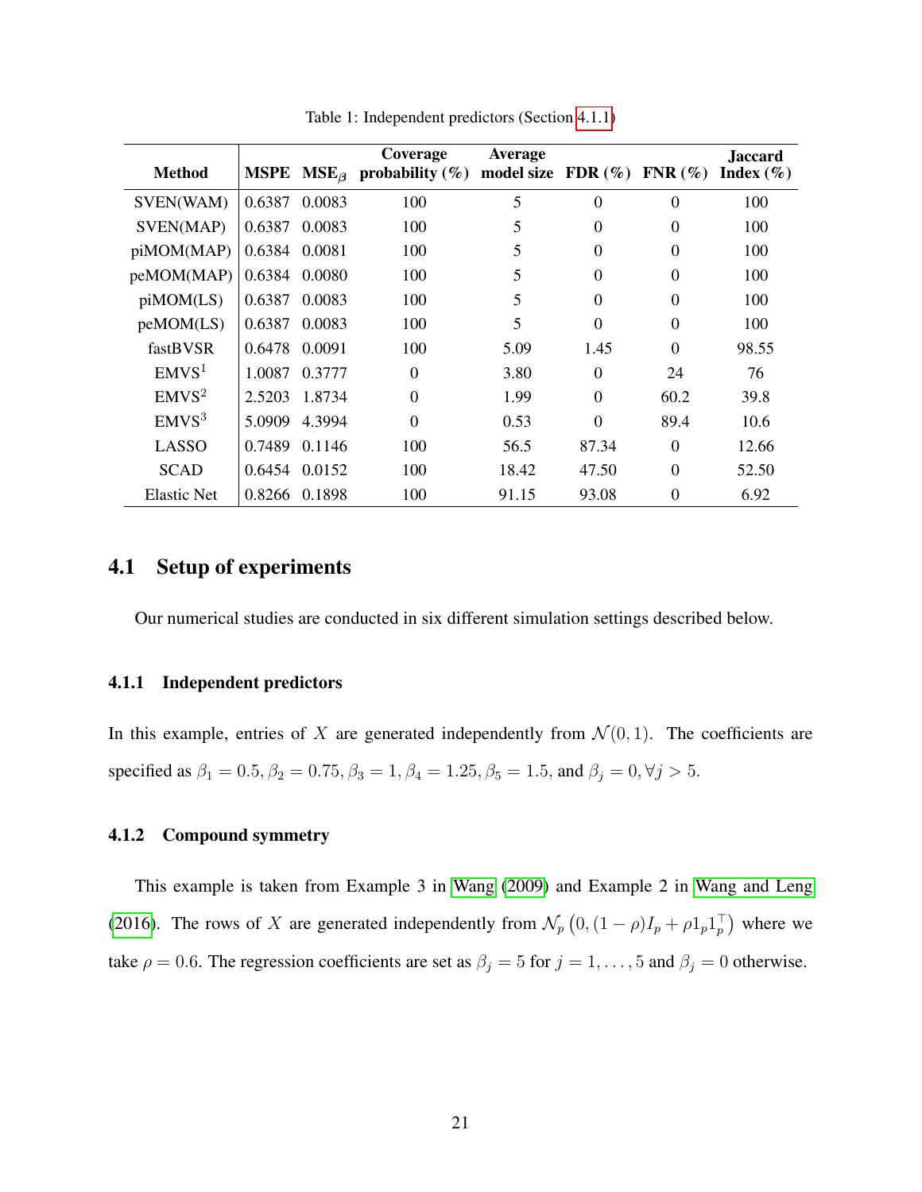Table 1: Independent predictors (Section 4.1.1)

| Method | MSPE | $\text{MSE}_\beta$ | Coverage probability (%) | Average model size | FDR (%) | FNR (%) | Jaccard Index (%) |
|---|---|---|---|---|---|---|---|
| SVEN(WAM) | 0.6387 | 0.0083 | 100 | 5 | 0 | 0 | 100 |
| SVEN(MAP) | 0.6387 | 0.0083 | 100 | 5 | 0 | 0 | 100 |
| piMOM(MAP) | 0.6384 | 0.0081 | 100 | 5 | 0 | 0 | 100 |
| peMOM(MAP) | 0.6384 | 0.0080 | 100 | 5 | 0 | 0 | 100 |
| piMOM(LS) | 0.6387 | 0.0083 | 100 | 5 | 0 | 0 | 100 |
| peMOM(LS) | 0.6387 | 0.0083 | 100 | 5 | 0 | 0 | 100 |
| fastBVSR | 0.6478 | 0.0091 | 100 | 5.09 | 1.45 | 0 | 98.55 |
| EMVS[1] | 1.0087 | 0.3777 | 0 | 3.80 | 0 | 24 | 76 |
| EMVS[2] | 2.5203 | 1.8734 | 0 | 1.99 | 0 | 60.2 | 39.8 |
| EMVS[3] | 5.0909 | 4.3994 | 0 | 0.53 | 0 | 89.4 | 10.6 |
| LASSO | 0.7489 | 0.1146 | 100 | 56.5 | 87.34 | 0 | 12.66 |
| SCAD | 0.6454 | 0.0152 | 100 | 18.42 | 47.50 | 0 | 52.50 |
| Elastic Net | 0.8266 | 0.1898 | 100 | 91.15 | 93.08 | 0 | 6.92 |

## 4.1 Setup of experiments

Our numerical studies are conducted in six different simulation settings described below.

### 4.1.1 Independent predictors

In this example, entries of $X$ are generated independently from $\mathcal{N}(0, 1)$. The coefficients are specified as $\beta_1 = 0.5, \beta_2 = 0.75, \beta_3 = 1, \beta_4 = 1.25, \beta_5 = 1.5$, and $\beta_j = 0, \forall j > 5$.

### 4.1.2 Compound symmetry

This example is taken from Example 3 in Wang (2009) and Example 2 in Wang and Leng (2016). The rows of $X$ are generated independently from $\mathcal{N}_p\left(0, (1-\rho)I_p + \rho 1_p 1_p^\top\right)$ where we take $\rho = 0.6$. The regression coefficients are set as $\beta_j = 5$ for $j = 1, \ldots, 5$ and $\beta_j = 0$ otherwise.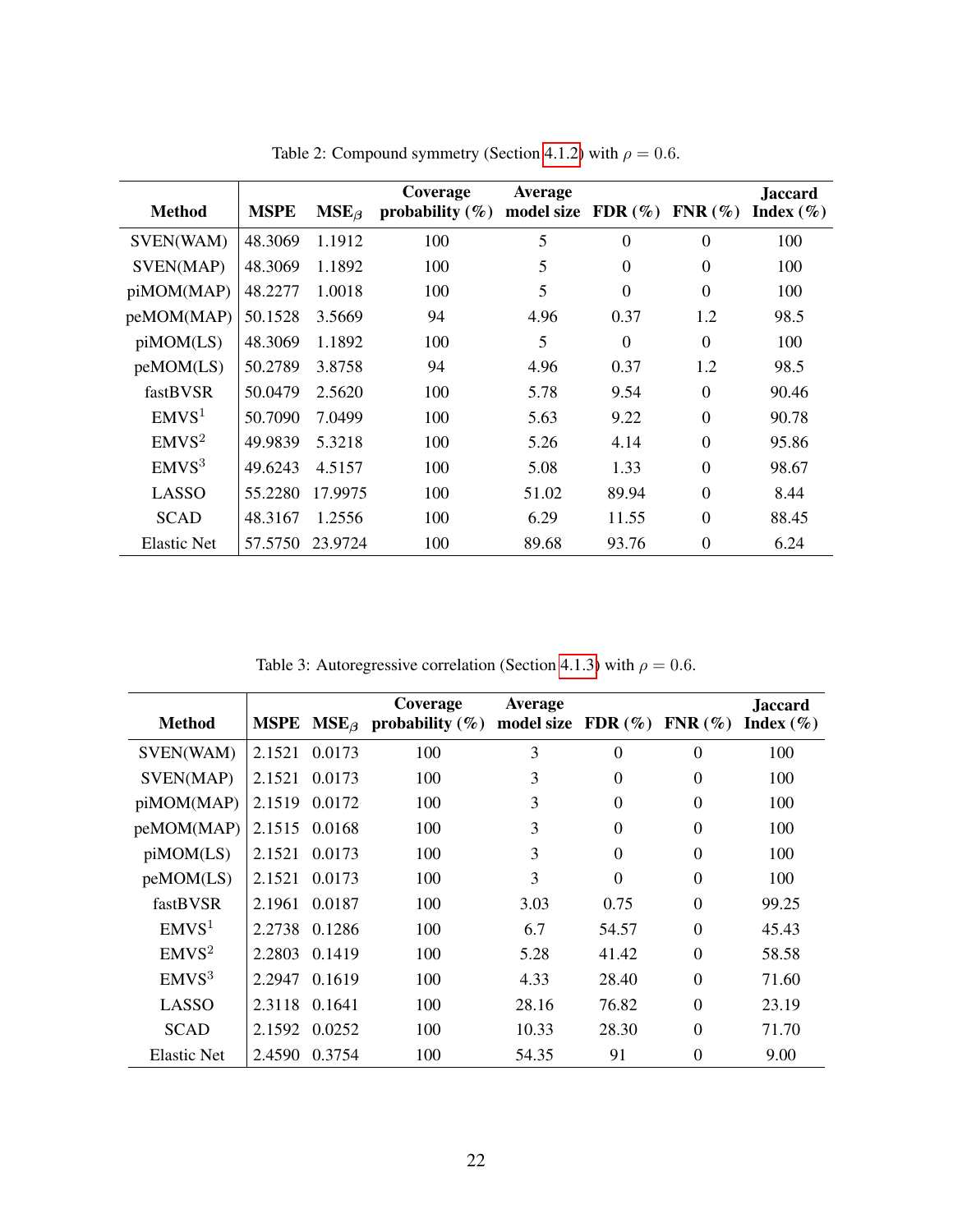Table 2: Compound symmetry (Section 4.1.2) with $\rho = 0.6$.

| Method | MSPE | $\text{MSE}_\beta$ | Coverage probability (%) | Average model size | FDR (%) | FNR (%) | Jaccard Index (%) |
|---|---|---|---|---|---|---|---|
| SVEN(WAM) | 48.3069 | 1.1912 | 100 | 5 | 0 | 0 | 100 |
| SVEN(MAP) | 48.3069 | 1.1892 | 100 | 5 | 0 | 0 | 100 |
| piMOM(MAP) | 48.2277 | 1.0018 | 100 | 5 | 0 | 0 | 100 |
| peMOM(MAP) | 50.1528 | 3.5669 | 94 | 4.96 | 0.37 | 1.2 | 98.5 |
| piMOM(LS) | 48.3069 | 1.1892 | 100 | 5 | 0 | 0 | 100 |
| peMOM(LS) | 50.2789 | 3.8758 | 94 | 4.96 | 0.37 | 1.2 | 98.5 |
| fastBVSR | 50.0479 | 2.5620 | 100 | 5.78 | 9.54 | 0 | 90.46 |
| EMVS[1] | 50.7090 | 7.0499 | 100 | 5.63 | 9.22 | 0 | 90.78 |
| EMVS[2] | 49.9839 | 5.3218 | 100 | 5.26 | 4.14 | 0 | 95.86 |
| EMVS[3] | 49.6243 | 4.5157 | 100 | 5.08 | 1.33 | 0 | 98.67 |
| LASSO | 55.2280 | 17.9975 | 100 | 51.02 | 89.94 | 0 | 8.44 |
| SCAD | 48.3167 | 1.2556 | 100 | 6.29 | 11.55 | 0 | 88.45 |
| Elastic Net | 57.5750 | 23.9724 | 100 | 89.68 | 93.76 | 0 | 6.24 |

Table 3: Autoregressive correlation (Section 4.1.3) with $\rho = 0.6$.

| Method | MSPE | $\text{MSE}_\beta$ | Coverage probability (%) | Average model size | FDR (%) | FNR (%) | Jaccard Index (%) |
|---|---|---|---|---|---|---|---|
| SVEN(WAM) | 2.1521 | 0.0173 | 100 | 3 | 0 | 0 | 100 |
| SVEN(MAP) | 2.1521 | 0.0173 | 100 | 3 | 0 | 0 | 100 |
| piMOM(MAP) | 2.1519 | 0.0172 | 100 | 3 | 0 | 0 | 100 |
| peMOM(MAP) | 2.1515 | 0.0168 | 100 | 3 | 0 | 0 | 100 |
| piMOM(LS) | 2.1521 | 0.0173 | 100 | 3 | 0 | 0 | 100 |
| peMOM(LS) | 2.1521 | 0.0173 | 100 | 3 | 0 | 0 | 100 |
| fastBVSR | 2.1961 | 0.0187 | 100 | 3.03 | 0.75 | 0 | 99.25 |
| EMVS[1] | 2.2738 | 0.1286 | 100 | 6.7 | 54.57 | 0 | 45.43 |
| EMVS[2] | 2.2803 | 0.1419 | 100 | 5.28 | 41.42 | 0 | 58.58 |
| EMVS[3] | 2.2947 | 0.1619 | 100 | 4.33 | 28.40 | 0 | 71.60 |
| LASSO | 2.3118 | 0.1641 | 100 | 28.16 | 76.82 | 0 | 23.19 |
| SCAD | 2.1592 | 0.0252 | 100 | 10.33 | 28.30 | 0 | 71.70 |
| Elastic Net | 2.4590 | 0.3754 | 100 | 54.35 | 91 | 0 | 9.00 |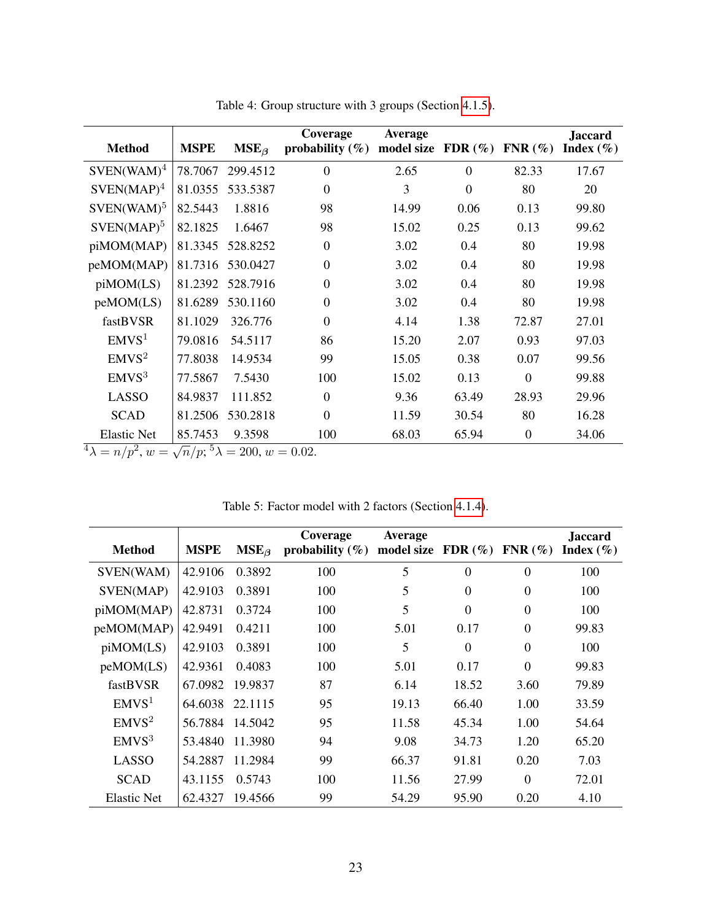Table 4: Group structure with 3 groups (Section 4.1.5).

| Method | MSPE | MSE$_\beta$ | Coverage probability (%) | Average model size | FDR (%) | FNR (%) | Jaccard Index (%) |
|---|---|---|---|---|---|---|---|
| SVEN(WAM)[4] | 78.7067 | 299.4512 | 0 | 2.65 | 0 | 82.33 | 17.67 |
| SVEN(MAP)[4] | 81.0355 | 533.5387 | 0 | 3 | 0 | 80 | 20 |
| SVEN(WAM)[5] | 82.5443 | 1.8816 | 98 | 14.99 | 0.06 | 0.13 | 99.80 |
| SVEN(MAP)[5] | 82.1825 | 1.6467 | 98 | 15.02 | 0.25 | 0.13 | 99.62 |
| piMOM(MAP) | 81.3345 | 528.8252 | 0 | 3.02 | 0.4 | 80 | 19.98 |
| peMOM(MAP) | 81.7316 | 530.0427 | 0 | 3.02 | 0.4 | 80 | 19.98 |
| piMOM(LS) | 81.2392 | 528.7916 | 0 | 3.02 | 0.4 | 80 | 19.98 |
| peMOM(LS) | 81.6289 | 530.1160 | 0 | 3.02 | 0.4 | 80 | 19.98 |
| fastBVSR | 81.1029 | 326.776 | 0 | 4.14 | 1.38 | 72.87 | 27.01 |
| EMVS[1] | 79.0816 | 54.5117 | 86 | 15.20 | 2.07 | 0.93 | 97.03 |
| EMVS[2] | 77.8038 | 14.9534 | 99 | 15.05 | 0.38 | 0.07 | 99.56 |
| EMVS[3] | 77.5867 | 7.5430 | 100 | 15.02 | 0.13 | 0 | 99.88 |
| LASSO | 84.9837 | 111.852 | 0 | 9.36 | 63.49 | 28.93 | 29.96 |
| SCAD | 81.2506 | 530.2818 | 0 | 11.59 | 30.54 | 80 | 16.28 |
| Elastic Net | 85.7453 | 9.3598 | 100 | 68.03 | 65.94 | 0 | 34.06 |

[4] $\lambda = n/p^2$, $w = \sqrt{n/p}$; [5] $\lambda = 200$, $w = 0.02$.

Table 5: Factor model with 2 factors (Section 4.1.4).

| Method | MSPE | MSE$_\beta$ | Coverage probability (%) | Average model size | FDR (%) | FNR (%) | Jaccard Index (%) |
|---|---|---|---|---|---|---|---|
| SVEN(WAM) | 42.9106 | 0.3892 | 100 | 5 | 0 | 0 | 100 |
| SVEN(MAP) | 42.9103 | 0.3891 | 100 | 5 | 0 | 0 | 100 |
| piMOM(MAP) | 42.8731 | 0.3724 | 100 | 5 | 0 | 0 | 100 |
| peMOM(MAP) | 42.9491 | 0.4211 | 100 | 5.01 | 0.17 | 0 | 99.83 |
| piMOM(LS) | 42.9103 | 0.3891 | 100 | 5 | 0 | 0 | 100 |
| peMOM(LS) | 42.9361 | 0.4083 | 100 | 5.01 | 0.17 | 0 | 99.83 |
| fastBVSR | 67.0982 | 19.9837 | 87 | 6.14 | 18.52 | 3.60 | 79.89 |
| EMVS[1] | 64.6038 | 22.1115 | 95 | 19.13 | 66.40 | 1.00 | 33.59 |
| EMVS[2] | 56.7884 | 14.5042 | 95 | 11.58 | 45.34 | 1.00 | 54.64 |
| EMVS[3] | 53.4840 | 11.3980 | 94 | 9.08 | 34.73 | 1.20 | 65.20 |
| LASSO | 54.2887 | 11.2984 | 99 | 66.37 | 91.81 | 0.20 | 7.03 |
| SCAD | 43.1155 | 0.5743 | 100 | 11.56 | 27.99 | 0 | 72.01 |
| Elastic Net | 62.4327 | 19.4566 | 99 | 54.29 | 95.90 | 0.20 | 4.10 |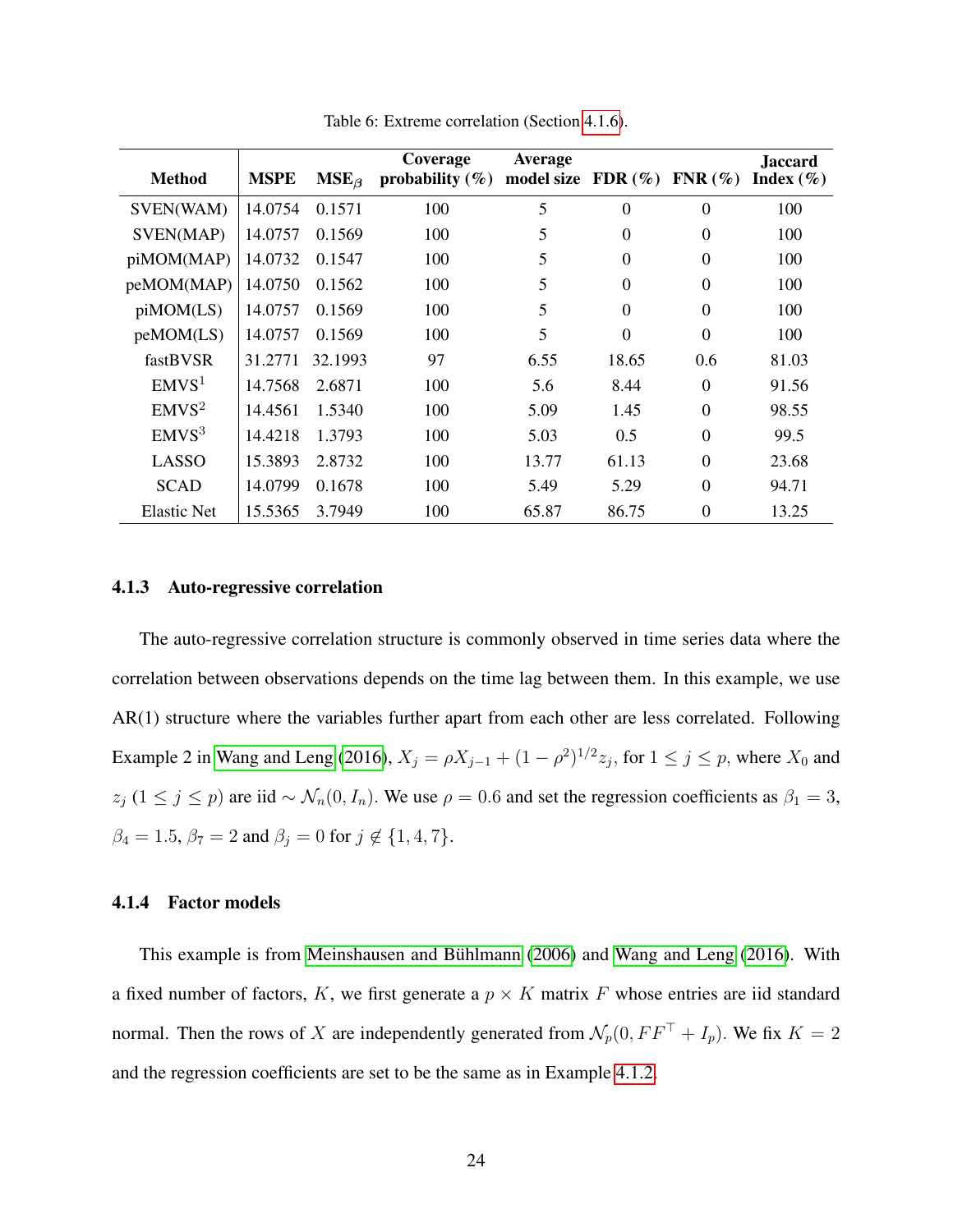Table 6: Extreme correlation (Section 4.1.6).

| Method | MSPE | MSE$_\beta$ | Coverage probability (%) | Average model size | FDR (%) | FNR (%) | Jaccard Index (%) |
|---|---|---|---|---|---|---|---|
| SVEN(WAM) | 14.0754 | 0.1571 | 100 | 5 | 0 | 0 | 100 |
| SVEN(MAP) | 14.0757 | 0.1569 | 100 | 5 | 0 | 0 | 100 |
| piMOM(MAP) | 14.0732 | 0.1547 | 100 | 5 | 0 | 0 | 100 |
| peMOM(MAP) | 14.0750 | 0.1562 | 100 | 5 | 0 | 0 | 100 |
| piMOM(LS) | 14.0757 | 0.1569 | 100 | 5 | 0 | 0 | 100 |
| peMOM(LS) | 14.0757 | 0.1569 | 100 | 5 | 0 | 0 | 100 |
| fastBVSR | 31.2771 | 32.1993 | 97 | 6.55 | 18.65 | 0.6 | 81.03 |
| EMVS[1] | 14.7568 | 2.6871 | 100 | 5.6 | 8.44 | 0 | 91.56 |
| EMVS[2] | 14.4561 | 1.5340 | 100 | 5.09 | 1.45 | 0 | 98.55 |
| EMVS[3] | 14.4218 | 1.3793 | 100 | 5.03 | 0.5 | 0 | 99.5 |
| LASSO | 15.3893 | 2.8732 | 100 | 13.77 | 61.13 | 0 | 23.68 |
| SCAD | 14.0799 | 0.1678 | 100 | 5.49 | 5.29 | 0 | 94.71 |
| Elastic Net | 15.5365 | 3.7949 | 100 | 65.87 | 86.75 | 0 | 13.25 |

### 4.1.3 Auto-regressive correlation

The auto-regressive correlation structure is commonly observed in time series data where the correlation between observations depends on the time lag between them. In this example, we use AR(1) structure where the variables further apart from each other are less correlated. Following Example 2 in Wang and Leng (2016), $X_j = \rho X_{j-1} + (1-\rho^2)^{1/2} z_j$, for $1 \le j \le p$, where $X_0$ and $z_j$ $(1 \le j \le p)$ are iid $\sim \mathcal{N}_n(0, I_n)$. We use $\rho = 0.6$ and set the regression coefficients as $\beta_1 = 3$, $\beta_4 = 1.5$, $\beta_7 = 2$ and $\beta_j = 0$ for $j \notin \{1, 4, 7\}$.

### 4.1.4 Factor models

This example is from Meinshausen and Bühlmann (2006) and Wang and Leng (2016). With a fixed number of factors, $K$, we first generate a $p \times K$ matrix $F$ whose entries are iid standard normal. Then the rows of $X$ are independently generated from $\mathcal{N}_p(0, FF^\top + I_p)$. We fix $K = 2$ and the regression coefficients are set to be the same as in Example 4.1.2.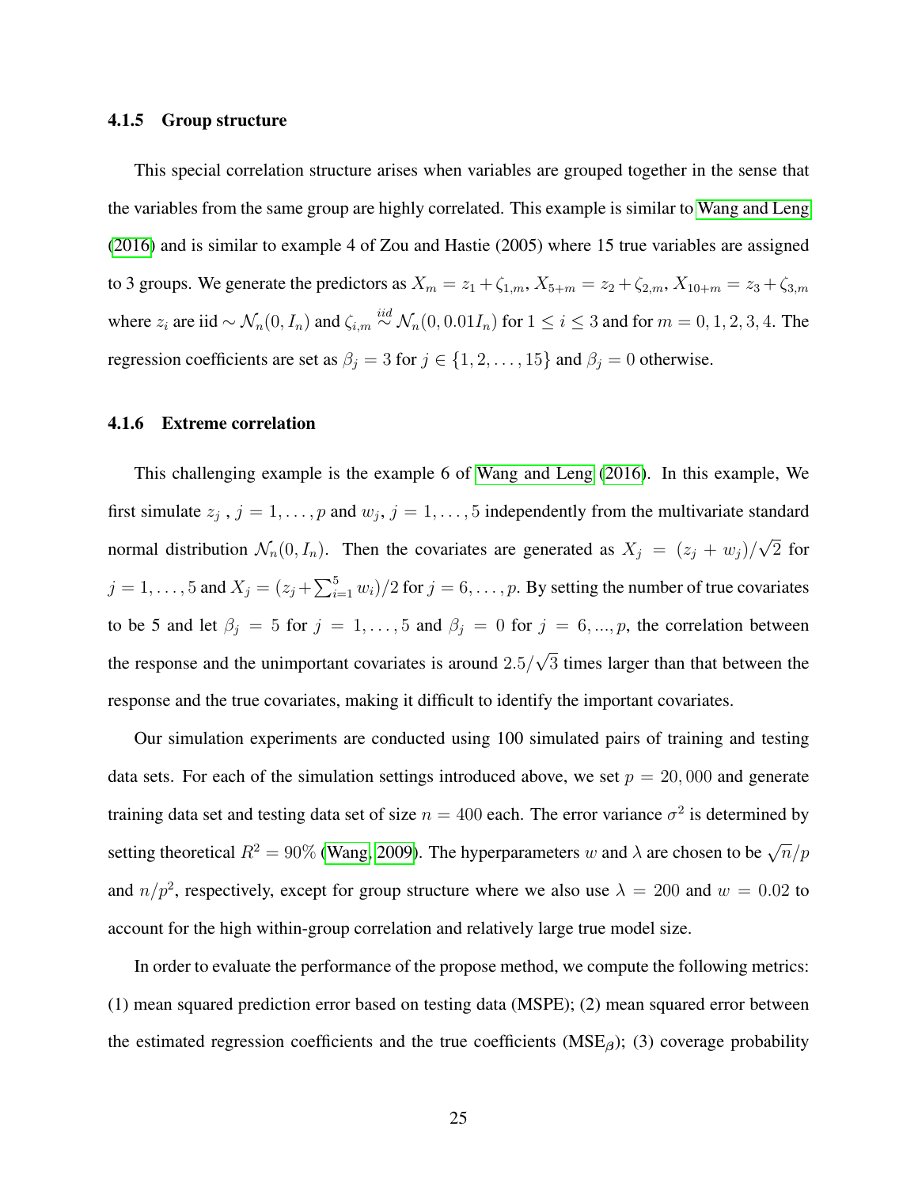#### 4.1.5 Group structure

This special correlation structure arises when variables are grouped together in the sense that the variables from the same group are highly correlated. This example is similar to Wang and Leng (2016) and is similar to example 4 of Zou and Hastie (2005) where 15 true variables are assigned to 3 groups. We generate the predictors as $X_m = z_1 + \zeta_{1,m}$, $X_{5+m} = z_2 + \zeta_{2,m}$, $X_{10+m} = z_3 + \zeta_{3,m}$ where $z_i$ are iid $\sim \mathcal{N}_n(0, I_n)$ and $\zeta_{i,m} \overset{iid}{\sim} \mathcal{N}_n(0, 0.01 I_n)$ for $1 \leq i \leq 3$ and for $m = 0, 1, 2, 3, 4$. The regression coefficients are set as $\beta_j = 3$ for $j \in \{1, 2, \ldots, 15\}$ and $\beta_j = 0$ otherwise.

#### 4.1.6 Extreme correlation

This challenging example is the example 6 of Wang and Leng (2016). In this example, We first simulate $z_j$ , $j = 1, \ldots, p$ and $w_j$, $j = 1, \ldots, 5$ independently from the multivariate standard normal distribution $\mathcal{N}_n(0, I_n)$. Then the covariates are generated as $X_j = (z_j + w_j)/\sqrt{2}$ for $j = 1, \ldots, 5$ and $X_j = (z_j + \sum_{i=1}^{5} w_i)/2$ for $j = 6, \ldots, p$. By setting the number of true covariates to be 5 and let $\beta_j = 5$ for $j = 1, \ldots, 5$ and $\beta_j = 0$ for $j = 6, ..., p$, the correlation between the response and the unimportant covariates is around $2.5/\sqrt{3}$ times larger than that between the response and the true covariates, making it difficult to identify the important covariates.

Our simulation experiments are conducted using 100 simulated pairs of training and testing data sets. For each of the simulation settings introduced above, we set $p = 20,000$ and generate training data set and testing data set of size $n = 400$ each. The error variance $\sigma^2$ is determined by setting theoretical $R^2 = 90\%$ (Wang, 2009). The hyperparameters $w$ and $\lambda$ are chosen to be $\sqrt{n}/p$ and $n/p^2$, respectively, except for group structure where we also use $\lambda = 200$ and $w = 0.02$ to account for the high within-group correlation and relatively large true model size.

In order to evaluate the performance of the propose method, we compute the following metrics: (1) mean squared prediction error based on testing data (MSPE); (2) mean squared error between the estimated regression coefficients and the true coefficients ($\text{MSE}_{\boldsymbol{\beta}}$); (3) coverage probability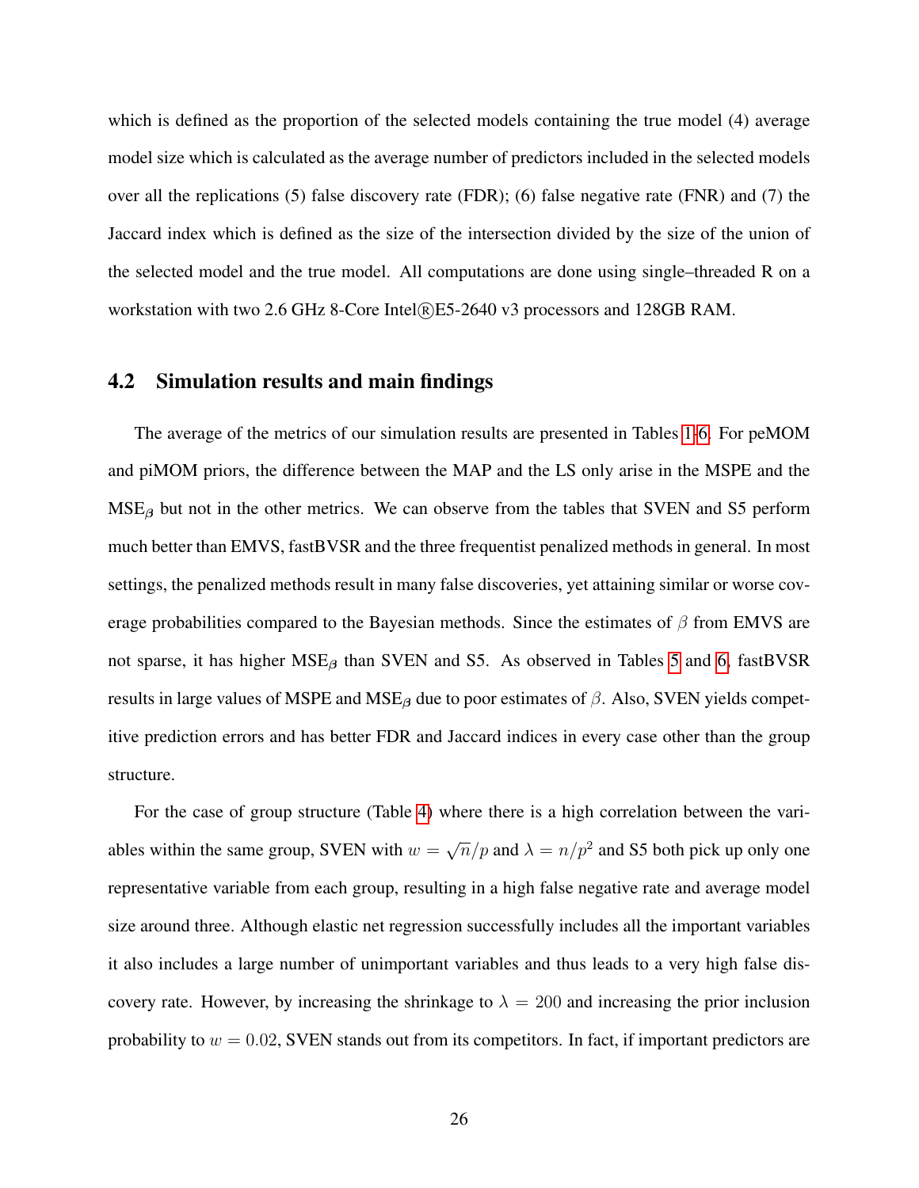which is defined as the proportion of the selected models containing the true model (4) average model size which is calculated as the average number of predictors included in the selected models over all the replications (5) false discovery rate (FDR); (6) false negative rate (FNR) and (7) the Jaccard index which is defined as the size of the intersection divided by the size of the union of the selected model and the true model. All computations are done using single–threaded R on a workstation with two 2.6 GHz 8-Core Intel®E5-2640 v3 processors and 128GB RAM.

## 4.2 Simulation results and main findings

The average of the metrics of our simulation results are presented in Tables 1-6. For peMOM and piMOM priors, the difference between the MAP and the LS only arise in the MSPE and the $\text{MSE}_{\beta}$ but not in the other metrics. We can observe from the tables that SVEN and S5 perform much better than EMVS, fastBVSR and the three frequentist penalized methods in general. In most settings, the penalized methods result in many false discoveries, yet attaining similar or worse coverage probabilities compared to the Bayesian methods. Since the estimates of $\beta$ from EMVS are not sparse, it has higher $\text{MSE}_{\beta}$ than SVEN and S5. As observed in Tables 5 and 6, fastBVSR results in large values of MSPE and $\text{MSE}_{\beta}$ due to poor estimates of $\beta$. Also, SVEN yields competitive prediction errors and has better FDR and Jaccard indices in every case other than the group structure.

For the case of group structure (Table 4) where there is a high correlation between the variables within the same group, SVEN with $w = \sqrt{n}/p$ and $\lambda = n/p^2$ and S5 both pick up only one representative variable from each group, resulting in a high false negative rate and average model size around three. Although elastic net regression successfully includes all the important variables it also includes a large number of unimportant variables and thus leads to a very high false discovery rate. However, by increasing the shrinkage to $\lambda = 200$ and increasing the prior inclusion probability to $w = 0.02$, SVEN stands out from its competitors. In fact, if important predictors are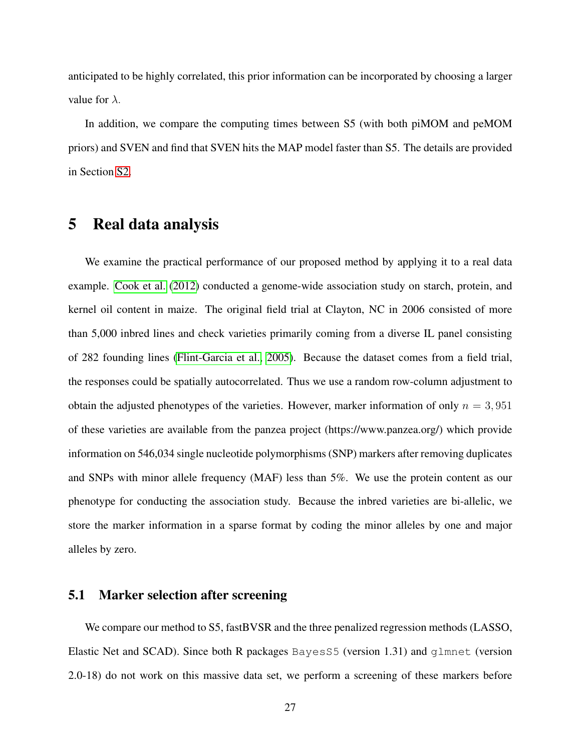anticipated to be highly correlated, this prior information can be incorporated by choosing a larger value for $\lambda$.

In addition, we compare the computing times between S5 (with both piMOM and peMOM priors) and SVEN and find that SVEN hits the MAP model faster than S5. The details are provided in Section S2.

# 5 Real data analysis

We examine the practical performance of our proposed method by applying it to a real data example. Cook et al. (2012) conducted a genome-wide association study on starch, protein, and kernel oil content in maize. The original field trial at Clayton, NC in 2006 consisted of more than 5,000 inbred lines and check varieties primarily coming from a diverse IL panel consisting of 282 founding lines (Flint-Garcia et al., 2005). Because the dataset comes from a field trial, the responses could be spatially autocorrelated. Thus we use a random row-column adjustment to obtain the adjusted phenotypes of the varieties. However, marker information of only $n = 3,951$ of these varieties are available from the panzea project (https://www.panzea.org/) which provide information on 546,034 single nucleotide polymorphisms (SNP) markers after removing duplicates and SNPs with minor allele frequency (MAF) less than 5%. We use the protein content as our phenotype for conducting the association study. Because the inbred varieties are bi-allelic, we store the marker information in a sparse format by coding the minor alleles by one and major alleles by zero.

## 5.1 Marker selection after screening

We compare our method to S5, fastBVSR and the three penalized regression methods (LASSO, Elastic Net and SCAD). Since both R packages `BayesS5` (version 1.31) and `glmnet` (version 2.0-18) do not work on this massive data set, we perform a screening of these markers before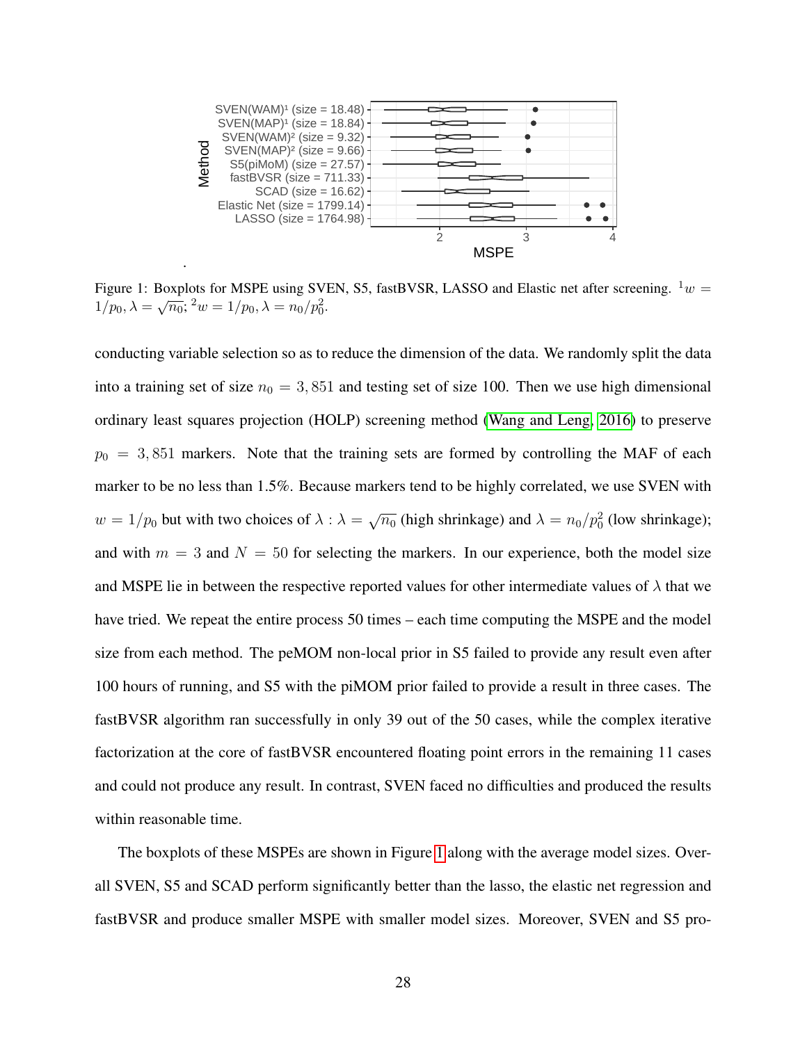Figure 1: Boxplots for MSPE using SVEN, S5, fastBVSR, LASSO and Elastic net after screening. [1] $w = 1/p_0, \lambda = \sqrt{n_0}$; [2] $w = 1/p_0, \lambda = n_0/p_0^2$.

conducting variable selection so as to reduce the dimension of the data. We randomly split the data into a training set of size $n_0 = 3,851$ and testing set of size 100. Then we use high dimensional ordinary least squares projection (HOLP) screening method (Wang and Leng, 2016) to preserve $p_0 = 3,851$ markers. Note that the training sets are formed by controlling the MAF of each marker to be no less than 1.5%. Because markers tend to be highly correlated, we use SVEN with $w = 1/p_0$ but with two choices of $\lambda : \lambda = \sqrt{n_0}$ (high shrinkage) and $\lambda = n_0/p_0^2$ (low shrinkage); and with $m = 3$ and $N = 50$ for selecting the markers. In our experience, both the model size and MSPE lie in between the respective reported values for other intermediate values of $\lambda$ that we have tried. We repeat the entire process 50 times – each time computing the MSPE and the model size from each method. The peMOM non-local prior in S5 failed to provide any result even after 100 hours of running, and S5 with the piMOM prior failed to provide a result in three cases. The fastBVSR algorithm ran successfully in only 39 out of the 50 cases, while the complex iterative factorization at the core of fastBVSR encountered floating point errors in the remaining 11 cases and could not produce any result. In contrast, SVEN faced no difficulties and produced the results within reasonable time.

The boxplots of these MSPEs are shown in Figure 1 along with the average model sizes. Overall SVEN, S5 and SCAD perform significantly better than the lasso, the elastic net regression and fastBVSR and produce smaller MSPE with smaller model sizes. Moreover, SVEN and S5 pro-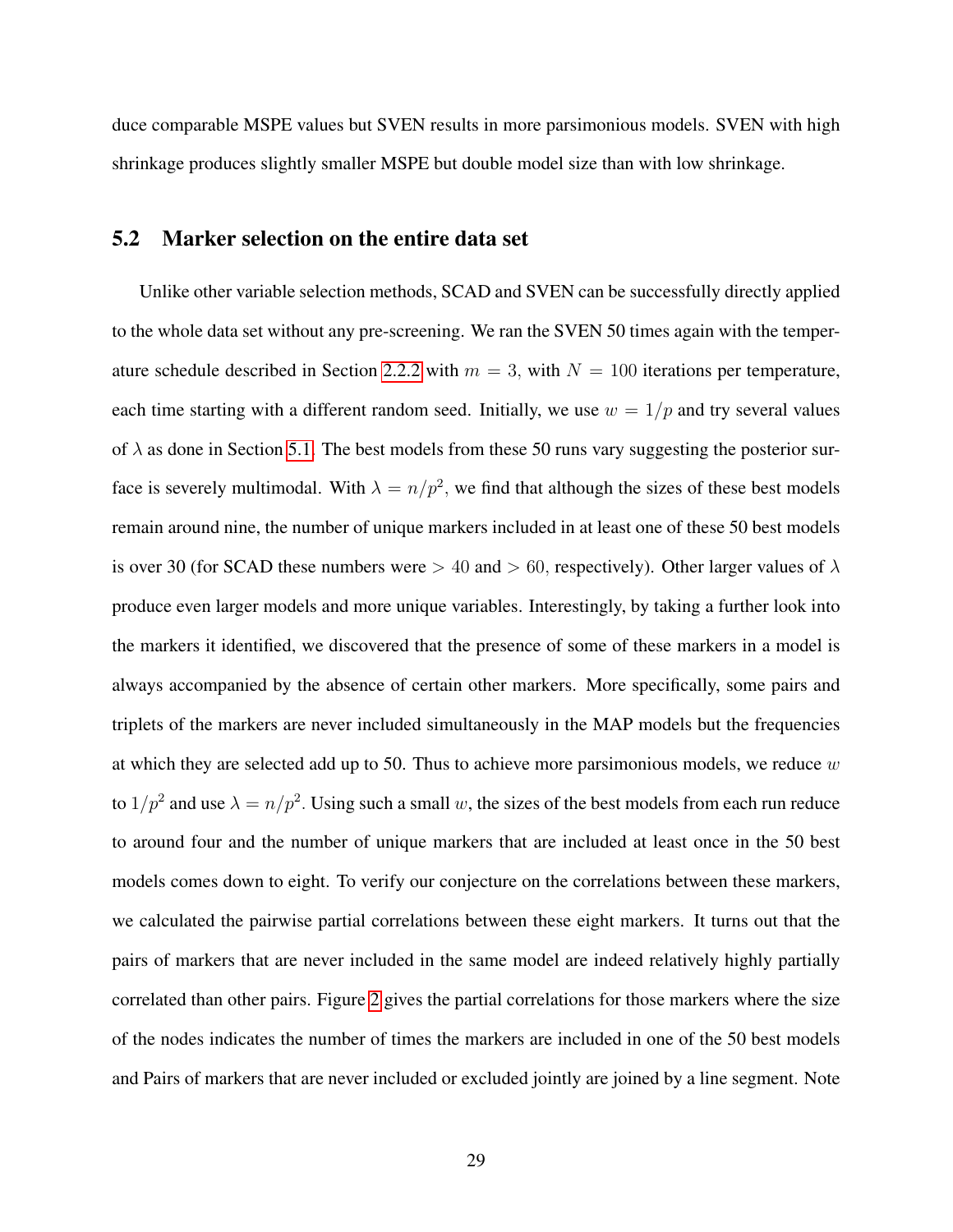duce comparable MSPE values but SVEN results in more parsimonious models. SVEN with high shrinkage produces slightly smaller MSPE but double model size than with low shrinkage.

## 5.2 Marker selection on the entire data set

Unlike other variable selection methods, SCAD and SVEN can be successfully directly applied to the whole data set without any pre-screening. We ran the SVEN 50 times again with the temperature schedule described in Section 2.2.2 with $m = 3$, with $N = 100$ iterations per temperature, each time starting with a different random seed. Initially, we use $w = 1/p$ and try several values of $\lambda$ as done in Section 5.1. The best models from these 50 runs vary suggesting the posterior surface is severely multimodal. With $\lambda = n/p^2$, we find that although the sizes of these best models remain around nine, the number of unique markers included in at least one of these 50 best models is over 30 (for SCAD these numbers were $> 40$ and $> 60$, respectively). Other larger values of $\lambda$ produce even larger models and more unique variables. Interestingly, by taking a further look into the markers it identified, we discovered that the presence of some of these markers in a model is always accompanied by the absence of certain other markers. More specifically, some pairs and triplets of the markers are never included simultaneously in the MAP models but the frequencies at which they are selected add up to 50. Thus to achieve more parsimonious models, we reduce $w$ to $1/p^2$ and use $\lambda = n/p^2$. Using such a small $w$, the sizes of the best models from each run reduce to around four and the number of unique markers that are included at least once in the 50 best models comes down to eight. To verify our conjecture on the correlations between these markers, we calculated the pairwise partial correlations between these eight markers. It turns out that the pairs of markers that are never included in the same model are indeed relatively highly partially correlated than other pairs. Figure 2 gives the partial correlations for those markers where the size of the nodes indicates the number of times the markers are included in one of the 50 best models and Pairs of markers that are never included or excluded jointly are joined by a line segment. Note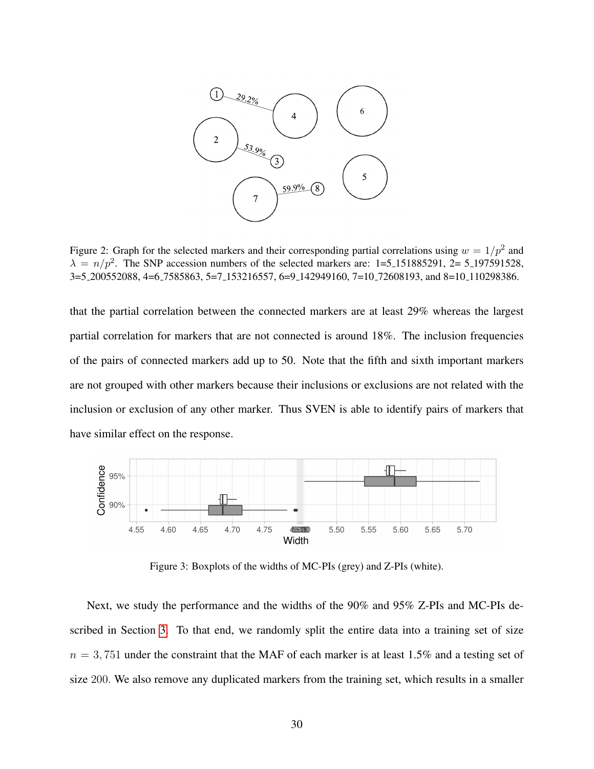Figure 2: Graph for the selected markers and their corresponding partial correlations using $w = 1/p^2$ and $\lambda = n/p^2$. The SNP accession numbers of the selected markers are: 1=5_151885291, 2= 5_197591528, 3=5_200552088, 4=6_7585863, 5=7_153216557, 6=9_142949160, 7=10_72608193, and 8=10_110298386.

that the partial correlation between the connected markers are at least 29% whereas the largest partial correlation for markers that are not connected is around 18%. The inclusion frequencies of the pairs of connected markers add up to 50. Note that the fifth and sixth important markers are not grouped with other markers because their inclusions or exclusions are not related with the inclusion or exclusion of any other marker. Thus SVEN is able to identify pairs of markers that have similar effect on the response.

Figure 3: Boxplots of the widths of MC-PIs (grey) and Z-PIs (white).

Next, we study the performance and the widths of the 90% and 95% Z-PIs and MC-PIs described in Section 3. To that end, we randomly split the entire data into a training set of size $n = 3,751$ under the constraint that the MAF of each marker is at least 1.5% and a testing set of size 200. We also remove any duplicated markers from the training set, which results in a smaller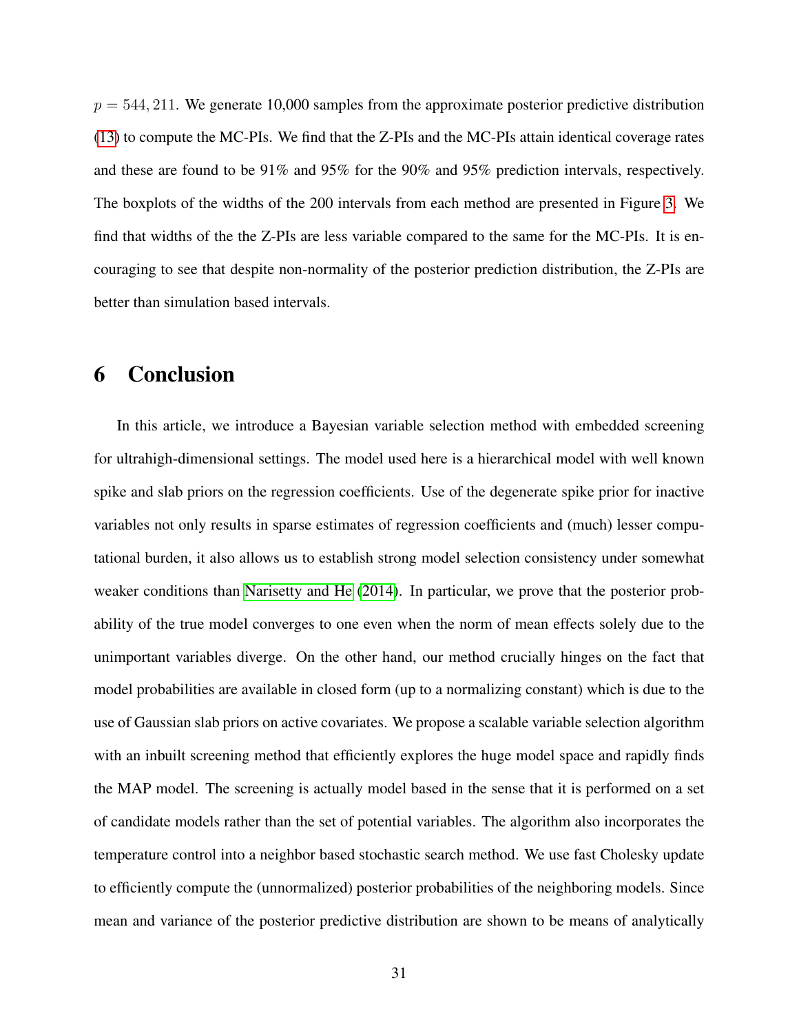$p = 544,211$. We generate 10,000 samples from the approximate posterior predictive distribution (13) to compute the MC-PIs. We find that the Z-PIs and the MC-PIs attain identical coverage rates and these are found to be 91% and 95% for the 90% and 95% prediction intervals, respectively. The boxplots of the widths of the 200 intervals from each method are presented in Figure 3. We find that widths of the the Z-PIs are less variable compared to the same for the MC-PIs. It is encouraging to see that despite non-normality of the posterior prediction distribution, the Z-PIs are better than simulation based intervals.

# 6 Conclusion

In this article, we introduce a Bayesian variable selection method with embedded screening for ultrahigh-dimensional settings. The model used here is a hierarchical model with well known spike and slab priors on the regression coefficients. Use of the degenerate spike prior for inactive variables not only results in sparse estimates of regression coefficients and (much) lesser computational burden, it also allows us to establish strong model selection consistency under somewhat weaker conditions than Narisetty and He (2014). In particular, we prove that the posterior probability of the true model converges to one even when the norm of mean effects solely due to the unimportant variables diverge. On the other hand, our method crucially hinges on the fact that model probabilities are available in closed form (up to a normalizing constant) which is due to the use of Gaussian slab priors on active covariates. We propose a scalable variable selection algorithm with an inbuilt screening method that efficiently explores the huge model space and rapidly finds the MAP model. The screening is actually model based in the sense that it is performed on a set of candidate models rather than the set of potential variables. The algorithm also incorporates the temperature control into a neighbor based stochastic search method. We use fast Cholesky update to efficiently compute the (unnormalized) posterior probabilities of the neighboring models. Since mean and variance of the posterior predictive distribution are shown to be means of analytically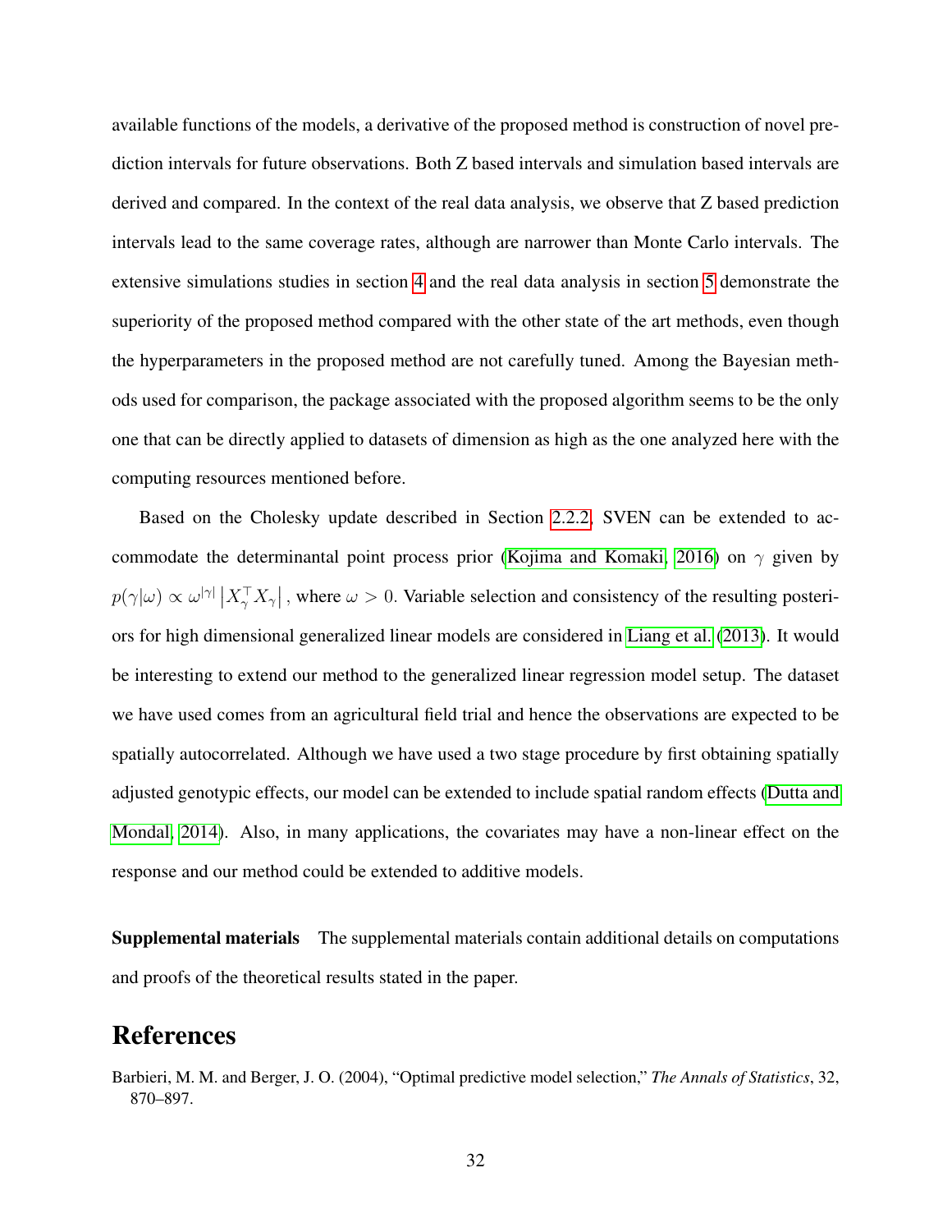available functions of the models, a derivative of the proposed method is construction of novel prediction intervals for future observations. Both Z based intervals and simulation based intervals are derived and compared. In the context of the real data analysis, we observe that Z based prediction intervals lead to the same coverage rates, although are narrower than Monte Carlo intervals. The extensive simulations studies in section 4 and the real data analysis in section 5 demonstrate the superiority of the proposed method compared with the other state of the art methods, even though the hyperparameters in the proposed method are not carefully tuned. Among the Bayesian methods used for comparison, the package associated with the proposed algorithm seems to be the only one that can be directly applied to datasets of dimension as high as the one analyzed here with the computing resources mentioned before.

Based on the Cholesky update described in Section 2.2.2, SVEN can be extended to accommodate the determinantal point process prior (Kojima and Komaki, 2016) on $\gamma$ given by $p(\gamma|\omega) \propto \omega^{|\gamma|} \left|X_\gamma^\top X_\gamma\right|$, where $\omega > 0$. Variable selection and consistency of the resulting posteriors for high dimensional generalized linear models are considered in Liang et al. (2013). It would be interesting to extend our method to the generalized linear regression model setup. The dataset we have used comes from an agricultural field trial and hence the observations are expected to be spatially autocorrelated. Although we have used a two stage procedure by first obtaining spatially adjusted genotypic effects, our model can be extended to include spatial random effects (Dutta and Mondal, 2014). Also, in many applications, the covariates may have a non-linear effect on the response and our method could be extended to additive models.

**Supplemental materials** The supplemental materials contain additional details on computations and proofs of the theoretical results stated in the paper.

# References

Barbieri, M. M. and Berger, J. O. (2004), "Optimal predictive model selection," *The Annals of Statistics*, 32, 870–897.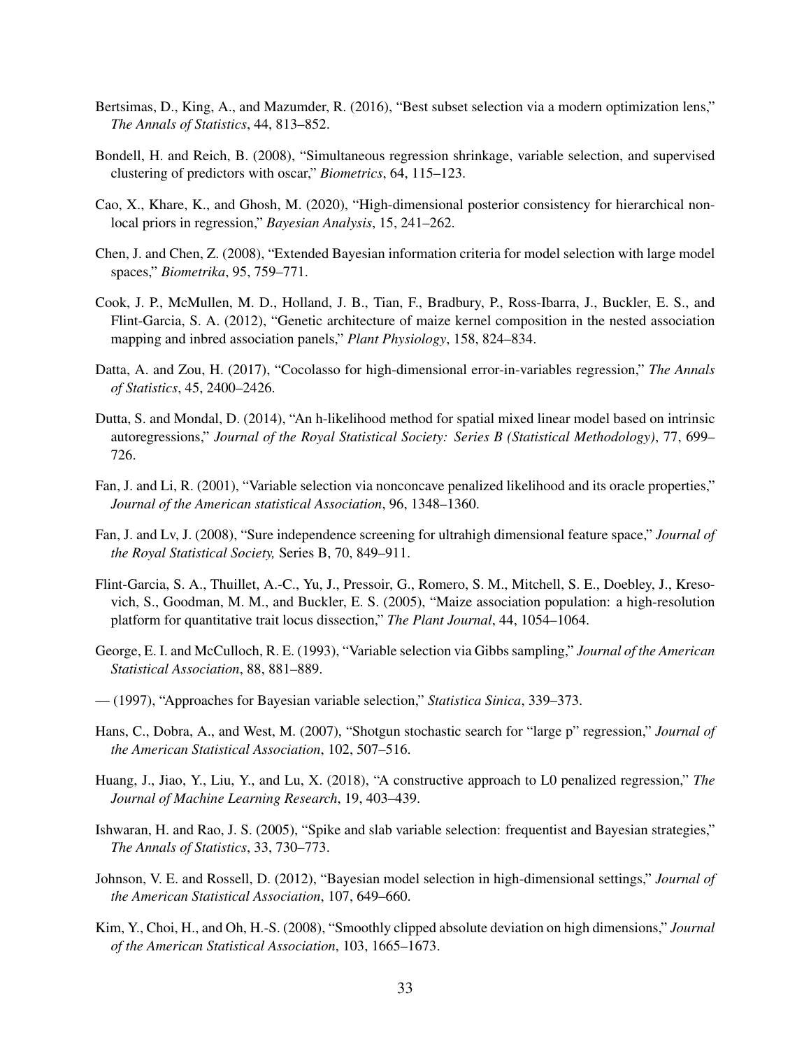Bertsimas, D., King, A., and Mazumder, R. (2016), "Best subset selection via a modern optimization lens," *The Annals of Statistics*, 44, 813–852.

Bondell, H. and Reich, B. (2008), "Simultaneous regression shrinkage, variable selection, and supervised clustering of predictors with oscar," *Biometrics*, 64, 115–123.

Cao, X., Khare, K., and Ghosh, M. (2020), "High-dimensional posterior consistency for hierarchical non-local priors in regression," *Bayesian Analysis*, 15, 241–262.

Chen, J. and Chen, Z. (2008), "Extended Bayesian information criteria for model selection with large model spaces," *Biometrika*, 95, 759–771.

Cook, J. P., McMullen, M. D., Holland, J. B., Tian, F., Bradbury, P., Ross-Ibarra, J., Buckler, E. S., and Flint-Garcia, S. A. (2012), "Genetic architecture of maize kernel composition in the nested association mapping and inbred association panels," *Plant Physiology*, 158, 824–834.

Datta, A. and Zou, H. (2017), "Cocolasso for high-dimensional error-in-variables regression," *The Annals of Statistics*, 45, 2400–2426.

Dutta, S. and Mondal, D. (2014), "An h-likelihood method for spatial mixed linear model based on intrinsic autoregressions," *Journal of the Royal Statistical Society: Series B (Statistical Methodology)*, 77, 699–726.

Fan, J. and Li, R. (2001), "Variable selection via nonconcave penalized likelihood and its oracle properties," *Journal of the American statistical Association*, 96, 1348–1360.

Fan, J. and Lv, J. (2008), "Sure independence screening for ultrahigh dimensional feature space," *Journal of the Royal Statistical Society,* Series B, 70, 849–911.

Flint-Garcia, S. A., Thuillet, A.-C., Yu, J., Pressoir, G., Romero, S. M., Mitchell, S. E., Doebley, J., Kresovich, S., Goodman, M. M., and Buckler, E. S. (2005), "Maize association population: a high-resolution platform for quantitative trait locus dissection," *The Plant Journal*, 44, 1054–1064.

George, E. I. and McCulloch, R. E. (1993), "Variable selection via Gibbs sampling," *Journal of the American Statistical Association*, 88, 881–889.

— (1997), "Approaches for Bayesian variable selection," *Statistica Sinica*, 339–373.

Hans, C., Dobra, A., and West, M. (2007), "Shotgun stochastic search for "large p" regression," *Journal of the American Statistical Association*, 102, 507–516.

Huang, J., Jiao, Y., Liu, Y., and Lu, X. (2018), "A constructive approach to L0 penalized regression," *The Journal of Machine Learning Research*, 19, 403–439.

Ishwaran, H. and Rao, J. S. (2005), "Spike and slab variable selection: frequentist and Bayesian strategies," *The Annals of Statistics*, 33, 730–773.

Johnson, V. E. and Rossell, D. (2012), "Bayesian model selection in high-dimensional settings," *Journal of the American Statistical Association*, 107, 649–660.

Kim, Y., Choi, H., and Oh, H.-S. (2008), "Smoothly clipped absolute deviation on high dimensions," *Journal of the American Statistical Association*, 103, 1665–1673.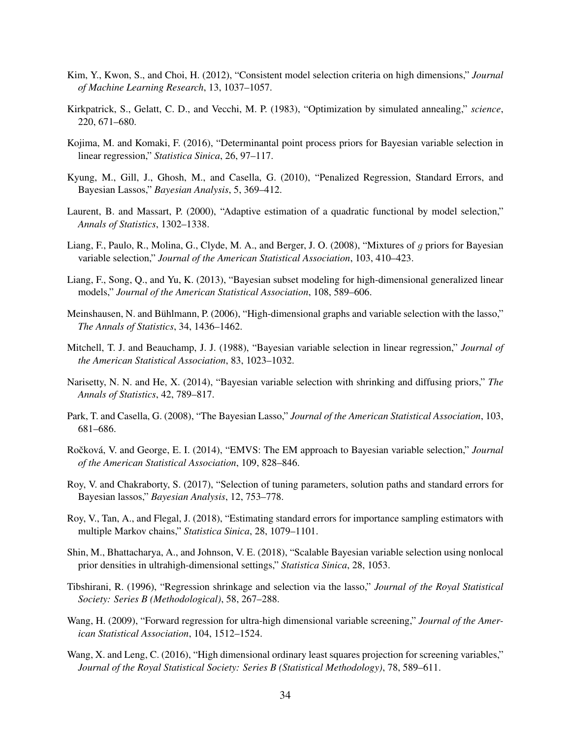Kim, Y., Kwon, S., and Choi, H. (2012), "Consistent model selection criteria on high dimensions," *Journal of Machine Learning Research*, 13, 1037–1057.

Kirkpatrick, S., Gelatt, C. D., and Vecchi, M. P. (1983), "Optimization by simulated annealing," *science*, 220, 671–680.

Kojima, M. and Komaki, F. (2016), "Determinantal point process priors for Bayesian variable selection in linear regression," *Statistica Sinica*, 26, 97–117.

Kyung, M., Gill, J., Ghosh, M., and Casella, G. (2010), "Penalized Regression, Standard Errors, and Bayesian Lassos," *Bayesian Analysis*, 5, 369–412.

Laurent, B. and Massart, P. (2000), "Adaptive estimation of a quadratic functional by model selection," *Annals of Statistics*, 1302–1338.

Liang, F., Paulo, R., Molina, G., Clyde, M. A., and Berger, J. O. (2008), "Mixtures of $g$ priors for Bayesian variable selection," *Journal of the American Statistical Association*, 103, 410–423.

Liang, F., Song, Q., and Yu, K. (2013), "Bayesian subset modeling for high-dimensional generalized linear models," *Journal of the American Statistical Association*, 108, 589–606.

Meinshausen, N. and Bühlmann, P. (2006), "High-dimensional graphs and variable selection with the lasso," *The Annals of Statistics*, 34, 1436–1462.

Mitchell, T. J. and Beauchamp, J. J. (1988), "Bayesian variable selection in linear regression," *Journal of the American Statistical Association*, 83, 1023–1032.

Narisetty, N. N. and He, X. (2014), "Bayesian variable selection with shrinking and diffusing priors," *The Annals of Statistics*, 42, 789–817.

Park, T. and Casella, G. (2008), "The Bayesian Lasso," *Journal of the American Statistical Association*, 103, 681–686.

Ročková, V. and George, E. I. (2014), "EMVS: The EM approach to Bayesian variable selection," *Journal of the American Statistical Association*, 109, 828–846.

Roy, V. and Chakraborty, S. (2017), "Selection of tuning parameters, solution paths and standard errors for Bayesian lassos," *Bayesian Analysis*, 12, 753–778.

Roy, V., Tan, A., and Flegal, J. (2018), "Estimating standard errors for importance sampling estimators with multiple Markov chains," *Statistica Sinica*, 28, 1079–1101.

Shin, M., Bhattacharya, A., and Johnson, V. E. (2018), "Scalable Bayesian variable selection using nonlocal prior densities in ultrahigh-dimensional settings," *Statistica Sinica*, 28, 1053.

Tibshirani, R. (1996), "Regression shrinkage and selection via the lasso," *Journal of the Royal Statistical Society: Series B (Methodological)*, 58, 267–288.

Wang, H. (2009), "Forward regression for ultra-high dimensional variable screening," *Journal of the American Statistical Association*, 104, 1512–1524.

Wang, X. and Leng, C. (2016), "High dimensional ordinary least squares projection for screening variables," *Journal of the Royal Statistical Society: Series B (Statistical Methodology)*, 78, 589–611.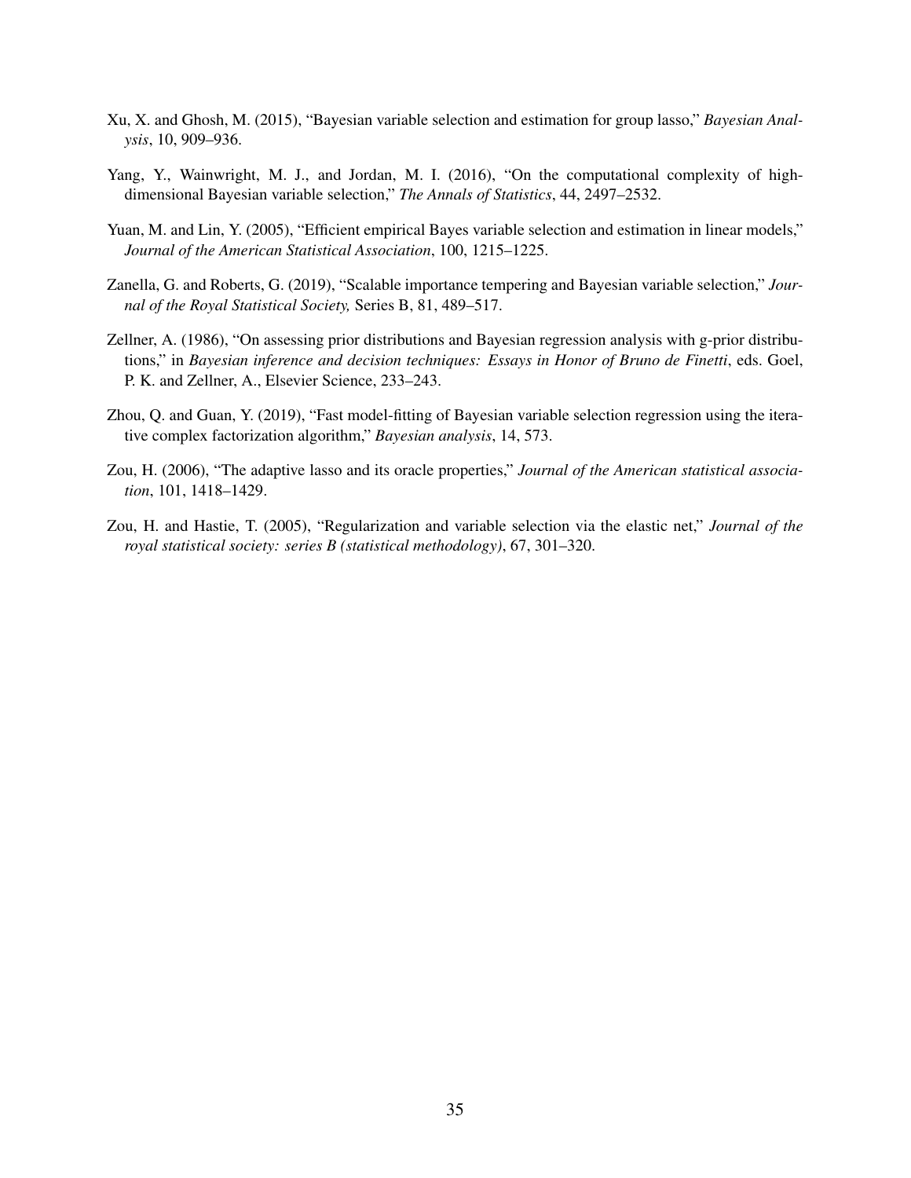Xu, X. and Ghosh, M. (2015), "Bayesian variable selection and estimation for group lasso," *Bayesian Analysis*, 10, 909–936.

Yang, Y., Wainwright, M. J., and Jordan, M. I. (2016), "On the computational complexity of high-dimensional Bayesian variable selection," *The Annals of Statistics*, 44, 2497–2532.

Yuan, M. and Lin, Y. (2005), "Efficient empirical Bayes variable selection and estimation in linear models," *Journal of the American Statistical Association*, 100, 1215–1225.

Zanella, G. and Roberts, G. (2019), "Scalable importance tempering and Bayesian variable selection," *Journal of the Royal Statistical Society,* Series B, 81, 489–517.

Zellner, A. (1986), "On assessing prior distributions and Bayesian regression analysis with g-prior distributions," in *Bayesian inference and decision techniques: Essays in Honor of Bruno de Finetti*, eds. Goel, P. K. and Zellner, A., Elsevier Science, 233–243.

Zhou, Q. and Guan, Y. (2019), "Fast model-fitting of Bayesian variable selection regression using the iterative complex factorization algorithm," *Bayesian analysis*, 14, 573.

Zou, H. (2006), "The adaptive lasso and its oracle properties," *Journal of the American statistical association*, 101, 1418–1429.

Zou, H. and Hastie, T. (2005), "Regularization and variable selection via the elastic net," *Journal of the royal statistical society: series B (statistical methodology)*, 67, 301–320.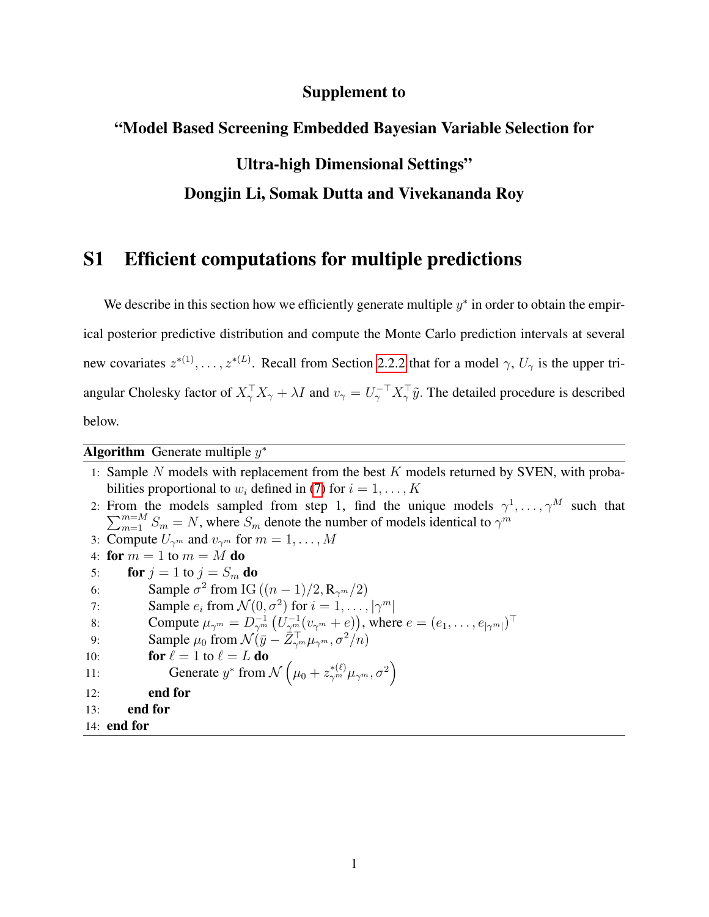# Supplement to

# "Model Based Screening Embedded Bayesian Variable Selection for Ultra-high Dimensional Settings"

### Dongjin Li, Somak Dutta and Vivekananda Roy

## S1 Efficient computations for multiple predictions

We describe in this section how we efficiently generate multiple $y^*$ in order to obtain the empirical posterior predictive distribution and compute the Monte Carlo prediction intervals at several new covariates $z^{*(1)}, \ldots, z^{*(L)}$. Recall from Section 2.2.2 that for a model $\gamma$, $U_\gamma$ is the upper triangular Cholesky factor of $X_\gamma^\top X_\gamma + \lambda I$ and $v_\gamma = U_\gamma^{-\top} X_\gamma^\top \tilde{y}$. The detailed procedure is described below.

**Algorithm** Generate multiple $y^*$

1: Sample $N$ models with replacement from the best $K$ models returned by SVEN, with probabilities proportional to $w_i$ defined in (7) for $i = 1, \ldots, K$

2: From the models sampled from step 1, find the unique models $\gamma^1, \ldots, \gamma^M$ such that $\sum_{m=1}^{m=M} S_m = N$, where $S_m$ denote the number of models identical to $\gamma^m$

3: Compute $U_{\gamma^m}$ and $v_{\gamma^m}$ for $m = 1, \ldots, M$

4: **for** $m = 1$ to $m = M$ **do**

5: &nbsp;&nbsp;&nbsp;&nbsp;**for** $j = 1$ to $j = S_m$ **do**

6: &nbsp;&nbsp;&nbsp;&nbsp;&nbsp;&nbsp;&nbsp;&nbsp;Sample $\sigma^2$ from IG $((n-1)/2, \mathrm{R}_{\gamma^m}/2)$

7: &nbsp;&nbsp;&nbsp;&nbsp;&nbsp;&nbsp;&nbsp;&nbsp;Sample $e_i$ from $\mathcal{N}(0, \sigma^2)$ for $i = 1, \ldots, |\gamma^m|$

8: &nbsp;&nbsp;&nbsp;&nbsp;&nbsp;&nbsp;&nbsp;&nbsp;Compute $\mu_{\gamma^m} = D_{\gamma^m}^{-1}\left(U_{\gamma^m}^{-1}(v_{\gamma^m} + e)\right)$, where $e = (e_1, \ldots, e_{|\gamma^m|})^\top$

9: &nbsp;&nbsp;&nbsp;&nbsp;&nbsp;&nbsp;&nbsp;&nbsp;Sample $\mu_0$ from $\mathcal{N}(\bar{y} - \bar{Z}_{\gamma^m}^\top \mu_{\gamma^m}, \sigma^2/n)$

10: &nbsp;&nbsp;&nbsp;&nbsp;&nbsp;&nbsp;&nbsp;**for** $\ell = 1$ to $\ell = L$ **do**

11: &nbsp;&nbsp;&nbsp;&nbsp;&nbsp;&nbsp;&nbsp;&nbsp;&nbsp;&nbsp;&nbsp;&nbsp;Generate $y^*$ from $\mathcal{N}\left(\mu_0 + z_{\gamma^m}^{*(\ell)} \mu_{\gamma^m}, \sigma^2\right)$

12: &nbsp;&nbsp;&nbsp;&nbsp;&nbsp;&nbsp;&nbsp;**end for**

13: &nbsp;&nbsp;&nbsp;**end for**

14: **end for**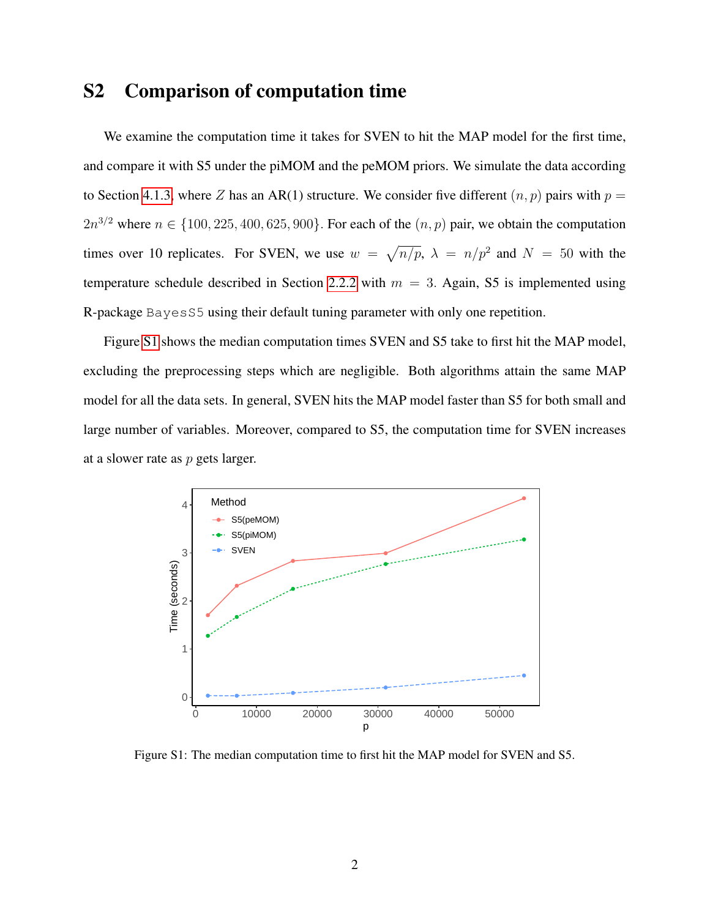## S2 Comparison of computation time

We examine the computation time it takes for SVEN to hit the MAP model for the first time, and compare it with S5 under the piMOM and the peMOM priors. We simulate the data according to Section 4.1.3, where $Z$ has an AR(1) structure. We consider five different $(n, p)$ pairs with $p = 2n^{3/2}$ where $n \in \{100, 225, 400, 625, 900\}$. For each of the $(n, p)$ pair, we obtain the computation times over 10 replicates. For SVEN, we use $w = \sqrt{n/p}$, $\lambda = n/p^2$ and $N = 50$ with the temperature schedule described in Section 2.2.2 with $m = 3$. Again, S5 is implemented using R-package `BayesS5` using their default tuning parameter with only one repetition.

Figure S1 shows the median computation times SVEN and S5 take to first hit the MAP model, excluding the preprocessing steps which are negligible. Both algorithms attain the same MAP model for all the data sets. In general, SVEN hits the MAP model faster than S5 for both small and large number of variables. Moreover, compared to S5, the computation time for SVEN increases at a slower rate as $p$ gets larger.

Figure S1: The median computation time to first hit the MAP model for SVEN and S5.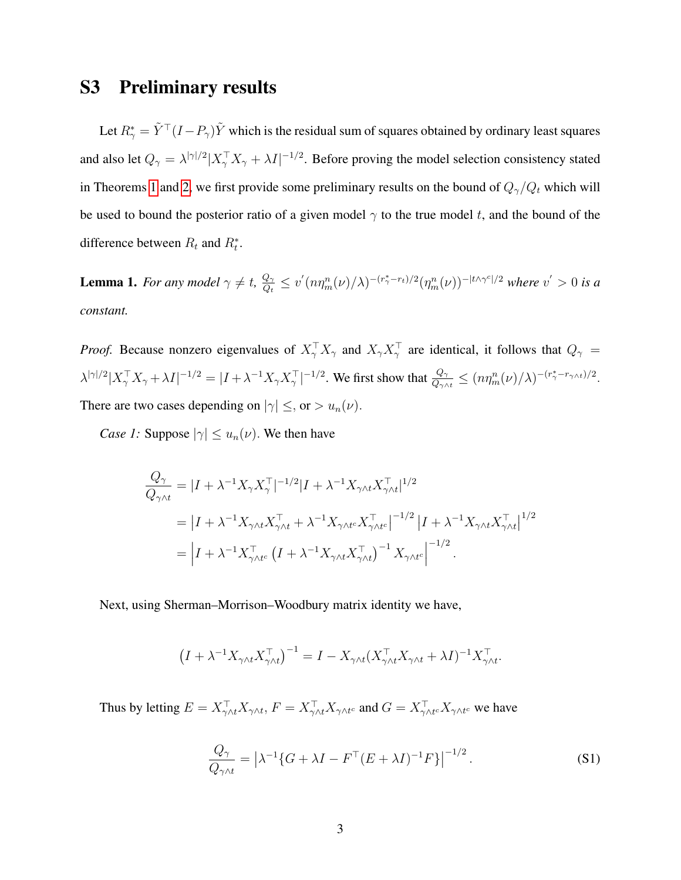# S3 Preliminary results

Let $R^*_\gamma = \tilde{Y}^\top(I - P_\gamma)\tilde{Y}$ which is the residual sum of squares obtained by ordinary least squares and also let $Q_\gamma = \lambda^{|\gamma|/2}|X_\gamma^\top X_\gamma + \lambda I|^{-1/2}$. Before proving the model selection consistency stated in Theorems 1 and 2, we first provide some preliminary results on the bound of $Q_\gamma/Q_t$ which will be used to bound the posterior ratio of a given model $\gamma$ to the true model $t$, and the bound of the difference between $R_t$ and $R^*_t$.

**Lemma 1.** *For any model $\gamma \neq t$, $\frac{Q_\gamma}{Q_t} \leq v'(n\eta_m^n(\nu)/\lambda)^{-(r^*_\gamma - r_t)/2}(\eta_m^n(\nu))^{-|t\wedge\gamma^c|/2}$ where $v' > 0$ is a constant.*

*Proof.* Because nonzero eigenvalues of $X_\gamma^\top X_\gamma$ and $X_\gamma X_\gamma^\top$ are identical, it follows that $Q_\gamma = \lambda^{|\gamma|/2}|X_\gamma^\top X_\gamma + \lambda I|^{-1/2} = |I + \lambda^{-1}X_\gamma X_\gamma^\top|^{-1/2}$. We first show that $\frac{Q_\gamma}{Q_{\gamma\wedge t}} \leq (n\eta_m^n(\nu)/\lambda)^{-(r^*_\gamma - r_{\gamma\wedge t})/2}$. There are two cases depending on $|\gamma| \leq$, or $> u_n(\nu)$.

*Case 1:* Suppose $|\gamma| \leq u_n(\nu)$. We then have

$$
\begin{aligned}
\frac{Q_\gamma}{Q_{\gamma\wedge t}} &= |I + \lambda^{-1}X_\gamma X_\gamma^\top|^{-1/2}|I + \lambda^{-1}X_{\gamma\wedge t}X_{\gamma\wedge t}^\top|^{1/2} \\
&= \left|I + \lambda^{-1}X_{\gamma\wedge t}X_{\gamma\wedge t}^\top + \lambda^{-1}X_{\gamma\wedge t^c}X_{\gamma\wedge t^c}^\top\right|^{-1/2}\left|I + \lambda^{-1}X_{\gamma\wedge t}X_{\gamma\wedge t}^\top\right|^{1/2} \\
&= \left|I + \lambda^{-1}X_{\gamma\wedge t^c}^\top\left(I + \lambda^{-1}X_{\gamma\wedge t}X_{\gamma\wedge t}^\top\right)^{-1}X_{\gamma\wedge t^c}\right|^{-1/2}.
\end{aligned}
$$

Next, using Sherman–Morrison–Woodbury matrix identity we have,

$$
\left(I + \lambda^{-1}X_{\gamma\wedge t}X_{\gamma\wedge t}^\top\right)^{-1} = I - X_{\gamma\wedge t}(X_{\gamma\wedge t}^\top X_{\gamma\wedge t} + \lambda I)^{-1}X_{\gamma\wedge t}^\top.
$$

Thus by letting $E = X_{\gamma\wedge t}^\top X_{\gamma\wedge t}$, $F = X_{\gamma\wedge t}^\top X_{\gamma\wedge t^c}$ and $G = X_{\gamma\wedge t^c}^\top X_{\gamma\wedge t^c}$ we have

$$
\frac{Q_\gamma}{Q_{\gamma\wedge t}} = \left|\lambda^{-1}\{G + \lambda I - F^\top(E + \lambda I)^{-1}F\}\right|^{-1/2}. \tag{S1}
$$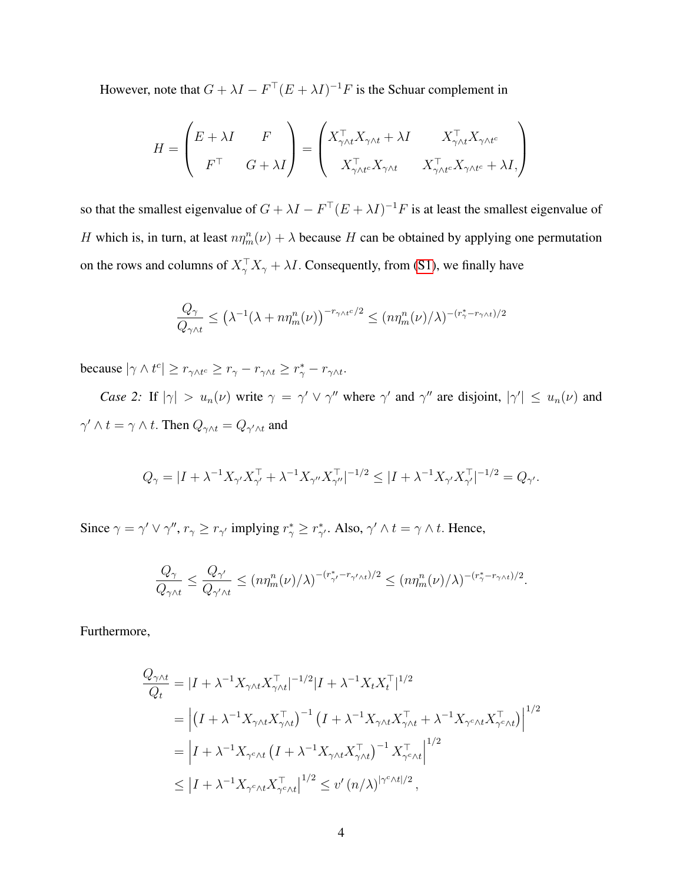However, note that $G + \lambda I - F^\top(E+\lambda I)^{-1}F$ is the Schuar complement in

$$H = \begin{pmatrix} E+\lambda I & F \\ F^\top & G+\lambda I \end{pmatrix} = \begin{pmatrix} X_{\gamma\wedge t}^\top X_{\gamma\wedge t} + \lambda I & X_{\gamma\wedge t}^\top X_{\gamma\wedge t^c} \\ X_{\gamma\wedge t^c}^\top X_{\gamma\wedge t} & X_{\gamma\wedge t^c}^\top X_{\gamma\wedge t^c} + \lambda I, \end{pmatrix}$$

so that the smallest eigenvalue of $G + \lambda I - F^\top(E+\lambda I)^{-1}F$ is at least the smallest eigenvalue of $H$ which is, in turn, at least $n\eta_m^n(\nu) + \lambda$ because $H$ can be obtained by applying one permutation on the rows and columns of $X_\gamma^\top X_\gamma + \lambda I$. Consequently, from (S1), we finally have

$$\frac{Q_\gamma}{Q_{\gamma\wedge t}} \le \left(\lambda^{-1}(\lambda + n\eta_m^n(\nu))\right)^{-r_{\gamma\wedge t^c}/2} \le (n\eta_m^n(\nu)/\lambda)^{-(r_\gamma^* - r_{\gamma\wedge t})/2}$$

because $|\gamma \wedge t^c| \ge r_{\gamma\wedge t^c} \ge r_\gamma - r_{\gamma\wedge t} \ge r_\gamma^* - r_{\gamma\wedge t}$.

*Case 2:* If $|\gamma| > u_n(\nu)$ write $\gamma = \gamma' \vee \gamma''$ where $\gamma'$ and $\gamma''$ are disjoint, $|\gamma'| \le u_n(\nu)$ and $\gamma' \wedge t = \gamma \wedge t$. Then $Q_{\gamma\wedge t} = Q_{\gamma'\wedge t}$ and

$$Q_\gamma = |I + \lambda^{-1}X_{\gamma'}X_{\gamma'}^\top + \lambda^{-1}X_{\gamma''}X_{\gamma''}^\top|^{-1/2} \le |I + \lambda^{-1}X_{\gamma'}X_{\gamma'}^\top|^{-1/2} = Q_{\gamma'}.$$

Since $\gamma = \gamma' \vee \gamma''$, $r_\gamma \ge r_{\gamma'}$ implying $r_\gamma^* \ge r_{\gamma'}^*$. Also, $\gamma' \wedge t = \gamma \wedge t$. Hence,

$$\frac{Q_\gamma}{Q_{\gamma\wedge t}} \le \frac{Q_{\gamma'}}{Q_{\gamma'\wedge t}} \le (n\eta_m^n(\nu)/\lambda)^{-(r_{\gamma'}^* - r_{\gamma'\wedge t})/2} \le (n\eta_m^n(\nu)/\lambda)^{-(r_\gamma^* - r_{\gamma\wedge t})/2}.$$

Furthermore,

$$\begin{aligned}
\frac{Q_{\gamma\wedge t}}{Q_t} &= |I + \lambda^{-1}X_{\gamma\wedge t}X_{\gamma\wedge t}^\top|^{-1/2}|I + \lambda^{-1}X_tX_t^\top|^{1/2} \\
&= \left|\left(I + \lambda^{-1}X_{\gamma\wedge t}X_{\gamma\wedge t}^\top\right)^{-1}\left(I + \lambda^{-1}X_{\gamma\wedge t}X_{\gamma\wedge t}^\top + \lambda^{-1}X_{\gamma^c\wedge t}X_{\gamma^c\wedge t}^\top\right)\right|^{1/2} \\
&= \left|I + \lambda^{-1}X_{\gamma^c\wedge t}\left(I + \lambda^{-1}X_{\gamma\wedge t}X_{\gamma\wedge t}^\top\right)^{-1}X_{\gamma^c\wedge t}^\top\right|^{1/2} \\
&\le \left|I + \lambda^{-1}X_{\gamma^c\wedge t}X_{\gamma^c\wedge t}^\top\right|^{1/2} \le v'\left(n/\lambda\right)^{|\gamma^c\wedge t|/2},
\end{aligned}$$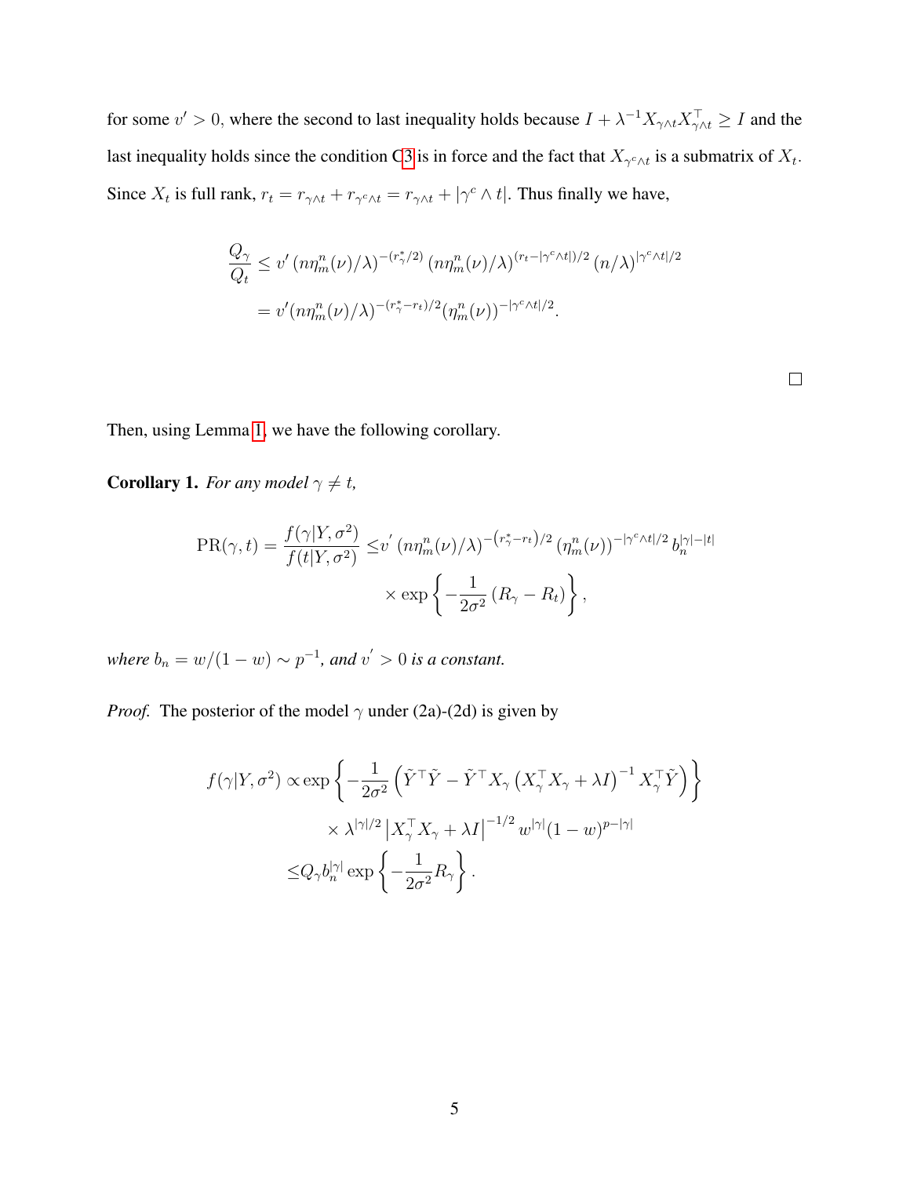for some $v' > 0$, where the second to last inequality holds because $I + \lambda^{-1} X_{\gamma\wedge t} X_{\gamma\wedge t}^\top \geq I$ and the last inequality holds since the condition C3 is in force and the fact that $X_{\gamma^c\wedge t}$ is a submatrix of $X_t$. Since $X_t$ is full rank, $r_t = r_{\gamma\wedge t} + r_{\gamma^c\wedge t} = r_{\gamma\wedge t} + |\gamma^c \wedge t|$. Thus finally we have,

$$
\begin{aligned}
\frac{Q_\gamma}{Q_t} &\leq v' \left(n\eta_m^n(\nu)/\lambda\right)^{-(r_\gamma^*/2)} \left(n\eta_m^n(\nu)/\lambda\right)^{(r_t - |\gamma^c\wedge t|)/2} \left(n/\lambda\right)^{|\gamma^c\wedge t|/2} \\
&= v'(n\eta_m^n(\nu)/\lambda)^{-(r_\gamma^* - r_t)/2} (\eta_m^n(\nu))^{-|\gamma^c\wedge t|/2}.
\end{aligned}
$$

□

Then, using Lemma 1, we have the following corollary.

**Corollary 1.** *For any model $\gamma \neq t$,*

$$
\begin{aligned}
\mathrm{PR}(\gamma, t) = \frac{f(\gamma|Y, \sigma^2)}{f(t|Y, \sigma^2)} \leq & v' \left(n\eta_m^n(\nu)/\lambda\right)^{-\left(r_\gamma^* - r_t\right)/2} \left(\eta_m^n(\nu)\right)^{-|\gamma^c\wedge t|/2} b_n^{|\gamma|-|t|} \\
& \times \exp\left\{-\frac{1}{2\sigma^2}\left(R_\gamma - R_t\right)\right\},
\end{aligned}
$$

*where $b_n = w/(1-w) \sim p^{-1}$, and $v' > 0$ is a constant.*

*Proof.* The posterior of the model $\gamma$ under (2a)-(2d) is given by

$$
\begin{aligned}
f(\gamma|Y, \sigma^2) \propto & \exp\left\{-\frac{1}{2\sigma^2}\left(\tilde{Y}^\top \tilde{Y} - \tilde{Y}^\top X_\gamma \left(X_\gamma^\top X_\gamma + \lambda I\right)^{-1} X_\gamma^\top \tilde{Y}\right)\right\} \\
& \times \lambda^{|\gamma|/2} \left|X_\gamma^\top X_\gamma + \lambda I\right|^{-1/2} w^{|\gamma|}(1-w)^{p-|\gamma|} \\
\leq & Q_\gamma b_n^{|\gamma|} \exp\left\{-\frac{1}{2\sigma^2} R_\gamma\right\}.
\end{aligned}
$$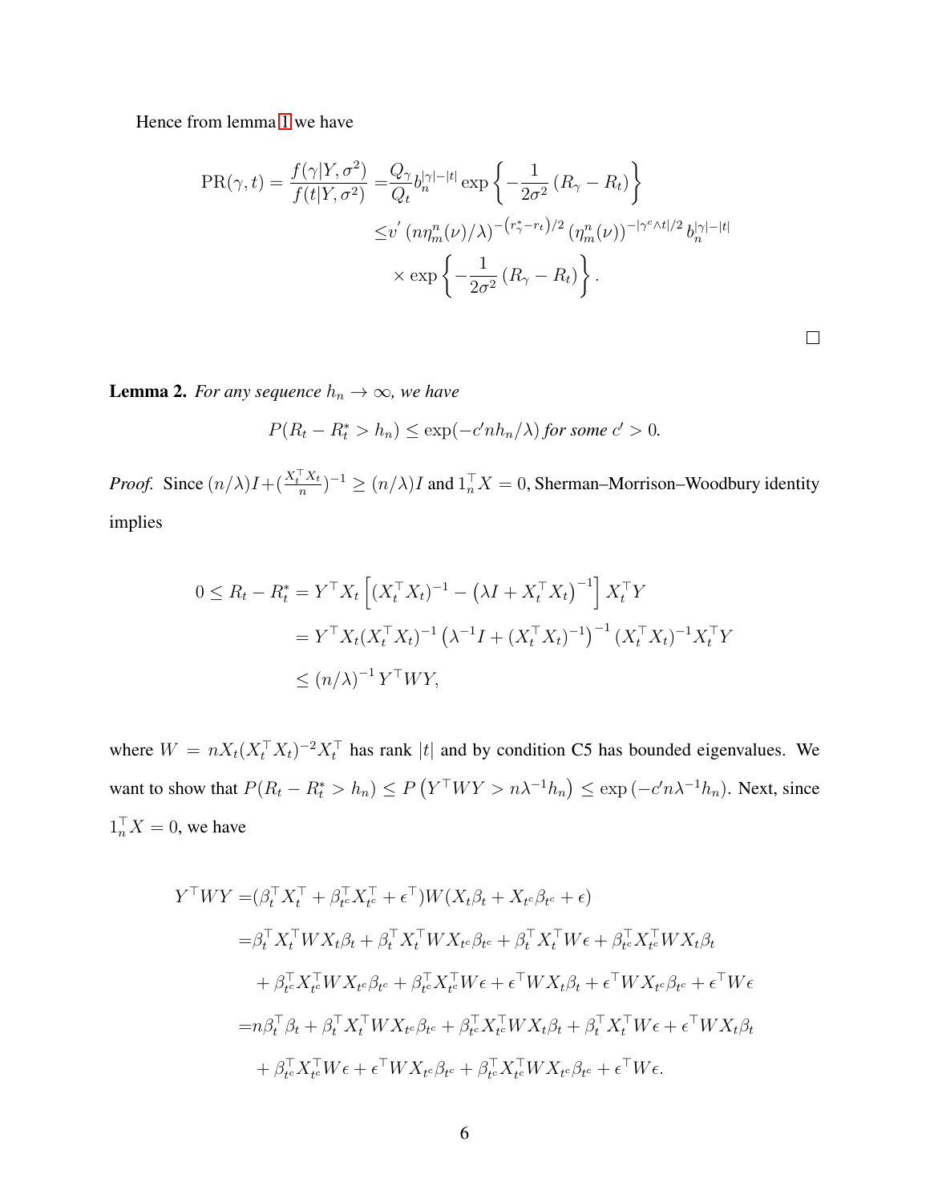Hence from lemma 1 we have

$$
\begin{aligned}
\mathrm{PR}(\gamma, t) = \frac{f(\gamma|Y,\sigma^2)}{f(t|Y,\sigma^2)} =& \frac{Q_\gamma}{Q_t} b_n^{|\gamma|-|t|} \exp\left\{-\frac{1}{2\sigma^2}\left(R_\gamma - R_t\right)\right\} \\
\leq& v' \left(n\eta_m^n(\nu)/\lambda\right)^{-\left(r_\gamma^* - r_t\right)/2} \left(\eta_m^n(\nu)\right)^{-|\gamma^c \wedge t|/2} b_n^{|\gamma|-|t|} \\
&\times \exp\left\{-\frac{1}{2\sigma^2}\left(R_\gamma - R_t\right)\right\}.
\end{aligned}
$$

□

**Lemma 2.** *For any sequence $h_n \to \infty$, we have*

$$
P(R_t - R_t^* > h_n) \leq \exp(-c' n h_n/\lambda) \text{ for some } c' > 0.
$$

*Proof.* Since $(n/\lambda)I + (\frac{X_t^\top X_t}{n})^{-1} \geq (n/\lambda)I$ and $1_n^\top X = 0$, Sherman–Morrison–Woodbury identity implies

$$
\begin{aligned}
0 \leq R_t - R_t^* &= Y^\top X_t \left[(X_t^\top X_t)^{-1} - \left(\lambda I + X_t^\top X_t\right)^{-1}\right] X_t^\top Y \\
&= Y^\top X_t (X_t^\top X_t)^{-1} \left(\lambda^{-1} I + (X_t^\top X_t)^{-1}\right)^{-1} (X_t^\top X_t)^{-1} X_t^\top Y \\
&\leq (n/\lambda)^{-1} Y^\top W Y,
\end{aligned}
$$

where $W = nX_t(X_t^\top X_t)^{-2} X_t^\top$ has rank $|t|$ and by condition C5 has bounded eigenvalues. We want to show that $P(R_t - R_t^* > h_n) \leq P\left(Y^\top W Y > n\lambda^{-1} h_n\right) \leq \exp\left(-c' n \lambda^{-1} h_n\right)$. Next, since $1_n^\top X = 0$, we have

$$
\begin{aligned}
Y^\top W Y =& (\beta_t^\top X_t^\top + \beta_{t^c}^\top X_{t^c}^\top + \epsilon^\top) W (X_t \beta_t + X_{t^c}\beta_{t^c} + \epsilon) \\
=& \beta_t^\top X_t^\top W X_t \beta_t + \beta_t^\top X_t^\top W X_{t^c}\beta_{t^c} + \beta_t^\top X_t^\top W \epsilon + \beta_{t^c}^\top X_{t^c}^\top W X_t \beta_t \\
&+ \beta_{t^c}^\top X_{t^c}^\top W X_{t^c} \beta_{t^c} + \beta_{t^c}^\top X_{t^c}^\top W \epsilon + \epsilon^\top W X_t \beta_t + \epsilon^\top W X_{t^c}\beta_{t^c} + \epsilon^\top W \epsilon \\
=& n\beta_t^\top \beta_t + \beta_t^\top X_t^\top W X_{t^c}\beta_{t^c} + \beta_{t^c}^\top X_{t^c}^\top W X_t \beta_t + \beta_t^\top X_t^\top W \epsilon + \epsilon^\top W X_t \beta_t \\
&+ \beta_{t^c}^\top X_{t^c}^\top W \epsilon + \epsilon^\top W X_{t^c}\beta_{t^c} + \beta_{t^c}^\top X_{t^c}^\top W X_{t^c}\beta_{t^c} + \epsilon^\top W \epsilon.
\end{aligned}
$$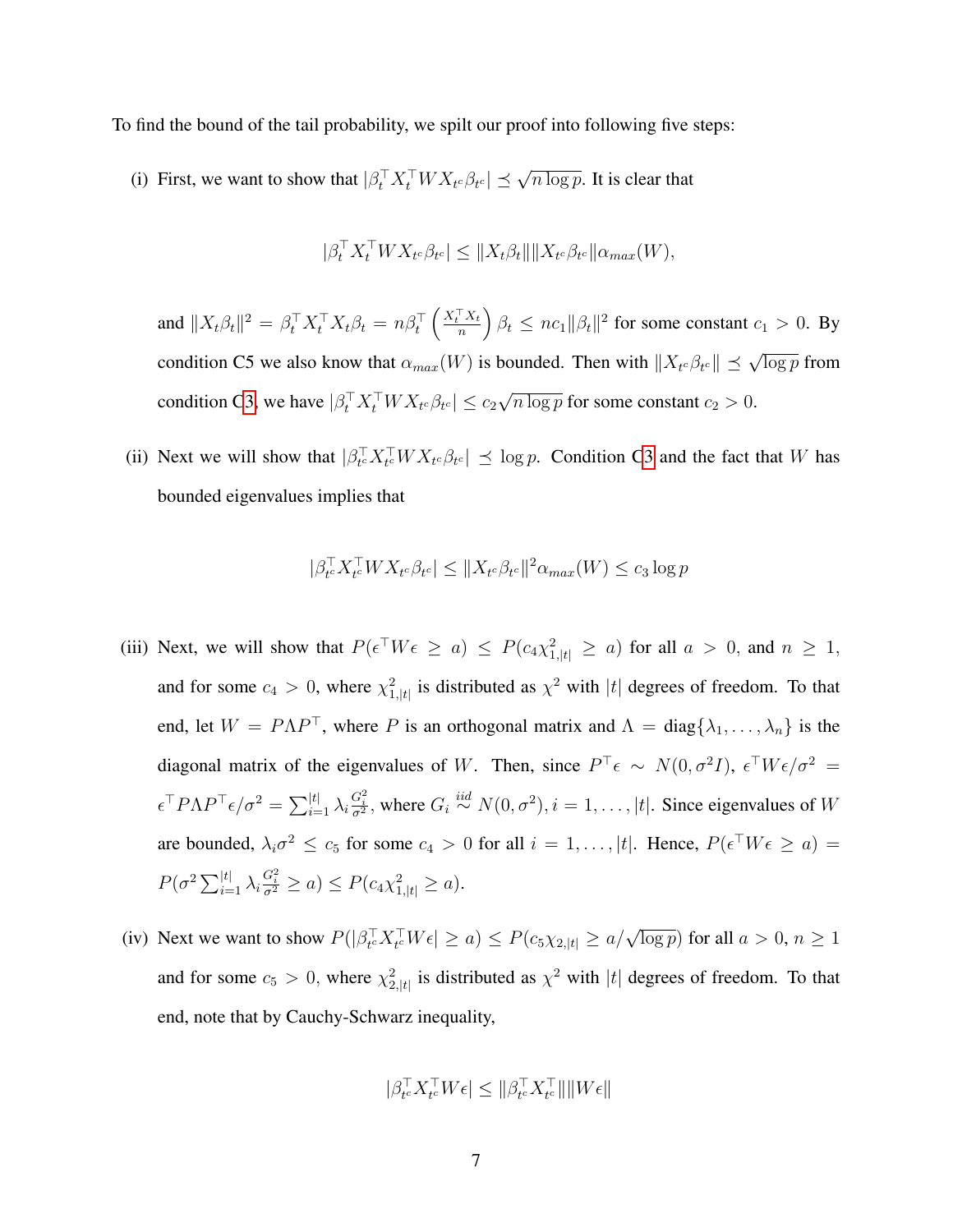To find the bound of the tail probability, we spilt our proof into following five steps:

(i) First, we want to show that $|\beta_t^\top X_t^\top W X_{t^c}\beta_{t^c}| \preceq \sqrt{n \log p}$. It is clear that

$$|\beta_t^\top X_t^\top W X_{t^c}\beta_{t^c}| \leq \|X_t\beta_t\| \|X_{t^c}\beta_{t^c}\| \alpha_{max}(W),$$

and $\|X_t\beta_t\|^2 = \beta_t^\top X_t^\top X_t \beta_t = n\beta_t^\top \left(\frac{X_t^\top X_t}{n}\right)\beta_t \leq nc_1\|\beta_t\|^2$ for some constant $c_1 > 0$. By condition C5 we also know that $\alpha_{max}(W)$ is bounded. Then with $\|X_{t^c}\beta_{t^c}\| \preceq \sqrt{\log p}$ from condition C3, we have $|\beta_t^\top X_t^\top W X_{t^c}\beta_{t^c}| \leq c_2\sqrt{n \log p}$ for some constant $c_2 > 0$.

(ii) Next we will show that $|\beta_{t^c}^\top X_{t^c}^\top W X_{t^c}\beta_{t^c}| \preceq \log p$. Condition C3 and the fact that $W$ has bounded eigenvalues implies that

$$|\beta_{t^c}^\top X_{t^c}^\top W X_{t^c}\beta_{t^c}| \leq \|X_{t^c}\beta_{t^c}\|^2 \alpha_{max}(W) \leq c_3 \log p$$

(iii) Next, we will show that $P(\epsilon^\top W \epsilon \geq a) \leq P(c_4\chi^2_{1,|t|} \geq a)$ for all $a > 0$, and $n \geq 1$, and for some $c_4 > 0$, where $\chi^2_{1,|t|}$ is distributed as $\chi^2$ with $|t|$ degrees of freedom. To that end, let $W = P\Lambda P^\top$, where $P$ is an orthogonal matrix and $\Lambda = \text{diag}\{\lambda_1, \ldots, \lambda_n\}$ is the diagonal matrix of the eigenvalues of $W$. Then, since $P^\top\epsilon \sim N(0, \sigma^2 I)$, $\epsilon^\top W\epsilon/\sigma^2 = \epsilon^\top P\Lambda P^\top\epsilon/\sigma^2 = \sum_{i=1}^{|t|}\lambda_i\frac{G_i^2}{\sigma^2}$, where $G_i \overset{iid}{\sim} N(0, \sigma^2), i = 1, \ldots, |t|$. Since eigenvalues of $W$ are bounded, $\lambda_i\sigma^2 \leq c_5$ for some $c_4 > 0$ for all $i = 1, \ldots, |t|$. Hence, $P(\epsilon^\top W\epsilon \geq a) = P(\sigma^2\sum_{i=1}^{|t|}\lambda_i\frac{G_i^2}{\sigma^2} \geq a) \leq P(c_4\chi^2_{1,|t|} \geq a)$.

(iv) Next we want to show $P(|\beta_{t^c}^\top X_{t^c}^\top W\epsilon| \geq a) \leq P(c_5\chi_{2,|t|} \geq a/\sqrt{\log p})$ for all $a > 0$, $n \geq 1$ and for some $c_5 > 0$, where $\chi^2_{2,|t|}$ is distributed as $\chi^2$ with $|t|$ degrees of freedom. To that end, note that by Cauchy-Schwarz inequality,

$$|\beta_{t^c}^\top X_{t^c}^\top W\epsilon| \leq \|\beta_{t^c}^\top X_{t^c}^\top\| \|W\epsilon\|$$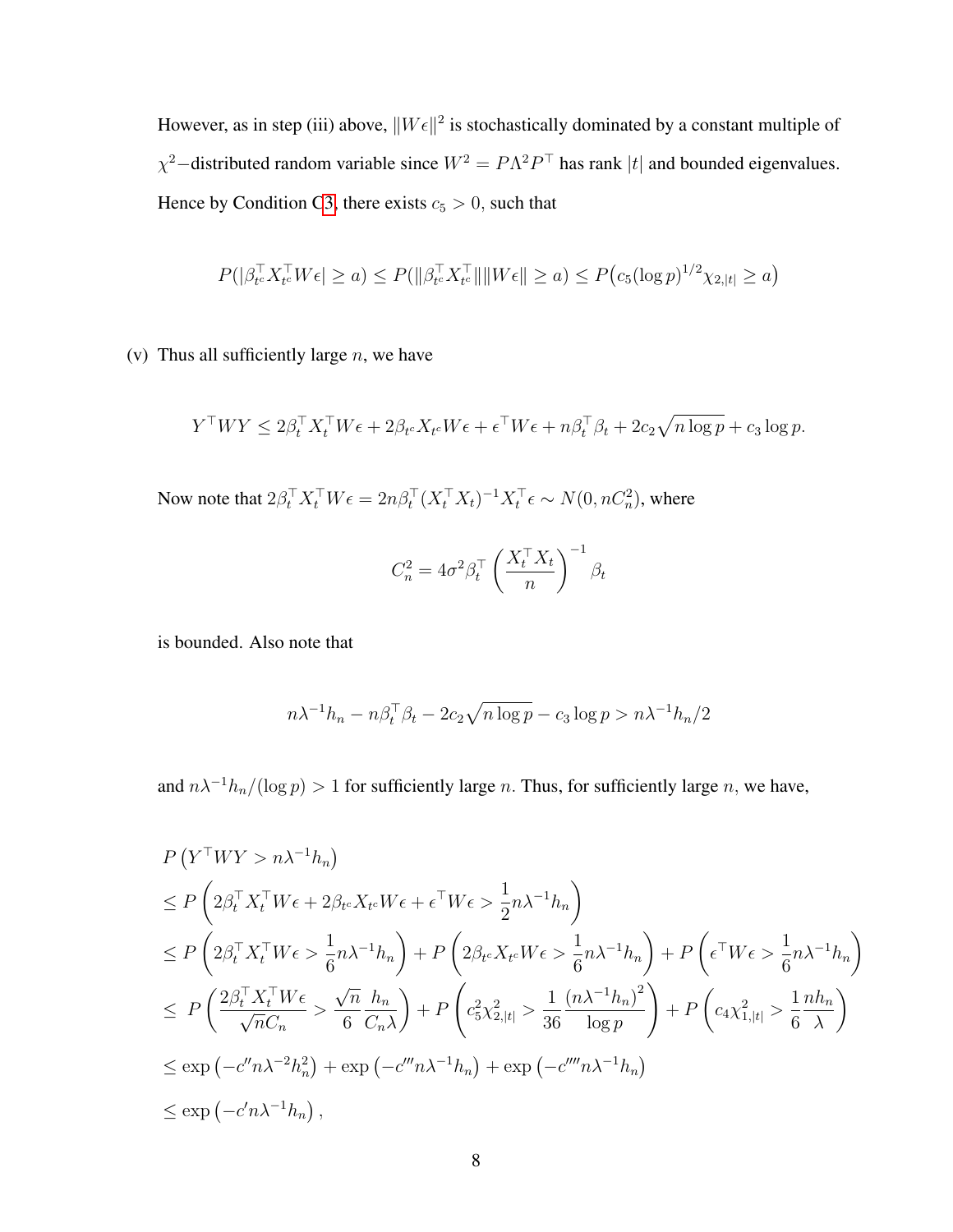However, as in step (iii) above, $\|W\epsilon\|^2$ is stochastically dominated by a constant multiple of $\chi^2$−distributed random variable since $W^2 = P\Lambda^2 P^\top$ has rank $|t|$ and bounded eigenvalues. Hence by Condition C3, there exists $c_5 > 0$, such that

$$P(|\beta_{t^c}^\top X_{t^c}^\top W\epsilon| \geq a) \leq P(\|\beta_{t^c}^\top X_{t^c}^\top\|\|W\epsilon\| \geq a) \leq P\big(c_5(\log p)^{1/2}\chi_{2,|t|} \geq a\big)$$

(v) Thus all sufficiently large $n$, we have

$$Y^\top WY \leq 2\beta_t^\top X_t^\top W\epsilon + 2\beta_{t^c}X_{t^c}W\epsilon + \epsilon^\top W\epsilon + n\beta_t^\top\beta_t + 2c_2\sqrt{n\log p} + c_3\log p.$$

Now note that $2\beta_t^\top X_t^\top W\epsilon = 2n\beta_t^\top(X_t^\top X_t)^{-1}X_t^\top\epsilon \sim N(0, nC_n^2)$, where

$$C_n^2 = 4\sigma^2\beta_t^\top\left(\frac{X_t^\top X_t}{n}\right)^{-1}\beta_t$$

is bounded. Also note that

$$n\lambda^{-1}h_n - n\beta_t^\top\beta_t - 2c_2\sqrt{n\log p} - c_3\log p > n\lambda^{-1}h_n/2$$

and $n\lambda^{-1}h_n/(\log p) > 1$ for sufficiently large $n$. Thus, for sufficiently large $n$, we have,

$$\begin{aligned}
&P\left(Y^\top WY > n\lambda^{-1}h_n\right)\\
&\leq P\left(2\beta_t^\top X_t^\top W\epsilon + 2\beta_{t^c}X_{t^c}W\epsilon + \epsilon^\top W\epsilon > \frac{1}{2}n\lambda^{-1}h_n\right)\\
&\leq P\left(2\beta_t^\top X_t^\top W\epsilon > \frac{1}{6}n\lambda^{-1}h_n\right) + P\left(2\beta_{t^c}X_{t^c}W\epsilon > \frac{1}{6}n\lambda^{-1}h_n\right) + P\left(\epsilon^\top W\epsilon > \frac{1}{6}n\lambda^{-1}h_n\right)\\
&\leq\ P\left(\frac{2\beta_t^\top X_t^\top W\epsilon}{\sqrt{n}C_n} > \frac{\sqrt{n}}{6}\frac{h_n}{C_n\lambda}\right) + P\left(c_5^2\chi^2_{2,|t|} > \frac{1}{36}\frac{(n\lambda^{-1}h_n)^2}{\log p}\right) + P\left(c_4\chi^2_{1,|t|} > \frac{1}{6}\frac{nh_n}{\lambda}\right)\\
&\leq \exp\left(-c''n\lambda^{-2}h_n^2\right) + \exp\left(-c'''n\lambda^{-1}h_n\right) + \exp\left(-c''''n\lambda^{-1}h_n\right)\\
&\leq \exp\left(-c'n\lambda^{-1}h_n\right),
\end{aligned}$$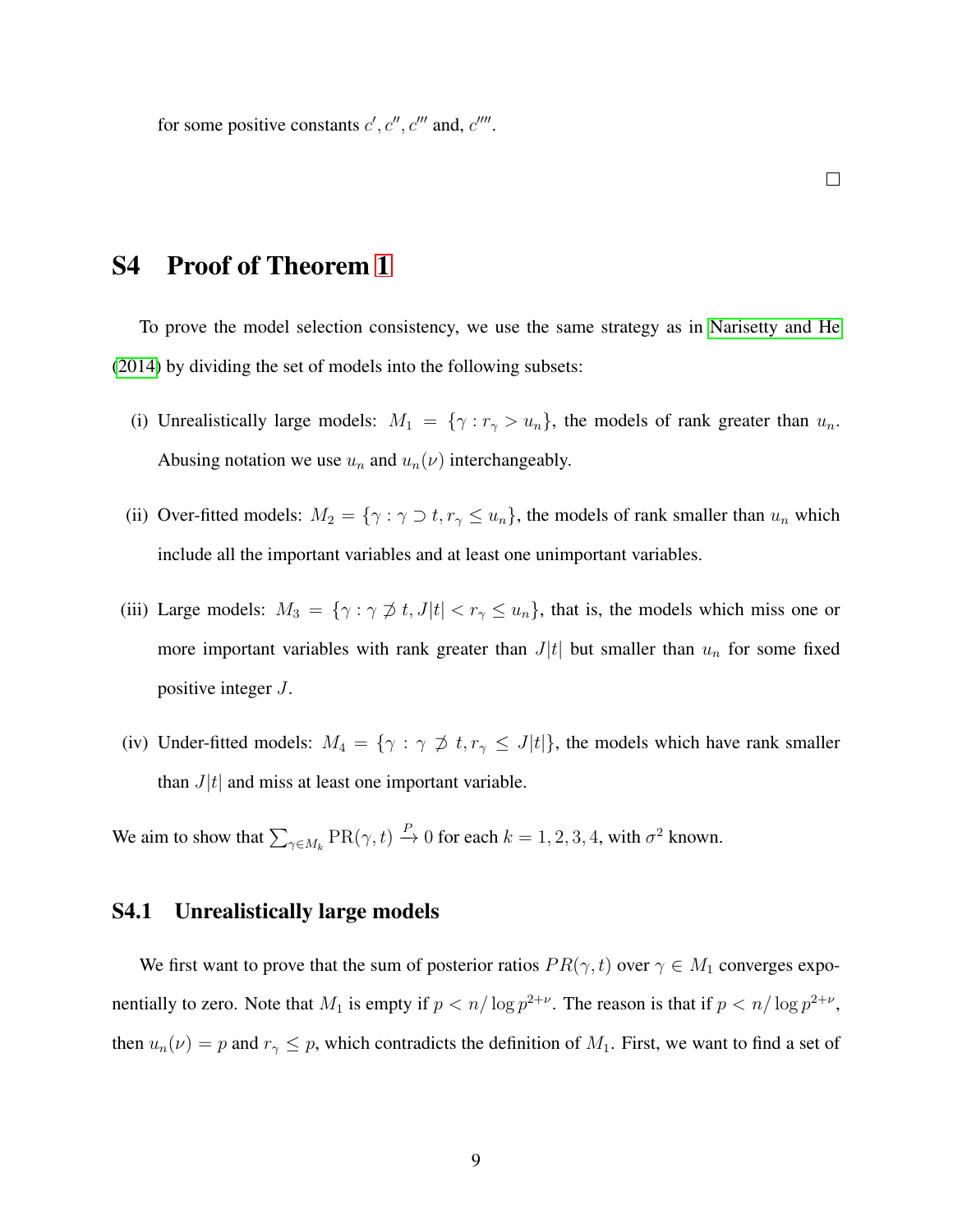for some positive constants $c', c'', c'''$ and, $c''''$.

$\square$

# S4 Proof of Theorem 1

To prove the model selection consistency, we use the same strategy as in Narisetty and He (2014) by dividing the set of models into the following subsets:

(i) Unrealistically large models: $M_1 = \{\gamma : r_\gamma > u_n\}$, the models of rank greater than $u_n$. Abusing notation we use $u_n$ and $u_n(\nu)$ interchangeably.

(ii) Over-fitted models: $M_2 = \{\gamma : \gamma \supset t, r_\gamma \leq u_n\}$, the models of rank smaller than $u_n$ which include all the important variables and at least one unimportant variables.

(iii) Large models: $M_3 = \{\gamma : \gamma \not\supset t, J|t| < r_\gamma \leq u_n\}$, that is, the models which miss one or more important variables with rank greater than $J|t|$ but smaller than $u_n$ for some fixed positive integer $J$.

(iv) Under-fitted models: $M_4 = \{\gamma : \gamma \not\supset t, r_\gamma \leq J|t|\}$, the models which have rank smaller than $J|t|$ and miss at least one important variable.

We aim to show that $\sum_{\gamma \in M_k} \mathrm{PR}(\gamma, t) \xrightarrow{P} 0$ for each $k = 1, 2, 3, 4$, with $\sigma^2$ known.

## S4.1 Unrealistically large models

We first want to prove that the sum of posterior ratios $PR(\gamma, t)$ over $\gamma \in M_1$ converges exponentially to zero. Note that $M_1$ is empty if $p < n/\log p^{2+\nu}$. The reason is that if $p < n/\log p^{2+\nu}$, then $u_n(\nu) = p$ and $r_\gamma \leq p$, which contradicts the definition of $M_1$. First, we want to find a set of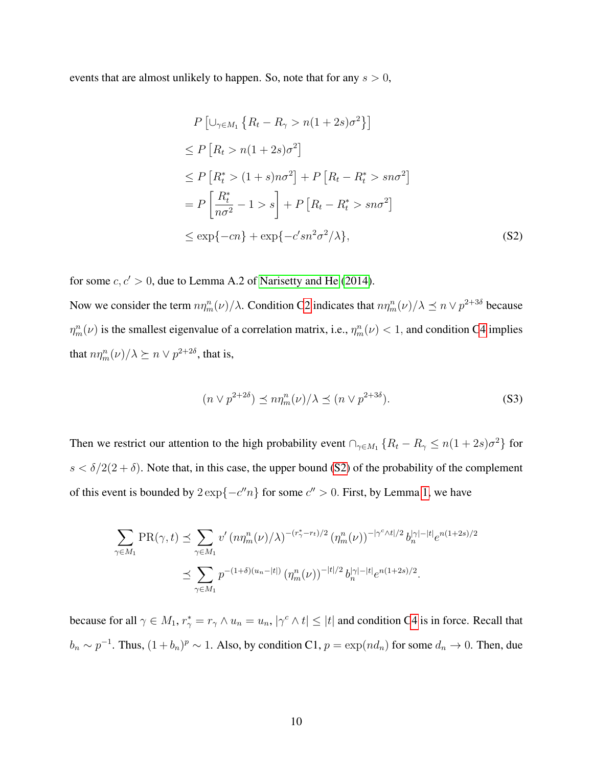events that are almost unlikely to happen. So, note that for any $s > 0$,

$$
\begin{aligned}
& P\left[\cup_{\gamma \in M_1}\left\{R_t - R_\gamma > n(1+2s)\sigma^2\right\}\right] \\
& \leq P\left[R_t > n(1+2s)\sigma^2\right] \\
& \leq P\left[R_t^* > (1+s)n\sigma^2\right] + P\left[R_t - R_t^* > sn\sigma^2\right] \\
& = P\left[\frac{R_t^*}{n\sigma^2} - 1 > s\right] + P\left[R_t - R_t^* > sn\sigma^2\right] \\
& \leq \exp\{-cn\} + \exp\{-c' sn^2\sigma^2/\lambda\},
\end{aligned} \tag{S2}
$$

for some $c, c' > 0$, due to Lemma A.2 of Narisetty and He (2014).

Now we consider the term $n\eta_m^n(\nu)/\lambda$. Condition C2 indicates that $n\eta_m^n(\nu)/\lambda \preceq n \vee p^{2+3\delta}$ because $\eta_m^n(\nu)$ is the smallest eigenvalue of a correlation matrix, i.e., $\eta_m^n(\nu) < 1$, and condition C4 implies that $n\eta_m^n(\nu)/\lambda \succeq n \vee p^{2+2\delta}$, that is,

$$
(n \vee p^{2+2\delta}) \preceq n\eta_m^n(\nu)/\lambda \preceq (n \vee p^{2+3\delta}). \tag{S3}
$$

Then we restrict our attention to the high probability event $\cap_{\gamma \in M_1}\left\{R_t - R_\gamma \leq n(1+2s)\sigma^2\right\}$ for $s < \delta/2(2+\delta)$. Note that, in this case, the upper bound (S2) of the probability of the complement of this event is bounded by $2\exp\{-c''n\}$ for some $c'' > 0$. First, by Lemma 1, we have

$$
\begin{aligned}
\sum_{\gamma \in M_1} \mathrm{PR}(\gamma, t) & \preceq \sum_{\gamma \in M_1} v' \left(n\eta_m^n(\nu)/\lambda\right)^{-(r_\gamma^* - r_t)/2} \left(\eta_m^n(\nu)\right)^{-|\gamma^c \wedge t|/2} b_n^{|\gamma| - |t|} e^{n(1+2s)/2} \\
& \preceq \sum_{\gamma \in M_1} p^{-(1+\delta)(u_n - |t|)} \left(\eta_m^n(\nu)\right)^{-|t|/2} b_n^{|\gamma| - |t|} e^{n(1+2s)/2}.
\end{aligned}
$$

because for all $\gamma \in M_1$, $r_\gamma^* = r_\gamma \wedge u_n = u_n$, $|\gamma^c \wedge t| \leq |t|$ and condition C4 is in force. Recall that $b_n \sim p^{-1}$. Thus, $(1+b_n)^p \sim 1$. Also, by condition C1, $p = \exp(nd_n)$ for some $d_n \to 0$. Then, due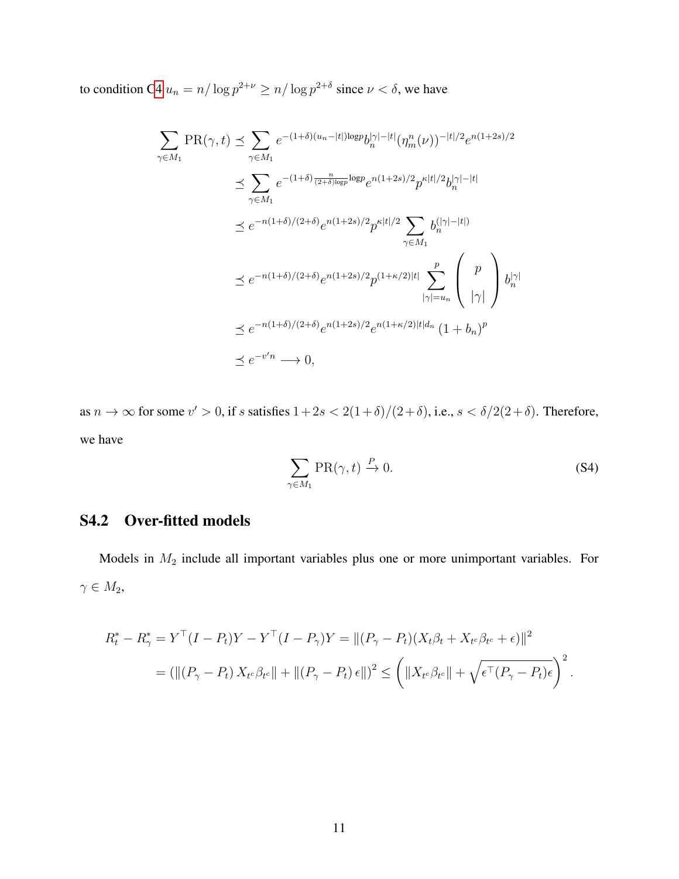to condition C4 $u_n = n/\log p^{2+\nu} \geq n/\log p^{2+\delta}$ since $\nu < \delta$, we have

$$
\begin{aligned}
\sum_{\gamma \in M_1} \text{PR}(\gamma, t) &\preceq \sum_{\gamma \in M_1} e^{-(1+\delta)(u_n - |t|)\log p} b_n^{|\gamma|-|t|} (\eta_m^n(\nu))^{-|t|/2} e^{n(1+2s)/2} \\
&\preceq \sum_{\gamma \in M_1} e^{-(1+\delta)\frac{n}{(2+\delta)\log p}\log p} e^{n(1+2s)/2} p^{\kappa|t|/2} b_n^{|\gamma|-|t|} \\
&\preceq e^{-n(1+\delta)/(2+\delta)} e^{n(1+2s)/2} p^{\kappa|t|/2} \sum_{\gamma \in M_1} b_n^{(|\gamma|-|t|)} \\
&\preceq e^{-n(1+\delta)/(2+\delta)} e^{n(1+2s)/2} p^{(1+\kappa/2)|t|} \sum_{|\gamma|=u_n}^{p} \begin{pmatrix} p \\ |\gamma| \end{pmatrix} b_n^{|\gamma|} \\
&\preceq e^{-n(1+\delta)/(2+\delta)} e^{n(1+2s)/2} e^{n(1+\kappa/2)|t|d_n} (1+b_n)^p \\
&\preceq e^{-v'n} \longrightarrow 0,
\end{aligned}
$$

as $n \to \infty$ for some $v' > 0$, if $s$ satisfies $1+2s < 2(1+\delta)/(2+\delta)$, i.e., $s < \delta/2(2+\delta)$. Therefore, we have

$$
\sum_{\gamma \in M_1} \text{PR}(\gamma, t) \xrightarrow{P} 0. \tag{S4}
$$

## S4.2 Over-fitted models

Models in $M_2$ include all important variables plus one or more unimportant variables. For $\gamma \in M_2$,

$$
\begin{aligned}
R_t^* - R_\gamma^* &= Y^\top (I - P_t) Y - Y^\top (I - P_\gamma) Y = \|(P_\gamma - P_t)(X_t \beta_t + X_{t^c} \beta_{t^c} + \epsilon)\|^2 \\
&= (\|(P_\gamma - P_t) X_{t^c} \beta_{t^c}\| + \|(P_\gamma - P_t)\epsilon\|)^2 \leq \left( \|X_{t^c} \beta_{t^c}\| + \sqrt{\epsilon^\top (P_\gamma - P_t)\epsilon} \right)^2.
\end{aligned}
$$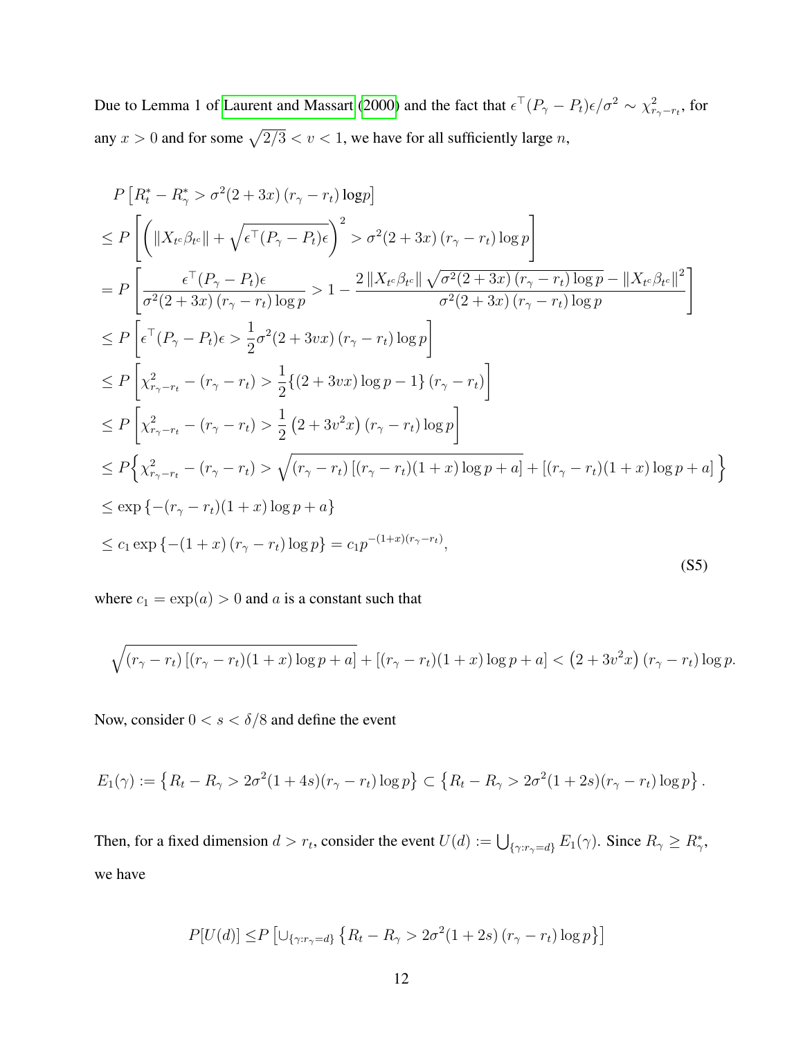Due to Lemma 1 of Laurent and Massart (2000) and the fact that $\epsilon^\top(P_\gamma - P_t)\epsilon/\sigma^2 \sim \chi^2_{r_\gamma - r_t}$, for any $x > 0$ and for some $\sqrt{2/3} < v < 1$, we have for all sufficiently large $n$,

$$
\begin{aligned}
&P\left[R_t^* - R_\gamma^* > \sigma^2(2+3x)\left(r_\gamma - r_t\right)\log p\right] \\
&\leq P\left[\left(\|X_{t^c}\beta_{t^c}\| + \sqrt{\epsilon^\top(P_\gamma - P_t)\epsilon}\right)^2 > \sigma^2(2+3x)\left(r_\gamma - r_t\right)\log p\right] \\
&= P\left[\frac{\epsilon^\top(P_\gamma - P_t)\epsilon}{\sigma^2(2+3x)\left(r_\gamma - r_t\right)\log p} > 1 - \frac{2\left\|X_{t^c}\beta_{t^c}\right\|\sqrt{\sigma^2(2+3x)\left(r_\gamma - r_t\right)\log p} - \left\|X_{t^c}\beta_{t^c}\right\|^2}{\sigma^2(2+3x)\left(r_\gamma - r_t\right)\log p}\right] \\
&\leq P\left[\epsilon^\top(P_\gamma - P_t)\epsilon > \frac{1}{2}\sigma^2(2+3vx)\left(r_\gamma - r_t\right)\log p\right] \\
&\leq P\left[\chi^2_{r_\gamma - r_t} - \left(r_\gamma - r_t\right) > \frac{1}{2}\{(2+3vx)\log p - 1\}\left(r_\gamma - r_t\right)\right] \\
&\leq P\left[\chi^2_{r_\gamma - r_t} - \left(r_\gamma - r_t\right) > \frac{1}{2}\left(2+3v^2x\right)\left(r_\gamma - r_t\right)\log p\right] \\
&\leq P\Big\{\chi^2_{r_\gamma - r_t} - \left(r_\gamma - r_t\right) > \sqrt{\left(r_\gamma - r_t\right)\left[(r_\gamma - r_t)(1+x)\log p + a\right]} + \left[(r_\gamma - r_t)(1+x)\log p + a\right]\Big\} \\
&\leq \exp\left\{-(r_\gamma - r_t)(1+x)\log p + a\right\} \\
&\leq c_1\exp\left\{-(1+x)\left(r_\gamma - r_t\right)\log p\right\} = c_1 p^{-(1+x)(r_\gamma - r_t)},
\end{aligned}
\tag{S5}
$$

where $c_1 = \exp(a) > 0$ and $a$ is a constant such that

$$
\sqrt{\left(r_\gamma - r_t\right)\left[(r_\gamma - r_t)(1+x)\log p + a\right]} + \left[(r_\gamma - r_t)(1+x)\log p + a\right] < \left(2+3v^2x\right)\left(r_\gamma - r_t\right)\log p.
$$

Now, consider $0 < s < \delta/8$ and define the event

$$
E_1(\gamma) := \left\{R_t - R_\gamma > 2\sigma^2(1+4s)(r_\gamma - r_t)\log p\right\} \subset \left\{R_t - R_\gamma > 2\sigma^2(1+2s)(r_\gamma - r_t)\log p\right\}.
$$

Then, for a fixed dimension $d > r_t$, consider the event $U(d) := \bigcup_{\{\gamma: r_\gamma = d\}} E_1(\gamma)$. Since $R_\gamma \geq R_\gamma^*$, we have

$$
P[U(d)] \leq P\left[\cup_{\{\gamma: r_\gamma = d\}}\left\{R_t - R_\gamma > 2\sigma^2(1+2s)\left(r_\gamma - r_t\right)\log p\right\}\right]
$$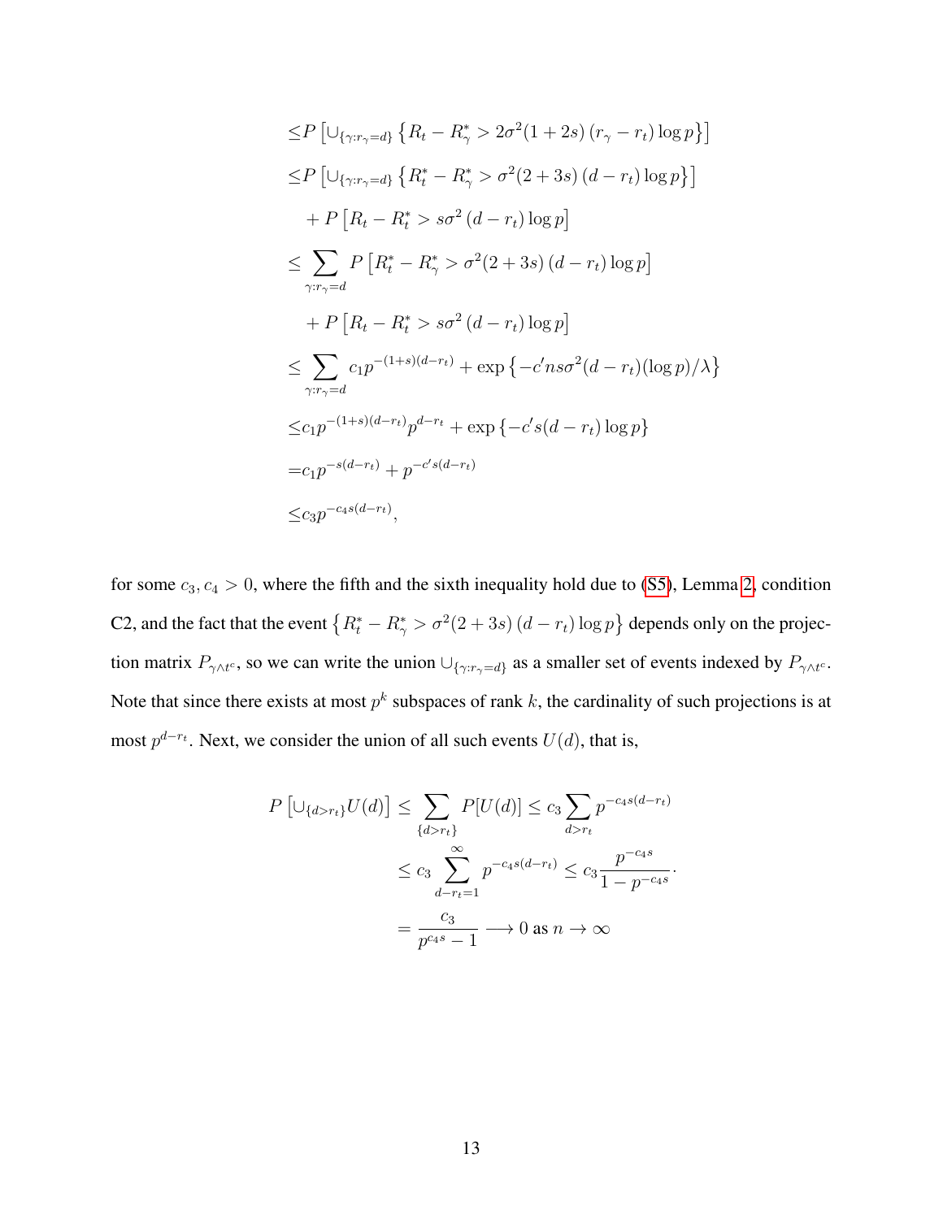$$
\begin{aligned}
&\leq P\left[\cup_{\{\gamma:r_\gamma=d\}}\left\{R_t - R_\gamma^* > 2\sigma^2(1+2s)\left(r_\gamma - r_t\right)\log p\right\}\right] \\
&\leq P\left[\cup_{\{\gamma:r_\gamma=d\}}\left\{R_t^* - R_\gamma^* > \sigma^2(2+3s)\left(d - r_t\right)\log p\right\}\right] \\
&\quad + P\left[R_t - R_t^* > s\sigma^2\left(d-r_t\right)\log p\right] \\
&\leq \sum_{\gamma:r_\gamma=d} P\left[R_t^* - R_\gamma^* > \sigma^2(2+3s)\left(d-r_t\right)\log p\right] \\
&\quad + P\left[R_t - R_t^* > s\sigma^2\left(d-r_t\right)\log p\right] \\
&\leq \sum_{\gamma:r_\gamma=d} c_1 p^{-(1+s)(d-r_t)} + \exp\left\{-c' n s\sigma^2(d-r_t)(\log p)/\lambda\right\} \\
&\leq c_1 p^{-(1+s)(d-r_t)} p^{d-r_t} + \exp\left\{-c' s(d-r_t)\log p\right\} \\
&= c_1 p^{-s(d-r_t)} + p^{-c' s(d-r_t)} \\
&\leq c_3 p^{-c_4 s(d-r_t)},
\end{aligned}
$$

for some $c_3, c_4 > 0$, where the fifth and the sixth inequality hold due to (S5), Lemma 2, condition C2, and the fact that the event $\left\{R_t^* - R_\gamma^* > \sigma^2(2+3s)\left(d-r_t\right)\log p\right\}$ depends only on the projection matrix $P_{\gamma\wedge t^c}$, so we can write the union $\cup_{\{\gamma:r_\gamma=d\}}$ as a smaller set of events indexed by $P_{\gamma\wedge t^c}$. Note that since there exists at most $p^k$ subspaces of rank $k$, the cardinality of such projections is at most $p^{d-r_t}$. Next, we consider the union of all such events $U(d)$, that is,

$$
\begin{aligned}
P\left[\cup_{\{d>r_t\}} U(d)\right] &\leq \sum_{\{d>r_t\}} P[U(d)] \leq c_3 \sum_{d>r_t} p^{-c_4 s(d-r_t)} \\
&\leq c_3 \sum_{d-r_t=1}^{\infty} p^{-c_4 s(d-r_t)} \leq c_3 \frac{p^{-c_4 s}}{1-p^{-c_4 s}}. \\
&= \frac{c_3}{p^{c_4 s}-1} \longrightarrow 0 \text{ as } n \to \infty
\end{aligned}
$$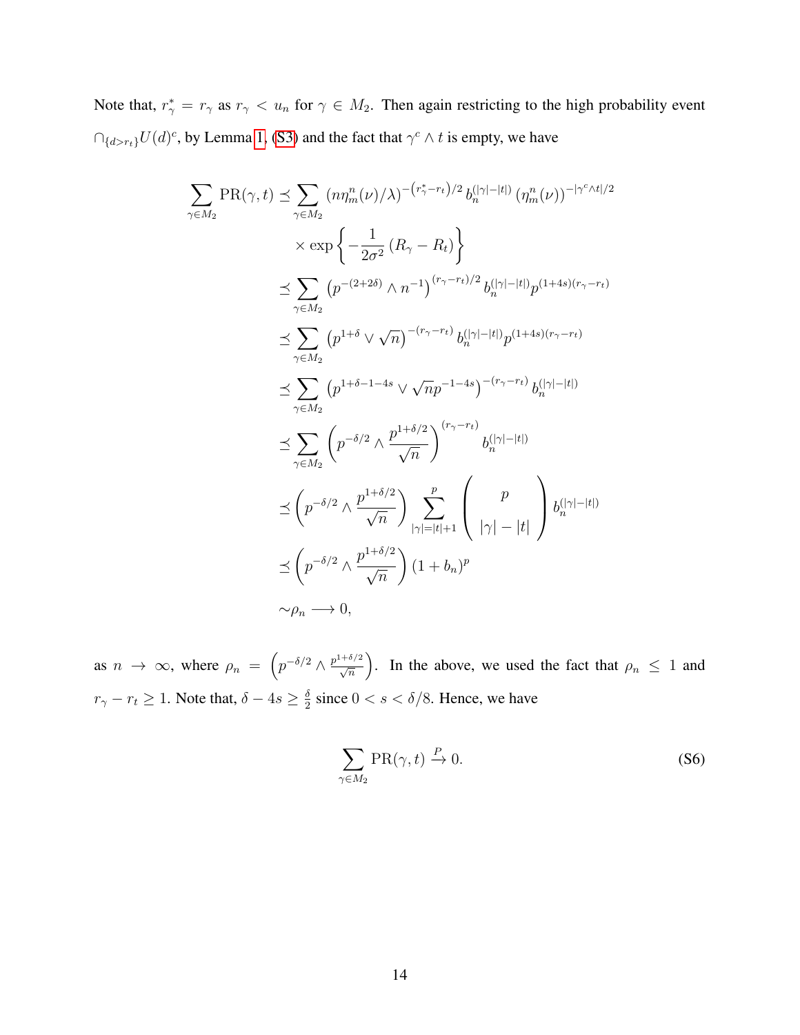Note that, $r^*_\gamma = r_\gamma$ as $r_\gamma < u_n$ for $\gamma \in M_2$. Then again restricting to the high probability event $\cap_{\{d > r_t\}} U(d)^c$, by Lemma 1, (S3) and the fact that $\gamma^c \wedge t$ is empty, we have

$$
\begin{aligned}
\sum_{\gamma \in M_2} \mathrm{PR}(\gamma, t) \preceq & \sum_{\gamma \in M_2} \left(n\eta^n_m(\nu)/\lambda\right)^{-\left(r^*_\gamma - r_t\right)/2} b_n^{(|\gamma| - |t|)} \left(\eta^n_m(\nu)\right)^{-|\gamma^c \wedge t|/2} \\
& \times \exp\left\{-\frac{1}{2\sigma^2}\left(R_\gamma - R_t\right)\right\} \\
\preceq & \sum_{\gamma \in M_2} \left(p^{-(2+2\delta)} \wedge n^{-1}\right)^{(r_\gamma - r_t)/2} b_n^{(|\gamma| - |t|)} p^{(1+4s)(r_\gamma - r_t)} \\
\preceq & \sum_{\gamma \in M_2} \left(p^{1+\delta} \vee \sqrt{n}\right)^{-(r_\gamma - r_t)} b_n^{(|\gamma| - |t|)} p^{(1+4s)(r_\gamma - r_t)} \\
\preceq & \sum_{\gamma \in M_2} \left(p^{1+\delta-1-4s} \vee \sqrt{n} p^{-1-4s}\right)^{-(r_\gamma - r_t)} b_n^{(|\gamma| - |t|)} \\
\preceq & \sum_{\gamma \in M_2} \left(p^{-\delta/2} \wedge \frac{p^{1+\delta/2}}{\sqrt{n}}\right)^{(r_\gamma - r_t)} b_n^{(|\gamma| - |t|)} \\
\preceq & \left(p^{-\delta/2} \wedge \frac{p^{1+\delta/2}}{\sqrt{n}}\right) \sum_{|\gamma| = |t|+1}^{p} \binom{p}{|\gamma| - |t|} b_n^{(|\gamma| - |t|)} \\
\preceq & \left(p^{-\delta/2} \wedge \frac{p^{1+\delta/2}}{\sqrt{n}}\right) (1 + b_n)^p \\
\sim & \rho_n \longrightarrow 0,
\end{aligned}
$$

as $n \to \infty$, where $\rho_n = \left(p^{-\delta/2} \wedge \frac{p^{1+\delta/2}}{\sqrt{n}}\right)$. In the above, we used the fact that $\rho_n \leq 1$ and $r_\gamma - r_t \geq 1$. Note that, $\delta - 4s \geq \frac{\delta}{2}$ since $0 < s < \delta/8$. Hence, we have

$$
\sum_{\gamma \in M_2} \mathrm{PR}(\gamma, t) \xrightarrow{P} 0. \tag{S6}
$$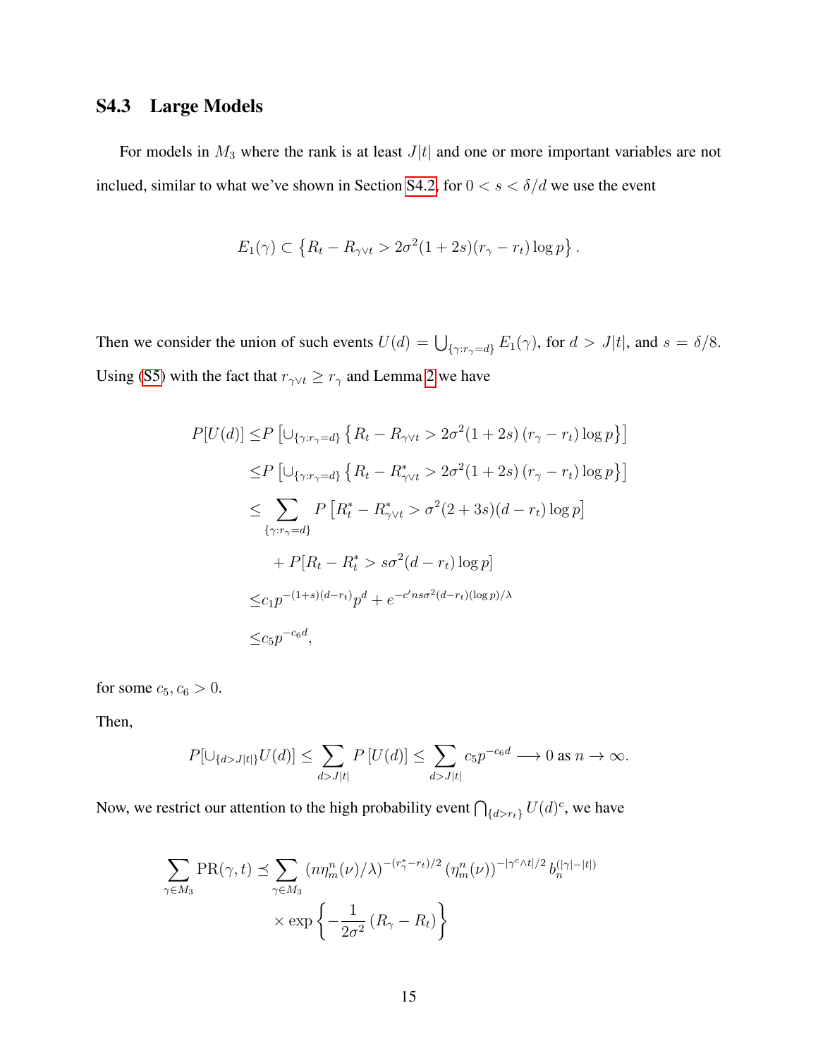### S4.3 Large Models

For models in $M_3$ where the rank is at least $J|t|$ and one or more important variables are not inclued, similar to what we've shown in Section S4.2, for $0 < s < \delta/d$ we use the event

$$
E_1(\gamma) \subset \left\{ R_t - R_{\gamma \vee t} > 2\sigma^2(1+2s)(r_\gamma - r_t)\log p \right\}.
$$

Then we consider the union of such events $U(d) = \bigcup_{\{\gamma : r_\gamma = d\}} E_1(\gamma)$, for $d > J|t|$, and $s = \delta/8$. Using (S5) with the fact that $r_{\gamma \vee t} \geq r_\gamma$ and Lemma 2 we have

$$
\begin{aligned}
P[U(d)] \leq & P\left[\cup_{\{\gamma : r_\gamma = d\}} \left\{ R_t - R_{\gamma \vee t} > 2\sigma^2(1+2s)\left(r_\gamma - r_t\right)\log p \right\}\right] \\
\leq & P\left[\cup_{\{\gamma : r_\gamma = d\}} \left\{ R_t - R^*_{\gamma \vee t} > 2\sigma^2(1+2s)\left(r_\gamma - r_t\right)\log p \right\}\right] \\
\leq & \sum_{\{\gamma : r_\gamma = d\}} P\left[R^*_t - R^*_{\gamma \vee t} > \sigma^2(2+3s)(d - r_t)\log p\right] \\
& + P[R_t - R^*_t > s\sigma^2(d - r_t)\log p] \\
\leq & c_1 p^{-(1+s)(d-r_t)} p^d + e^{-c' n s \sigma^2 (d - r_t)(\log p)/\lambda} \\
\leq & c_5 p^{-c_6 d},
\end{aligned}
$$

for some $c_5, c_6 > 0$.

Then,

$$
P[\cup_{\{d > J|t|\}} U(d)] \leq \sum_{d > J|t|} P\left[U(d)\right] \leq \sum_{d > J|t|} c_5 p^{-c_6 d} \longrightarrow 0 \text{ as } n \to \infty.
$$

Now, we restrict our attention to the high probability event $\bigcap_{\{d > r_t\}} U(d)^c$, we have

$$
\begin{aligned}
\sum_{\gamma \in M_3} \mathrm{PR}(\gamma, t) \preceq & \sum_{\gamma \in M_3} \left(n\eta^n_m(\nu)/\lambda\right)^{-(r^*_\gamma - r_t)/2} \left(\eta^n_m(\nu)\right)^{-|\gamma^c \wedge t|/2} b_n^{(|\gamma| - |t|)} \\
& \times \exp\left\{ -\frac{1}{2\sigma^2}\left(R_\gamma - R_t\right) \right\}
\end{aligned}
$$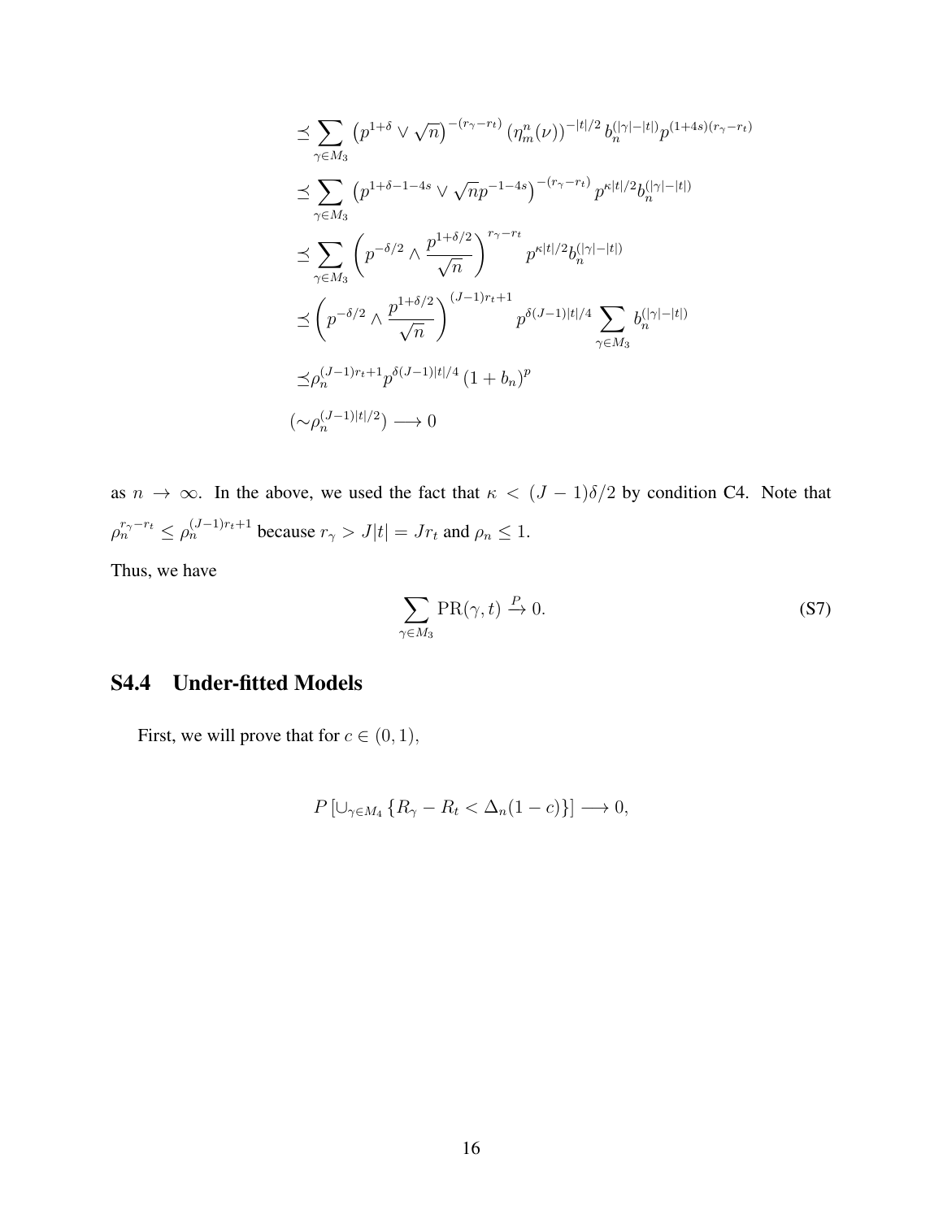$$
\begin{aligned}
&\preceq \sum_{\gamma \in M_3} \left(p^{1+\delta} \vee \sqrt{n}\right)^{-(r_\gamma - r_t)} \left(\eta_m^n(\nu)\right)^{-|t|/2} b_n^{(|\gamma|-|t|)} p^{(1+4s)(r_\gamma - r_t)} \\
&\preceq \sum_{\gamma \in M_3} \left(p^{1+\delta-1-4s} \vee \sqrt{n} p^{-1-4s}\right)^{-(r_\gamma - r_t)} p^{\kappa |t|/2} b_n^{(|\gamma|-|t|)} \\
&\preceq \sum_{\gamma \in M_3} \left(p^{-\delta/2} \wedge \frac{p^{1+\delta/2}}{\sqrt{n}}\right)^{r_\gamma - r_t} p^{\kappa |t|/2} b_n^{(|\gamma|-|t|)} \\
&\preceq \left(p^{-\delta/2} \wedge \frac{p^{1+\delta/2}}{\sqrt{n}}\right)^{(J-1)r_t + 1} p^{\delta(J-1)|t|/4} \sum_{\gamma \in M_3} b_n^{(|\gamma|-|t|)} \\
&\preceq \rho_n^{(J-1)r_t+1} p^{\delta(J-1)|t|/4} \left(1 + b_n\right)^p \\
&(\sim \rho_n^{(J-1)|t|/2}) \longrightarrow 0
\end{aligned}
$$

as $n \to \infty$. In the above, we used the fact that $\kappa < (J-1)\delta/2$ by condition C4. Note that $\rho_n^{r_\gamma - r_t} \le \rho_n^{(J-1)r_t+1}$ because $r_\gamma > J|t| = Jr_t$ and $\rho_n \le 1$.

Thus, we have

$$
\sum_{\gamma \in M_3} \mathrm{PR}(\gamma, t) \xrightarrow{P} 0. \tag{S7}
$$

## S4.4 Under-fitted Models

First, we will prove that for $c \in (0, 1)$,

$$
P\left[\cup_{\gamma \in M_4} \left\{R_\gamma - R_t < \Delta_n(1-c)\right\}\right] \longrightarrow 0,
$$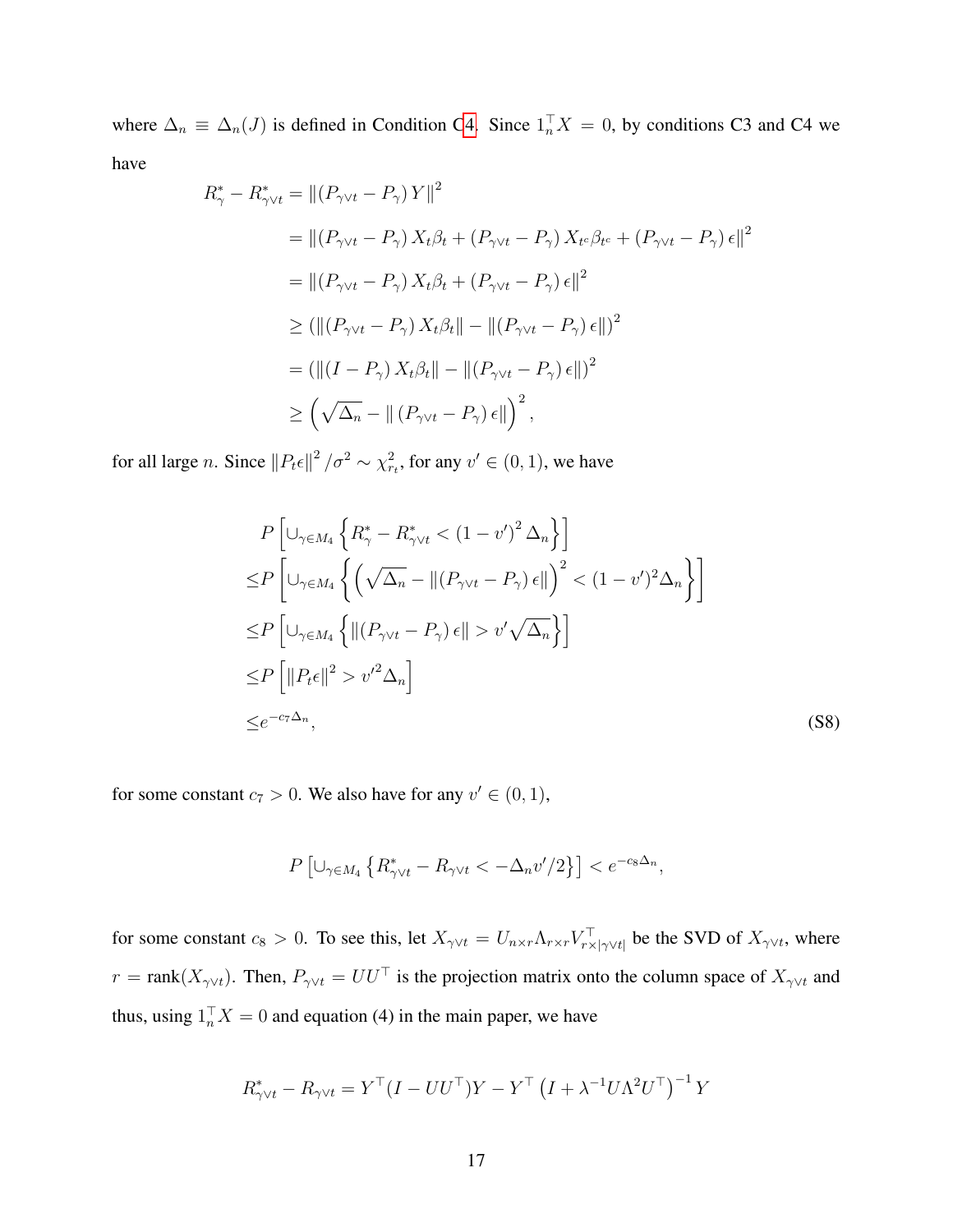where $\Delta_n \equiv \Delta_n(J)$ is defined in Condition C4. Since $1_n^\top X = 0$, by conditions C3 and C4 we have

$$
\begin{aligned}
R_\gamma^* - R_{\gamma\vee t}^* &= \left\| \left(P_{\gamma\vee t} - P_\gamma\right) Y \right\|^2 \\
&= \left\| \left(P_{\gamma\vee t} - P_\gamma\right) X_t\beta_t + \left(P_{\gamma\vee t} - P_\gamma\right) X_{t^c}\beta_{t^c} + \left(P_{\gamma\vee t} - P_\gamma\right)\epsilon \right\|^2 \\
&= \left\| \left(P_{\gamma\vee t} - P_\gamma\right) X_t\beta_t + \left(P_{\gamma\vee t} - P_\gamma\right)\epsilon \right\|^2 \\
&\geq \left( \left\| \left(P_{\gamma\vee t} - P_\gamma\right) X_t\beta_t \right\| - \left\| \left(P_{\gamma\vee t} - P_\gamma\right)\epsilon \right\| \right)^2 \\
&= \left( \left\| \left(I - P_\gamma\right) X_t\beta_t \right\| - \left\| \left(P_{\gamma\vee t} - P_\gamma\right)\epsilon \right\| \right)^2 \\
&\geq \left( \sqrt{\Delta_n} - \left\| \left(P_{\gamma\vee t} - P_\gamma\right)\epsilon \right\| \right)^2,
\end{aligned}
$$

for all large $n$. Since $\left\| P_t\epsilon \right\|^2 / \sigma^2 \sim \chi^2_{r_t}$, for any $v' \in (0,1)$, we have

$$
\begin{aligned}
&P\left[ \cup_{\gamma\in M_4} \left\{ R_\gamma^* - R_{\gamma\vee t}^* < \left(1 - v'\right)^2 \Delta_n \right\} \right] \\
\leq & P\left[ \cup_{\gamma\in M_4} \left\{ \left( \sqrt{\Delta_n} - \left\| \left(P_{\gamma\vee t} - P_\gamma\right)\epsilon \right\| \right)^2 < (1-v')^2\Delta_n \right\} \right] \\
\leq & P\left[ \cup_{\gamma\in M_4} \left\{ \left\| \left(P_{\gamma\vee t} - P_\gamma\right)\epsilon \right\| > v'\sqrt{\Delta_n} \right\} \right] \\
\leq & P\left[ \left\| P_t\epsilon \right\|^2 > v'^2\Delta_n \right] \\
\leq & e^{-c_7\Delta_n},
\end{aligned}
\tag{S8}
$$

for some constant $c_7 > 0$. We also have for any $v' \in (0,1)$,

$$
P\left[ \cup_{\gamma\in M_4} \left\{ R_{\gamma\vee t}^* - R_{\gamma\vee t} < -\Delta_n v'/2 \right\} \right] < e^{-c_8\Delta_n},
$$

for some constant $c_8 > 0$. To see this, let $X_{\gamma\vee t} = U_{n\times r}\Lambda_{r\times r}V_{r\times|\gamma\vee t|}^\top$ be the SVD of $X_{\gamma\vee t}$, where $r = \text{rank}(X_{\gamma\vee t})$. Then, $P_{\gamma\vee t} = UU^\top$ is the projection matrix onto the column space of $X_{\gamma\vee t}$ and thus, using $1_n^\top X = 0$ and equation (4) in the main paper, we have

$$
R_{\gamma\vee t}^* - R_{\gamma\vee t} = Y^\top(I - UU^\top)Y - Y^\top\left(I + \lambda^{-1}U\Lambda^2U^\top\right)^{-1}Y
$$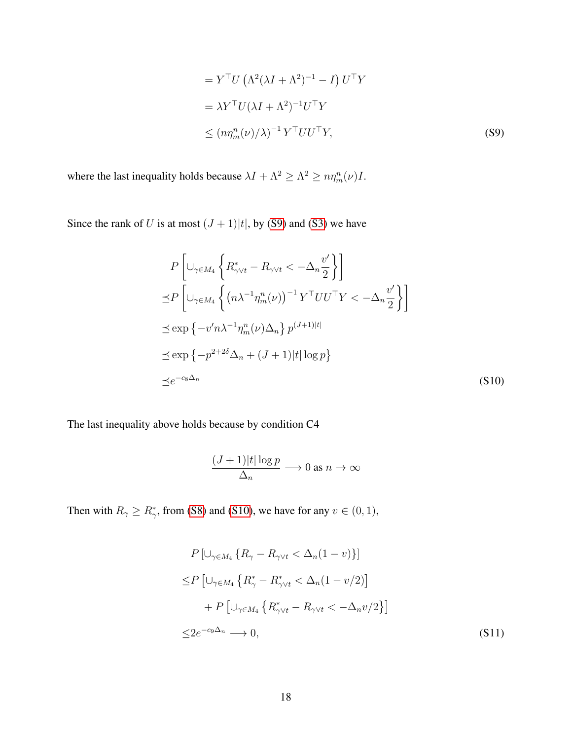$$
\begin{aligned}
&= Y^\top U \left( \Lambda^2 (\lambda I + \Lambda^2)^{-1} - I \right) U^\top Y \\
&= \lambda Y^\top U (\lambda I + \Lambda^2)^{-1} U^\top Y \\
&\leq \left( n \eta_m^n(\nu)/\lambda \right)^{-1} Y^\top U U^\top Y,
\end{aligned} \tag{S9}
$$

where the last inequality holds because $\lambda I + \Lambda^2 \geq \Lambda^2 \geq n\eta_m^n(\nu) I$.

Since the rank of $U$ is at most $(J+1)|t|$, by (S9) and (S3) we have

$$
\begin{aligned}
&P \left[ \cup_{\gamma \in M_4} \left\{ R^*_{\gamma \vee t} - R_{\gamma \vee t} < -\Delta_n \frac{v'}{2} \right\} \right] \\
\preceq & P \left[ \cup_{\gamma \in M_4} \left\{ \left( n \lambda^{-1} \eta_m^n(\nu) \right)^{-1} Y^\top U U^\top Y < -\Delta_n \frac{v'}{2} \right\} \right] \\
\preceq & \exp \left\{ -v' n \lambda^{-1} \eta_m^n(\nu) \Delta_n \right\} p^{(J+1)|t|} \\
\preceq & \exp \left\{ -p^{2+2\delta} \Delta_n + (J+1)|t| \log p \right\} \\
\preceq & e^{-c_8 \Delta_n}
\end{aligned} \tag{S10}
$$

The last inequality above holds because by condition C4

$$
\frac{(J+1)|t| \log p}{\Delta_n} \longrightarrow 0 \text{ as } n \to \infty
$$

Then with $R_\gamma \geq R^*_\gamma$, from (S8) and (S10), we have for any $v \in (0,1)$,

$$
\begin{aligned}
&P \left[ \cup_{\gamma \in M_4} \left\{ R_\gamma - R_{\gamma \vee t} < \Delta_n (1-v) \right\} \right] \\
\leq & P \left[ \cup_{\gamma \in M_4} \left\{ R^*_\gamma - R^*_{\gamma \vee t} < \Delta_n (1 - v/2) \right] \right. \\
& \quad + P \left[ \cup_{\gamma \in M_4} \left\{ R^*_{\gamma \vee t} - R_{\gamma \vee t} < -\Delta_n v/2 \right\} \right] \\
\leq & 2 e^{-c_9 \Delta_n} \longrightarrow 0,
\end{aligned} \tag{S11}
$$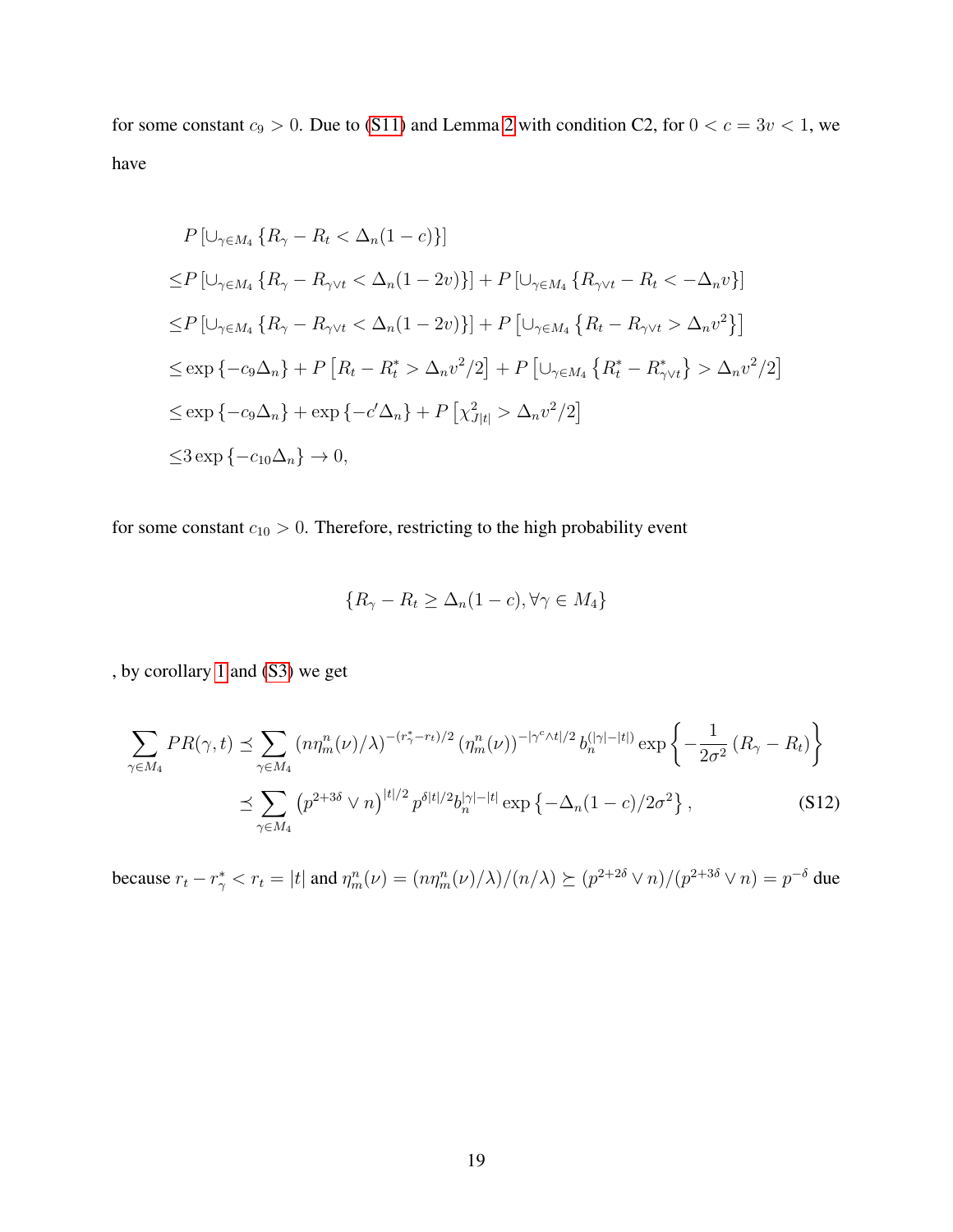for some constant $c_9 > 0$. Due to (S11) and Lemma 2 with condition C2, for $0 < c = 3v < 1$, we have

$$
\begin{aligned}
&P\left[\cup_{\gamma \in M_4}\left\{R_\gamma - R_t < \Delta_n(1-c)\right\}\right] \\
\leq & P\left[\cup_{\gamma \in M_4}\left\{R_\gamma - R_{\gamma \vee t} < \Delta_n(1-2v)\right\}\right] + P\left[\cup_{\gamma \in M_4}\left\{R_{\gamma \vee t} - R_t < -\Delta_n v\right\}\right] \\
\leq & P\left[\cup_{\gamma \in M_4}\left\{R_\gamma - R_{\gamma \vee t} < \Delta_n(1-2v)\right\}\right] + P\left[\cup_{\gamma \in M_4}\left\{R_t - R_{\gamma \vee t} > \Delta_n v^2\right\}\right] \\
\leq & \exp\left\{-c_9 \Delta_n\right\} + P\left[R_t - R_t^* > \Delta_n v^2/2\right] + P\left[\cup_{\gamma \in M_4}\left\{R_t^* - R_{\gamma \vee t}^*\right\} > \Delta_n v^2/2\right] \\
\leq & \exp\left\{-c_9 \Delta_n\right\} + \exp\left\{-c' \Delta_n\right\} + P\left[\chi^2_{J|t|} > \Delta_n v^2/2\right] \\
\leq & 3\exp\left\{-c_{10}\Delta_n\right\} \to 0,
\end{aligned}
$$

for some constant $c_{10} > 0$. Therefore, restricting to the high probability event

$$
\left\{R_\gamma - R_t \geq \Delta_n(1-c), \forall \gamma \in M_4\right\}
$$

, by corollary 1 and (S3) we get

$$
\begin{aligned}
\sum_{\gamma \in M_4} PR(\gamma, t) &\preceq \sum_{\gamma \in M_4} \left(n\eta_m^n(\nu)/\lambda\right)^{-(r_\gamma^* - r_t)/2} \left(\eta_m^n(\nu)\right)^{-|\gamma^c \wedge t|/2} b_n^{(|\gamma| - |t|)} \exp\left\{-\frac{1}{2\sigma^2}\left(R_\gamma - R_t\right)\right\} \\
&\preceq \sum_{\gamma \in M_4} \left(p^{2+3\delta} \vee n\right)^{|t|/2} p^{\delta|t|/2} b_n^{|\gamma| - |t|} \exp\left\{-\Delta_n(1-c)/2\sigma^2\right\}, \qquad \text{(S12)}
\end{aligned}
$$

because $r_t - r_\gamma^* < r_t = |t|$ and $\eta_m^n(\nu) = (n\eta_m^n(\nu)/\lambda)/(n/\lambda) \succeq (p^{2+2\delta} \vee n)/(p^{2+3\delta} \vee n) = p^{-\delta}$ due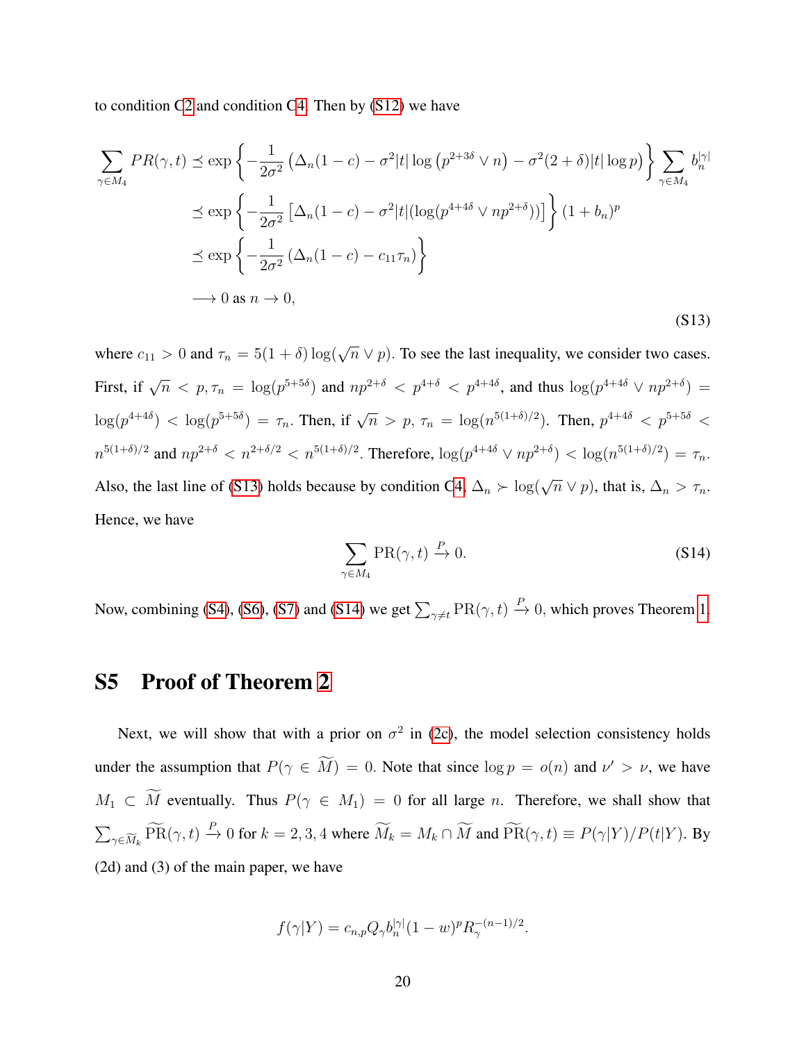to condition C2 and condition C4. Then by (S12) we have

$$
\begin{aligned}
\sum_{\gamma \in M_4} PR(\gamma, t) &\preceq \exp\left\{-\frac{1}{2\sigma^2}\left(\Delta_n(1-c) - \sigma^2|t|\log\left(p^{2+3\delta} \vee n\right) - \sigma^2(2+\delta)|t|\log p\right)\right\} \sum_{\gamma \in M_4} b_n^{|\gamma|} \\
&\preceq \exp\left\{-\frac{1}{2\sigma^2}\left[\Delta_n(1-c) - \sigma^2|t|(\log(p^{4+4\delta} \vee np^{2+\delta}))\right]\right\}(1+b_n)^p \\
&\preceq \exp\left\{-\frac{1}{2\sigma^2}\left(\Delta_n(1-c) - c_{11}\tau_n\right)\right\} \\
&\longrightarrow 0 \text{ as } n \to 0,
\end{aligned}
\tag{S13}
$$

where $c_{11} > 0$ and $\tau_n = 5(1+\delta)\log(\sqrt{n} \vee p)$. To see the last inequality, we consider two cases. First, if $\sqrt{n} < p, \tau_n = \log(p^{5+5\delta})$ and $np^{2+\delta} < p^{4+\delta} < p^{4+4\delta}$, and thus $\log(p^{4+4\delta} \vee np^{2+\delta}) = \log(p^{4+4\delta}) < \log(p^{5+5\delta}) = \tau_n$. Then, if $\sqrt{n} > p$, $\tau_n = \log(n^{5(1+\delta)/2})$. Then, $p^{4+4\delta} < p^{5+5\delta} < n^{5(1+\delta)/2}$ and $np^{2+\delta} < n^{2+\delta/2} < n^{5(1+\delta)/2}$. Therefore, $\log(p^{4+4\delta} \vee np^{2+\delta}) < \log(n^{5(1+\delta)/2}) = \tau_n$. Also, the last line of (S13) holds because by condition C4, $\Delta_n \succ \log(\sqrt{n} \vee p)$, that is, $\Delta_n > \tau_n$. Hence, we have

$$
\sum_{\gamma \in M_4} \text{PR}(\gamma, t) \xrightarrow{P} 0. \tag{S14}
$$

Now, combining (S4), (S6), (S7) and (S14) we get $\sum_{\gamma \neq t} \text{PR}(\gamma, t) \xrightarrow{P} 0$, which proves Theorem 1.

# S5 Proof of Theorem 2

Next, we will show that with a prior on $\sigma^2$ in (2c), the model selection consistency holds under the assumption that $P(\gamma \in \widetilde{M}) = 0$. Note that since $\log p = o(n)$ and $\nu' > \nu$, we have $M_1 \subset \widetilde{M}$ eventually. Thus $P(\gamma \in M_1) = 0$ for all large $n$. Therefore, we shall show that $\sum_{\gamma \in \widetilde{M}_k} \widetilde{\text{PR}}(\gamma, t) \xrightarrow{P} 0$ for $k = 2, 3, 4$ where $\widetilde{M}_k = M_k \cap \widetilde{M}$ and $\widetilde{\text{PR}}(\gamma, t) \equiv P(\gamma|Y)/P(t|Y)$. By (2d) and (3) of the main paper, we have

$$
f(\gamma|Y) = c_{n,p} Q_\gamma b_n^{|\gamma|}(1-w)^p R_\gamma^{-(n-1)/2}.
$$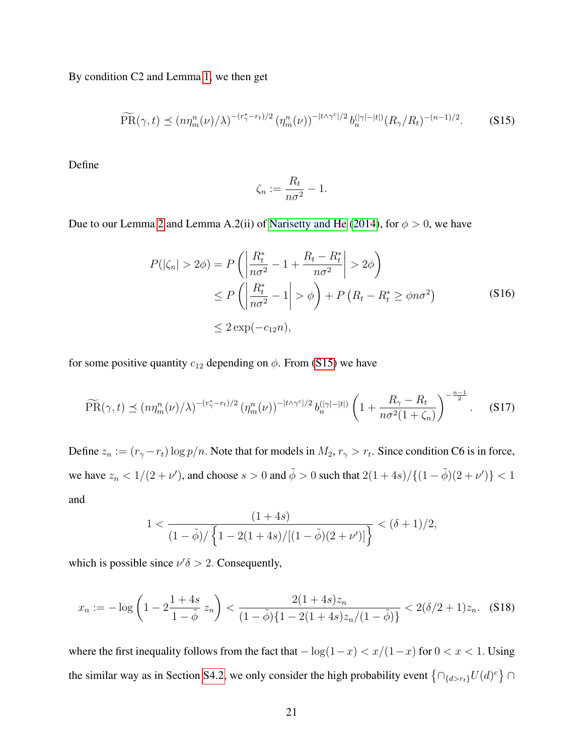By condition C2 and Lemma 1, we then get

$$\widetilde{\mathrm{PR}}(\gamma, t) \preceq (n\eta_m^n(\nu)/\lambda)^{-(r_\gamma^* - r_t)/2} \, (\eta_m^n(\nu))^{-|t \wedge \gamma^c|/2} \, b_n^{(|\gamma| - |t|)} (R_\gamma / R_t)^{-(n-1)/2}. \tag{S15}$$

Define

$$\zeta_n := \frac{R_t}{n\sigma^2} - 1.$$

Due to our Lemma 2 and Lemma A.2(ii) of Narisetty and He (2014), for $\phi > 0$, we have

$$\begin{aligned} P(|\zeta_n| > 2\phi) &= P\left( \left| \frac{R_t^*}{n\sigma^2} - 1 + \frac{R_t - R_t^*}{n\sigma^2} \right| > 2\phi \right) \\ &\leq P\left( \left| \frac{R_t^*}{n\sigma^2} - 1 \right| > \phi \right) + P\left( R_t - R_t^* \geq \phi n\sigma^2 \right) \\ &\leq 2\exp(-c_{12} n), \end{aligned} \tag{S16}$$

for some positive quantity $c_{12}$ depending on $\phi$. From (S15) we have

$$\widetilde{\mathrm{PR}}(\gamma, t) \preceq (n\eta_m^n(\nu)/\lambda)^{-(r_\gamma^* - r_t)/2} \, (\eta_m^n(\nu))^{-|t \wedge \gamma^c|/2} \, b_n^{(|\gamma| - |t|)} \left( 1 + \frac{R_\gamma - R_t}{n\sigma^2(1 + \zeta_n)} \right)^{-\frac{n-1}{2}}. \tag{S17}$$

Define $z_n := (r_\gamma - r_t)\log p/n$. Note that for models in $M_2$, $r_\gamma > r_t$. Since condition C6 is in force, we have $z_n < 1/(2+\nu')$, and choose $s > 0$ and $\tilde{\phi} > 0$ such that $2(1+4s)/\{(1-\tilde{\phi})(2+\nu')\} < 1$ and

$$1 < \frac{(1+4s)}{(1-\tilde{\phi})/\left\{1 - 2(1+4s)/[(1-\tilde{\phi})(2+\nu')]\right\}} < (\delta+1)/2,$$

which is possible since $\nu'\delta > 2$. Consequently,

$$x_n := -\log\left(1 - 2\frac{1+4s}{1-\tilde{\phi}}\, z_n\right) < \frac{2(1+4s)z_n}{(1-\tilde{\phi})\{1 - 2(1+4s)z_n/(1-\tilde{\phi})\}} < 2(\delta/2+1)z_n. \tag{S18}$$

where the first inequality follows from the fact that $-\log(1-x) < x/(1-x)$ for $0 < x < 1$. Using the similar way as in Section S4.2, we only consider the high probability event $\left\{\cap_{\{d > r_t\}} U(d)^c\right\} \cap$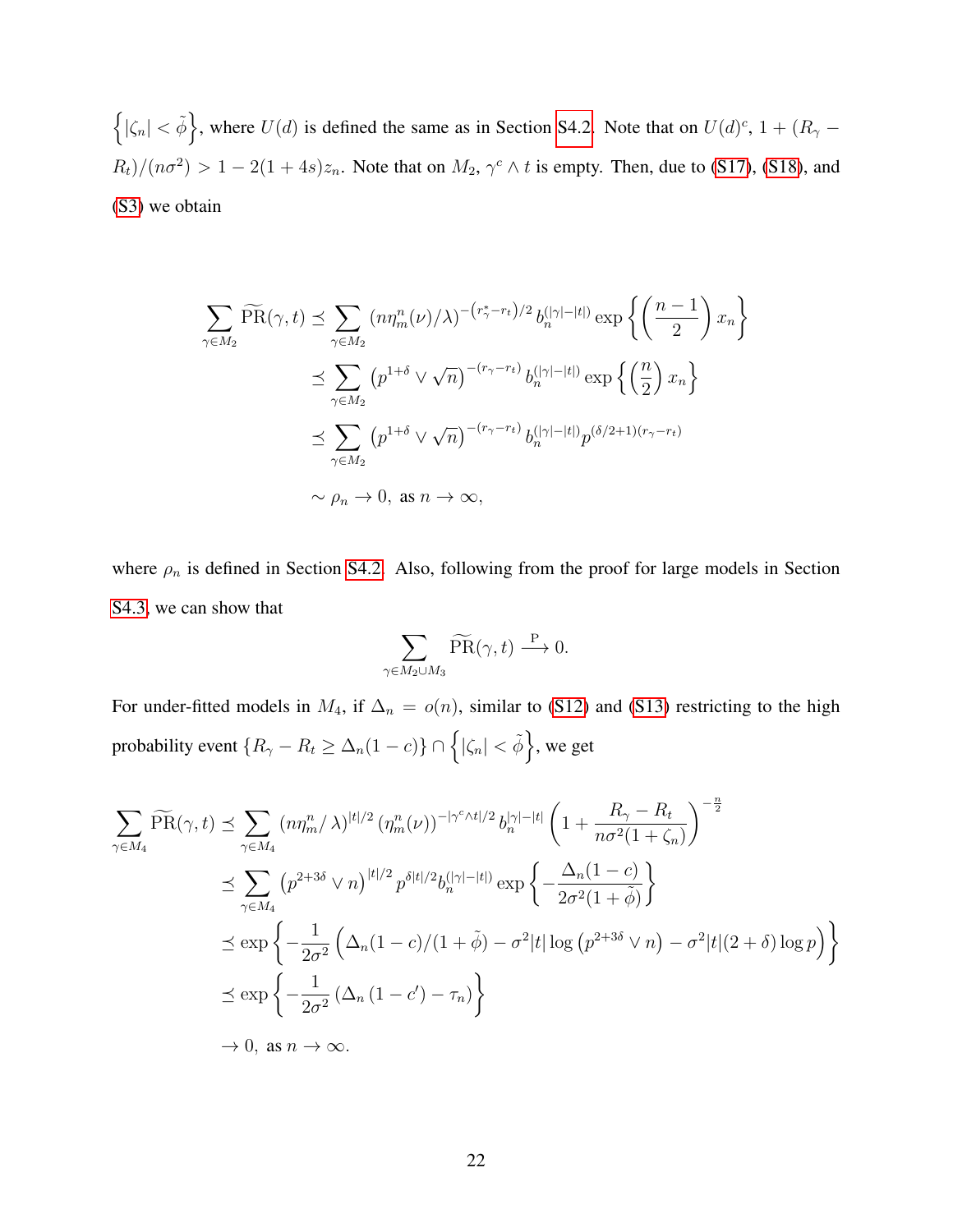$\left\{|\zeta_n| < \tilde{\phi}\right\}$, where $U(d)$ is defined the same as in Section S4.2. Note that on $U(d)^c$, $1 + (R_\gamma - R_t)/(n\sigma^2) > 1 - 2(1+4s)z_n$. Note that on $M_2$, $\gamma^c \wedge t$ is empty. Then, due to (S17), (S18), and (S3) we obtain

$$
\begin{aligned}
\sum_{\gamma \in M_2} \widetilde{\mathrm{PR}}(\gamma, t) &\preceq \sum_{\gamma \in M_2} (n\eta_m^n(\nu)/\lambda)^{-\left(r_\gamma^* - r_t\right)/2} b_n^{(|\gamma|-|t|)} \exp\left\{\left(\frac{n-1}{2}\right) x_n\right\} \\
&\preceq \sum_{\gamma \in M_2} \left(p^{1+\delta} \vee \sqrt{n}\right)^{-(r_\gamma - r_t)} b_n^{(|\gamma|-|t|)} \exp\left\{\left(\frac{n}{2}\right) x_n\right\} \\
&\preceq \sum_{\gamma \in M_2} \left(p^{1+\delta} \vee \sqrt{n}\right)^{-(r_\gamma - r_t)} b_n^{(|\gamma|-|t|)} p^{(\delta/2+1)(r_\gamma - r_t)} \\
&\sim \rho_n \to 0, \text{ as } n \to \infty,
\end{aligned}
$$

where $\rho_n$ is defined in Section S4.2. Also, following from the proof for large models in Section S4.3, we can show that

$$
\sum_{\gamma \in M_2 \cup M_3} \widetilde{\mathrm{PR}}(\gamma, t) \xrightarrow{\mathrm{P}} 0.
$$

For under-fitted models in $M_4$, if $\Delta_n = o(n)$, similar to (S12) and (S13) restricting to the high probability event $\{R_\gamma - R_t \geq \Delta_n(1-c)\} \cap \left\{|\zeta_n| < \tilde{\phi}\right\}$, we get

$$
\begin{aligned}
\sum_{\gamma \in M_4} \widetilde{\mathrm{PR}}(\gamma, t) &\preceq \sum_{\gamma \in M_4} (n\eta_m^n/\lambda)^{|t|/2} (\eta_m^n(\nu))^{-|\gamma^c \wedge t|/2} b_n^{|\gamma|-|t|} \left(1 + \frac{R_\gamma - R_t}{n\sigma^2(1+\zeta_n)}\right)^{-\frac{n}{2}} \\
&\preceq \sum_{\gamma \in M_4} \left(p^{2+3\delta} \vee n\right)^{|t|/2} p^{\delta|t|/2} b_n^{(|\gamma|-|t|)} \exp\left\{-\frac{\Delta_n(1-c)}{2\sigma^2(1+\tilde{\phi})}\right\} \\
&\preceq \exp\left\{-\frac{1}{2\sigma^2}\left(\Delta_n(1-c)/(1+\tilde{\phi}) - \sigma^2|t|\log\left(p^{2+3\delta} \vee n\right) - \sigma^2|t|(2+\delta)\log p\right)\right\} \\
&\preceq \exp\left\{-\frac{1}{2\sigma^2}\left(\Delta_n\left(1-c'\right) - \tau_n\right)\right\} \\
&\to 0, \text{ as } n \to \infty.
\end{aligned}
$$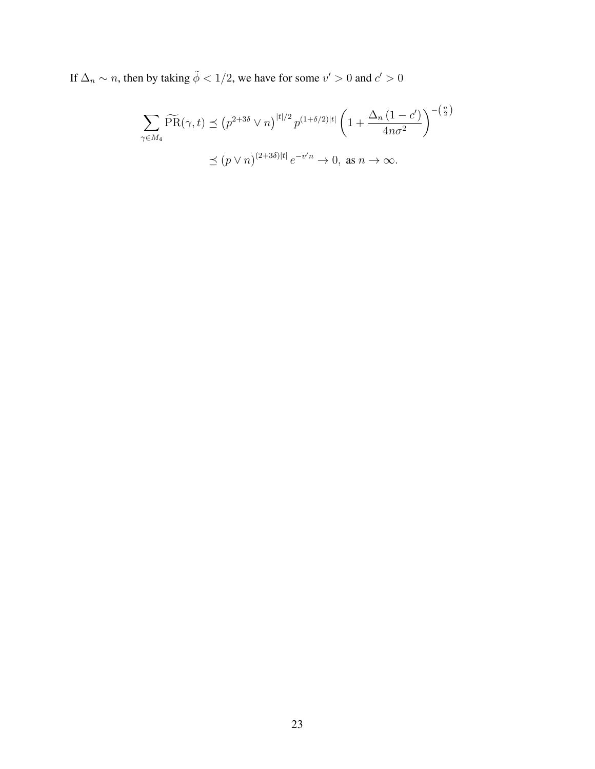If $\Delta_n \sim n$, then by taking $\tilde{\phi} < 1/2$, we have for some $v' > 0$ and $c' > 0$

$$
\begin{aligned}
\sum_{\gamma \in M_4} \widetilde{\mathrm{PR}}(\gamma, t) &\preceq \left(p^{2+3\delta} \vee n\right)^{|t|/2} p^{(1+\delta/2)|t|} \left(1 + \frac{\Delta_n \left(1 - c'\right)}{4n\sigma^2}\right)^{-\left(\frac{n}{2}\right)} \\
&\preceq (p \vee n)^{(2+3\delta)|t|} e^{-v'n} \to 0, \text{ as } n \to \infty.
\end{aligned}
$$